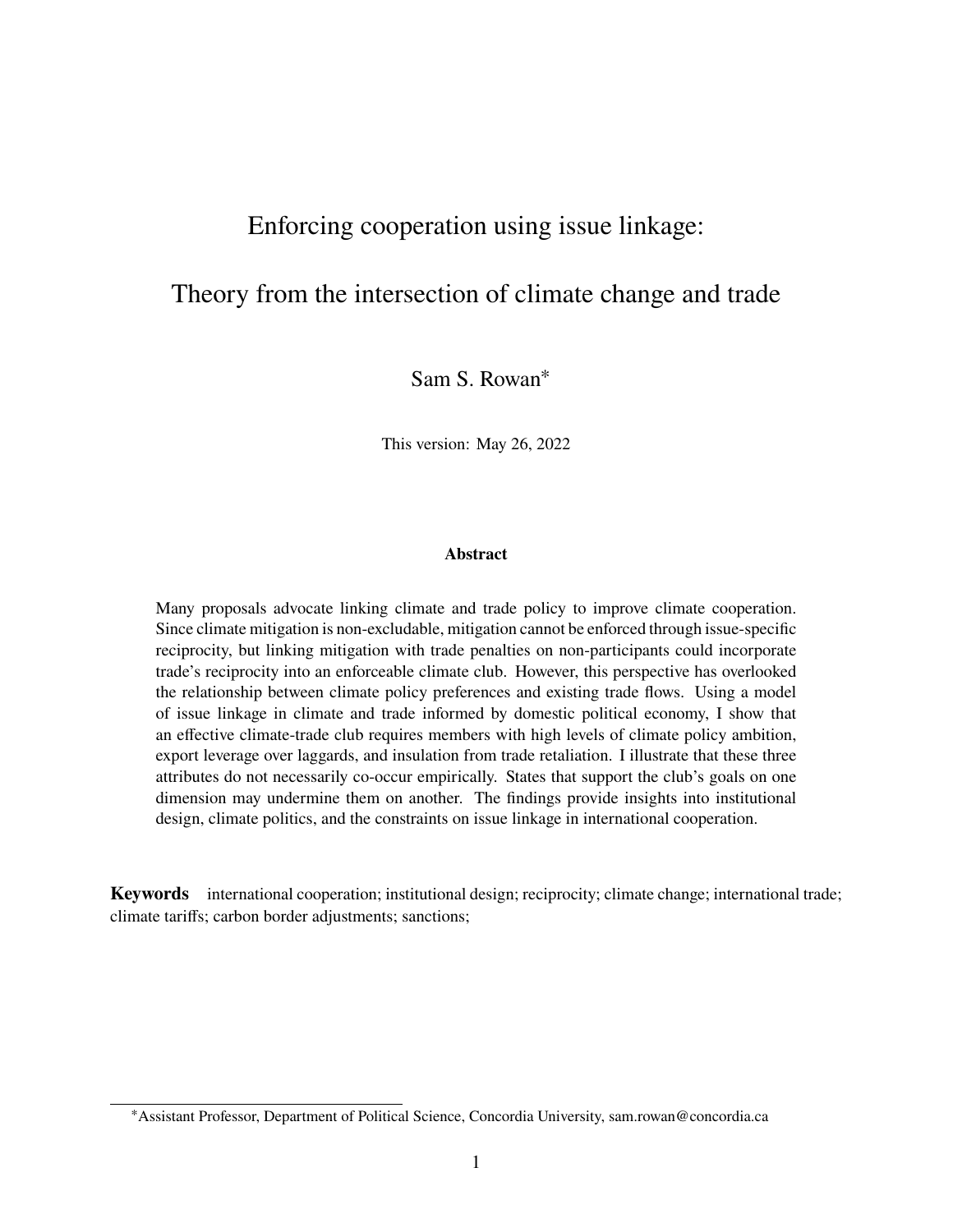# Enforcing cooperation using issue linkage:

# Theory from the intersection of climate change and trade

Sam S. Rowan[*]

This version: May 26, 2022

### Abstract

Many proposals advocate linking climate and trade policy to improve climate cooperation. Since climate mitigation is non-excludable, mitigation cannot be enforced through issue-specific reciprocity, but linking mitigation with trade penalties on non-participants could incorporate trade's reciprocity into an enforceable climate club. However, this perspective has overlooked the relationship between climate policy preferences and existing trade flows. Using a model of issue linkage in climate and trade informed by domestic political economy, I show that an effective climate-trade club requires members with high levels of climate policy ambition, export leverage over laggards, and insulation from trade retaliation. I illustrate that these three attributes do not necessarily co-occur empirically. States that support the club's goals on one dimension may undermine them on another. The findings provide insights into institutional design, climate politics, and the constraints on issue linkage in international cooperation.

**Keywords** international cooperation; institutional design; reciprocity; climate change; international trade; climate tariffs; carbon border adjustments; sanctions;

[*] Assistant Professor, Department of Political Science, Concordia University, sam.rowan@concordia.ca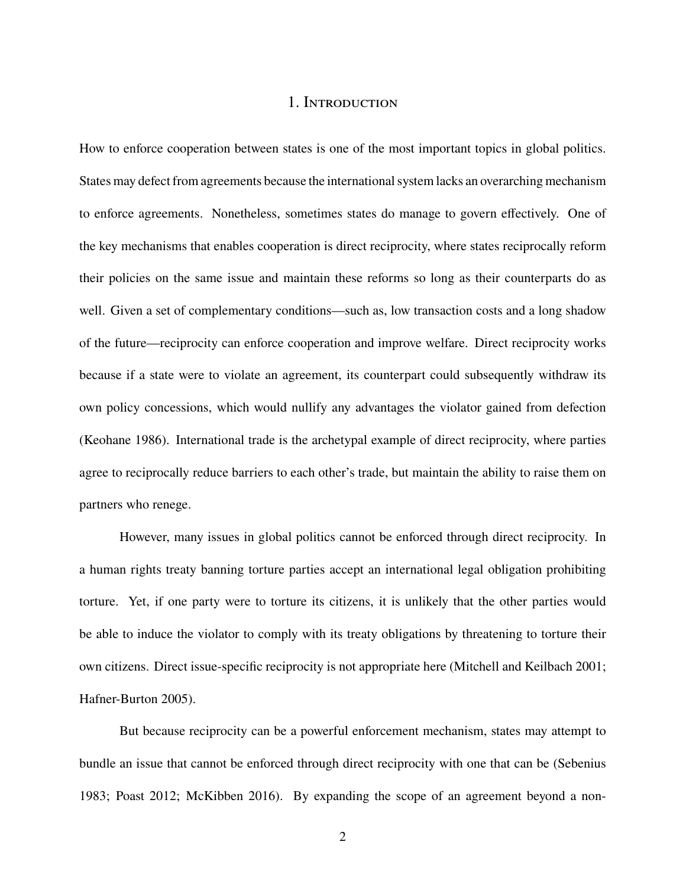# 1. Introduction

How to enforce cooperation between states is one of the most important topics in global politics. States may defect from agreements because the international system lacks an overarching mechanism to enforce agreements. Nonetheless, sometimes states do manage to govern effectively. One of the key mechanisms that enables cooperation is direct reciprocity, where states reciprocally reform their policies on the same issue and maintain these reforms so long as their counterparts do as well. Given a set of complementary conditions—such as, low transaction costs and a long shadow of the future—reciprocity can enforce cooperation and improve welfare. Direct reciprocity works because if a state were to violate an agreement, its counterpart could subsequently withdraw its own policy concessions, which would nullify any advantages the violator gained from defection (Keohane 1986). International trade is the archetypal example of direct reciprocity, where parties agree to reciprocally reduce barriers to each other's trade, but maintain the ability to raise them on partners who renege.

However, many issues in global politics cannot be enforced through direct reciprocity. In a human rights treaty banning torture parties accept an international legal obligation prohibiting torture. Yet, if one party were to torture its citizens, it is unlikely that the other parties would be able to induce the violator to comply with its treaty obligations by threatening to torture their own citizens. Direct issue-specific reciprocity is not appropriate here (Mitchell and Keilbach 2001; Hafner-Burton 2005).

But because reciprocity can be a powerful enforcement mechanism, states may attempt to bundle an issue that cannot be enforced through direct reciprocity with one that can be (Sebenius 1983; Poast 2012; McKibben 2016). By expanding the scope of an agreement beyond a non-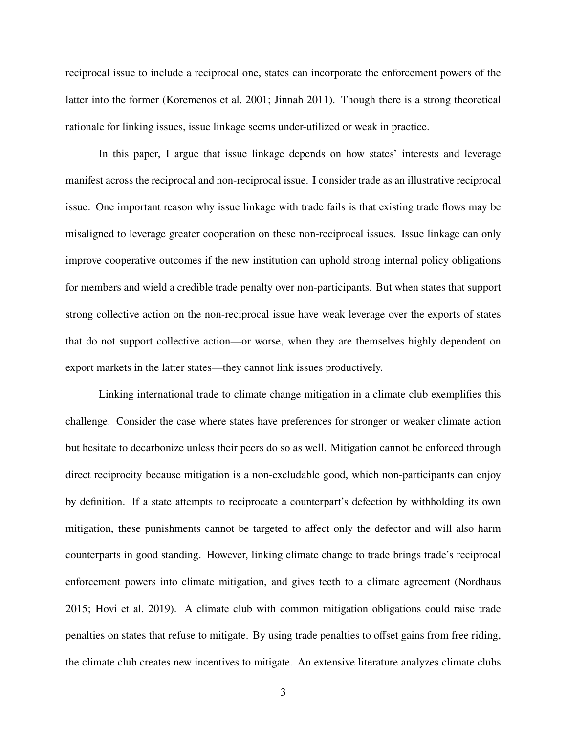reciprocal issue to include a reciprocal one, states can incorporate the enforcement powers of the latter into the former (Koremenos et al. 2001; Jinnah 2011). Though there is a strong theoretical rationale for linking issues, issue linkage seems under-utilized or weak in practice.

In this paper, I argue that issue linkage depends on how states' interests and leverage manifest across the reciprocal and non-reciprocal issue. I consider trade as an illustrative reciprocal issue. One important reason why issue linkage with trade fails is that existing trade flows may be misaligned to leverage greater cooperation on these non-reciprocal issues. Issue linkage can only improve cooperative outcomes if the new institution can uphold strong internal policy obligations for members and wield a credible trade penalty over non-participants. But when states that support strong collective action on the non-reciprocal issue have weak leverage over the exports of states that do not support collective action—or worse, when they are themselves highly dependent on export markets in the latter states—they cannot link issues productively.

Linking international trade to climate change mitigation in a climate club exemplifies this challenge. Consider the case where states have preferences for stronger or weaker climate action but hesitate to decarbonize unless their peers do so as well. Mitigation cannot be enforced through direct reciprocity because mitigation is a non-excludable good, which non-participants can enjoy by definition. If a state attempts to reciprocate a counterpart's defection by withholding its own mitigation, these punishments cannot be targeted to affect only the defector and will also harm counterparts in good standing. However, linking climate change to trade brings trade's reciprocal enforcement powers into climate mitigation, and gives teeth to a climate agreement (Nordhaus 2015; Hovi et al. 2019). A climate club with common mitigation obligations could raise trade penalties on states that refuse to mitigate. By using trade penalties to offset gains from free riding, the climate club creates new incentives to mitigate. An extensive literature analyzes climate clubs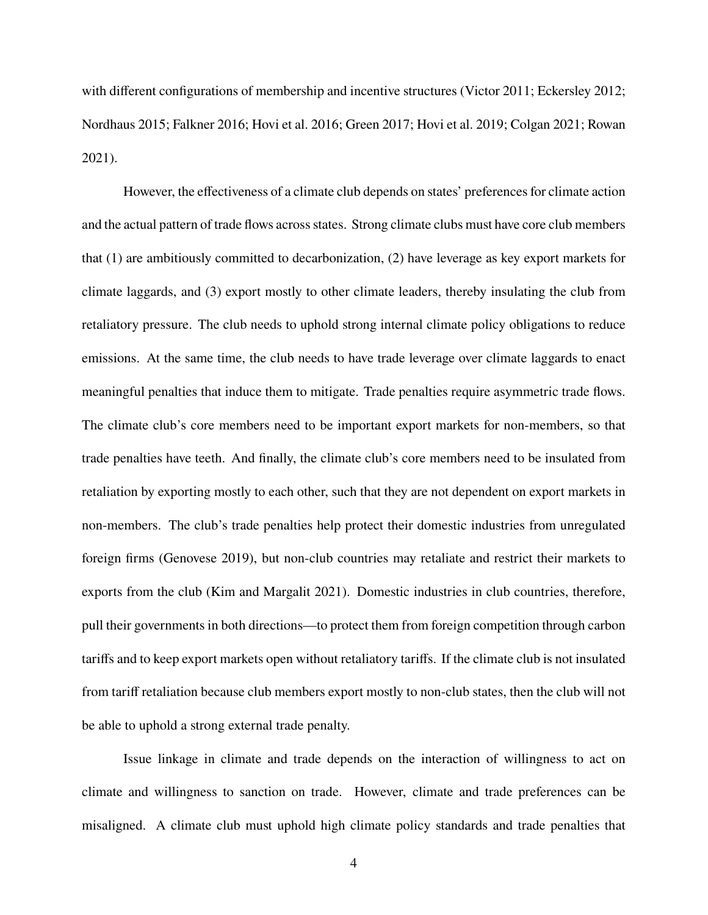with different configurations of membership and incentive structures (Victor 2011; Eckersley 2012; Nordhaus 2015; Falkner 2016; Hovi et al. 2016; Green 2017; Hovi et al. 2019; Colgan 2021; Rowan 2021).

However, the effectiveness of a climate club depends on states' preferences for climate action and the actual pattern of trade flows across states. Strong climate clubs must have core club members that (1) are ambitiously committed to decarbonization, (2) have leverage as key export markets for climate laggards, and (3) export mostly to other climate leaders, thereby insulating the club from retaliatory pressure. The club needs to uphold strong internal climate policy obligations to reduce emissions. At the same time, the club needs to have trade leverage over climate laggards to enact meaningful penalties that induce them to mitigate. Trade penalties require asymmetric trade flows. The climate club's core members need to be important export markets for non-members, so that trade penalties have teeth. And finally, the climate club's core members need to be insulated from retaliation by exporting mostly to each other, such that they are not dependent on export markets in non-members. The club's trade penalties help protect their domestic industries from unregulated foreign firms (Genovese 2019), but non-club countries may retaliate and restrict their markets to exports from the club (Kim and Margalit 2021). Domestic industries in club countries, therefore, pull their governments in both directions—to protect them from foreign competition through carbon tariffs and to keep export markets open without retaliatory tariffs. If the climate club is not insulated from tariff retaliation because club members export mostly to non-club states, then the club will not be able to uphold a strong external trade penalty.

Issue linkage in climate and trade depends on the interaction of willingness to act on climate and willingness to sanction on trade. However, climate and trade preferences can be misaligned. A climate club must uphold high climate policy standards and trade penalties that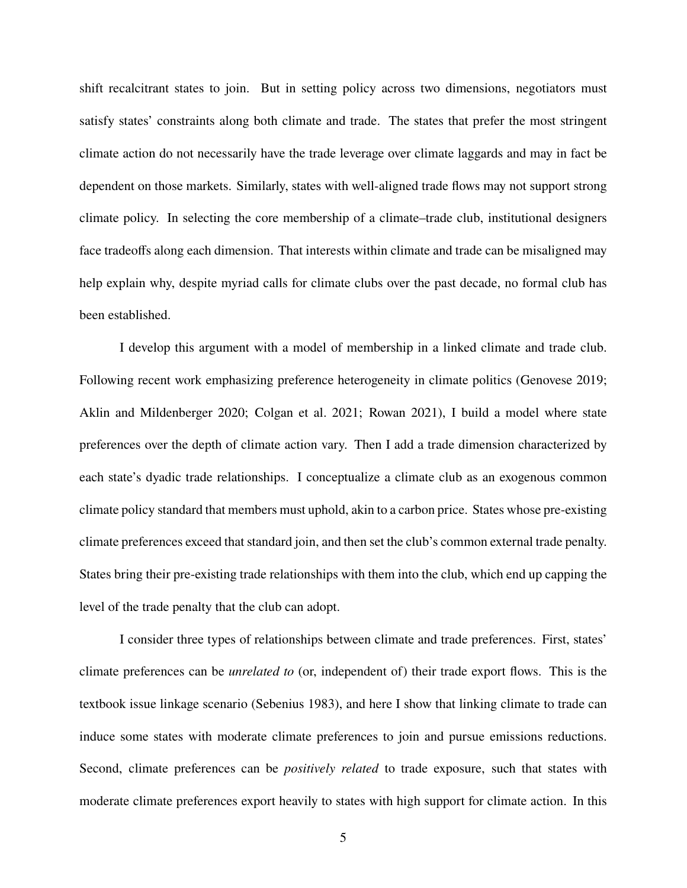shift recalcitrant states to join. But in setting policy across two dimensions, negotiators must satisfy states' constraints along both climate and trade. The states that prefer the most stringent climate action do not necessarily have the trade leverage over climate laggards and may in fact be dependent on those markets. Similarly, states with well-aligned trade flows may not support strong climate policy. In selecting the core membership of a climate–trade club, institutional designers face tradeoffs along each dimension. That interests within climate and trade can be misaligned may help explain why, despite myriad calls for climate clubs over the past decade, no formal club has been established.

I develop this argument with a model of membership in a linked climate and trade club. Following recent work emphasizing preference heterogeneity in climate politics (Genovese 2019; Aklin and Mildenberger 2020; Colgan et al. 2021; Rowan 2021), I build a model where state preferences over the depth of climate action vary. Then I add a trade dimension characterized by each state's dyadic trade relationships. I conceptualize a climate club as an exogenous common climate policy standard that members must uphold, akin to a carbon price. States whose pre-existing climate preferences exceed that standard join, and then set the club's common external trade penalty. States bring their pre-existing trade relationships with them into the club, which end up capping the level of the trade penalty that the club can adopt.

I consider three types of relationships between climate and trade preferences. First, states' climate preferences can be *unrelated to* (or, independent of) their trade export flows. This is the textbook issue linkage scenario (Sebenius 1983), and here I show that linking climate to trade can induce some states with moderate climate preferences to join and pursue emissions reductions. Second, climate preferences can be *positively related* to trade exposure, such that states with moderate climate preferences export heavily to states with high support for climate action. In this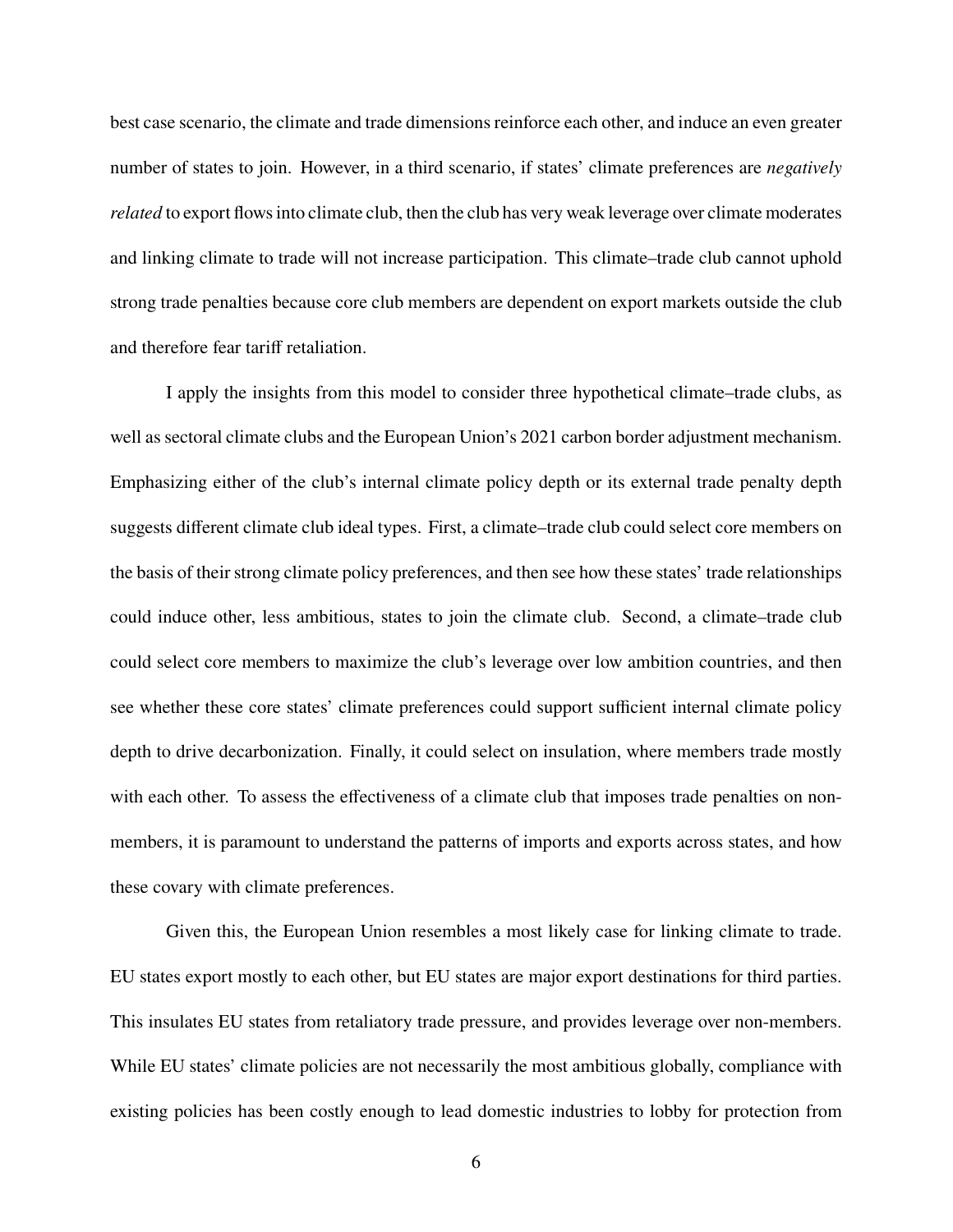best case scenario, the climate and trade dimensions reinforce each other, and induce an even greater number of states to join. However, in a third scenario, if states' climate preferences are *negatively related* to export flows into climate club, then the club has very weak leverage over climate moderates and linking climate to trade will not increase participation. This climate–trade club cannot uphold strong trade penalties because core club members are dependent on export markets outside the club and therefore fear tariff retaliation.

I apply the insights from this model to consider three hypothetical climate–trade clubs, as well as sectoral climate clubs and the European Union's 2021 carbon border adjustment mechanism. Emphasizing either of the club's internal climate policy depth or its external trade penalty depth suggests different climate club ideal types. First, a climate–trade club could select core members on the basis of their strong climate policy preferences, and then see how these states' trade relationships could induce other, less ambitious, states to join the climate club. Second, a climate–trade club could select core members to maximize the club's leverage over low ambition countries, and then see whether these core states' climate preferences could support sufficient internal climate policy depth to drive decarbonization. Finally, it could select on insulation, where members trade mostly with each other. To assess the effectiveness of a climate club that imposes trade penalties on non-members, it is paramount to understand the patterns of imports and exports across states, and how these covary with climate preferences.

Given this, the European Union resembles a most likely case for linking climate to trade. EU states export mostly to each other, but EU states are major export destinations for third parties. This insulates EU states from retaliatory trade pressure, and provides leverage over non-members. While EU states' climate policies are not necessarily the most ambitious globally, compliance with existing policies has been costly enough to lead domestic industries to lobby for protection from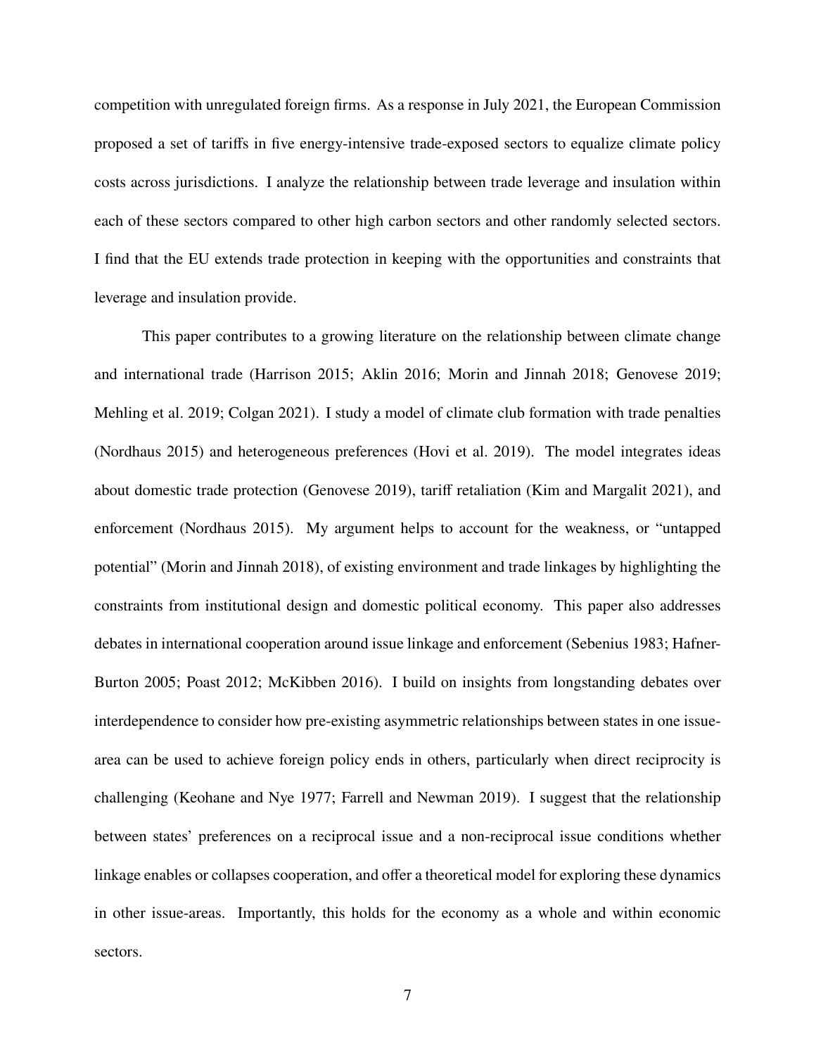competition with unregulated foreign firms. As a response in July 2021, the European Commission proposed a set of tariffs in five energy-intensive trade-exposed sectors to equalize climate policy costs across jurisdictions. I analyze the relationship between trade leverage and insulation within each of these sectors compared to other high carbon sectors and other randomly selected sectors. I find that the EU extends trade protection in keeping with the opportunities and constraints that leverage and insulation provide.

This paper contributes to a growing literature on the relationship between climate change and international trade (Harrison 2015; Aklin 2016; Morin and Jinnah 2018; Genovese 2019; Mehling et al. 2019; Colgan 2021). I study a model of climate club formation with trade penalties (Nordhaus 2015) and heterogeneous preferences (Hovi et al. 2019). The model integrates ideas about domestic trade protection (Genovese 2019), tariff retaliation (Kim and Margalit 2021), and enforcement (Nordhaus 2015). My argument helps to account for the weakness, or "untapped potential" (Morin and Jinnah 2018), of existing environment and trade linkages by highlighting the constraints from institutional design and domestic political economy. This paper also addresses debates in international cooperation around issue linkage and enforcement (Sebenius 1983; Hafner-Burton 2005; Poast 2012; McKibben 2016). I build on insights from longstanding debates over interdependence to consider how pre-existing asymmetric relationships between states in one issue-area can be used to achieve foreign policy ends in others, particularly when direct reciprocity is challenging (Keohane and Nye 1977; Farrell and Newman 2019). I suggest that the relationship between states' preferences on a reciprocal issue and a non-reciprocal issue conditions whether linkage enables or collapses cooperation, and offer a theoretical model for exploring these dynamics in other issue-areas. Importantly, this holds for the economy as a whole and within economic sectors.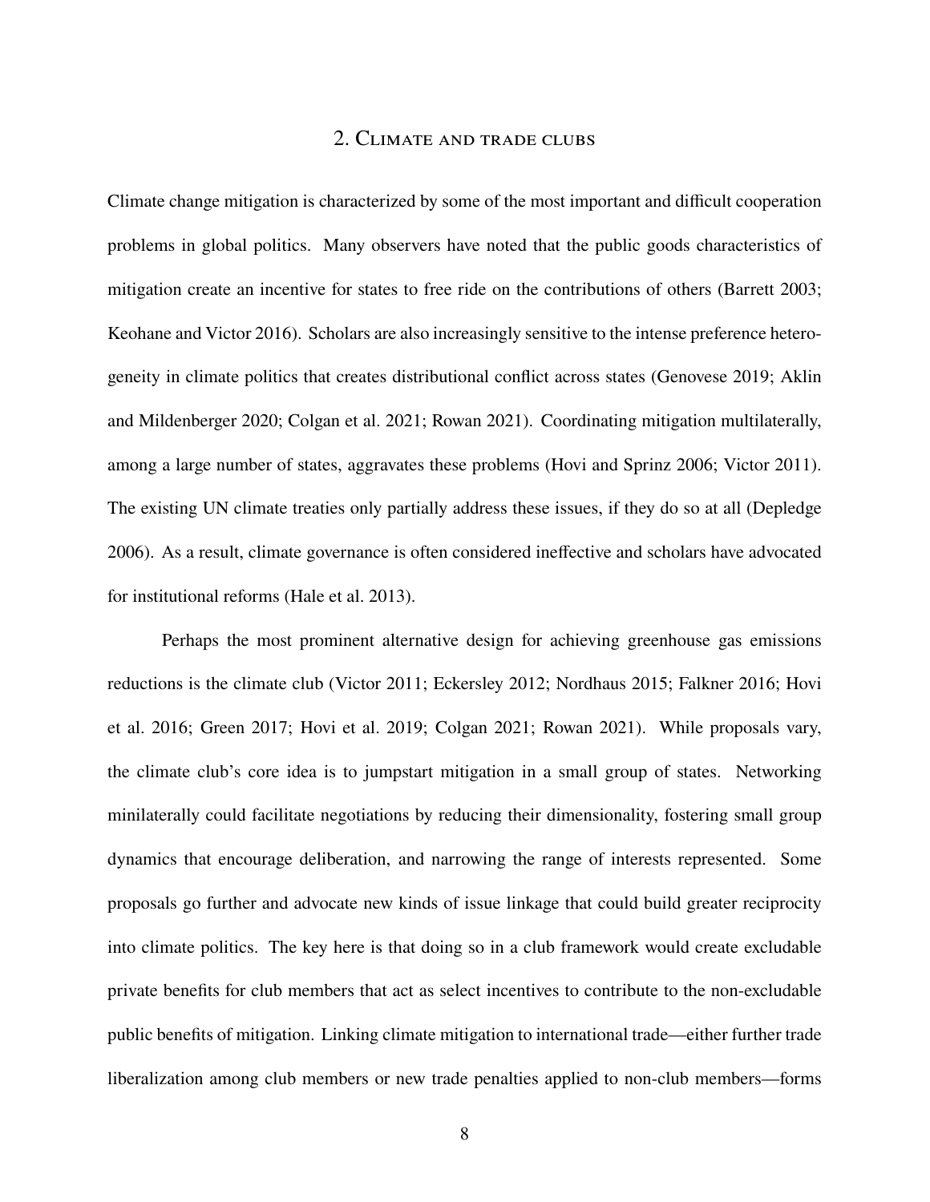## 2. Climate and trade clubs

Climate change mitigation is characterized by some of the most important and difficult cooperation problems in global politics. Many observers have noted that the public goods characteristics of mitigation create an incentive for states to free ride on the contributions of others (Barrett 2003; Keohane and Victor 2016). Scholars are also increasingly sensitive to the intense preference heterogeneity in climate politics that creates distributional conflict across states (Genovese 2019; Aklin and Mildenberger 2020; Colgan et al. 2021; Rowan 2021). Coordinating mitigation multilaterally, among a large number of states, aggravates these problems (Hovi and Sprinz 2006; Victor 2011). The existing UN climate treaties only partially address these issues, if they do so at all (Depledge 2006). As a result, climate governance is often considered ineffective and scholars have advocated for institutional reforms (Hale et al. 2013).

Perhaps the most prominent alternative design for achieving greenhouse gas emissions reductions is the climate club (Victor 2011; Eckersley 2012; Nordhaus 2015; Falkner 2016; Hovi et al. 2016; Green 2017; Hovi et al. 2019; Colgan 2021; Rowan 2021). While proposals vary, the climate club's core idea is to jumpstart mitigation in a small group of states. Networking minilaterally could facilitate negotiations by reducing their dimensionality, fostering small group dynamics that encourage deliberation, and narrowing the range of interests represented. Some proposals go further and advocate new kinds of issue linkage that could build greater reciprocity into climate politics. The key here is that doing so in a club framework would create excludable private benefits for club members that act as select incentives to contribute to the non-excludable public benefits of mitigation. Linking climate mitigation to international trade—either further trade liberalization among club members or new trade penalties applied to non-club members—forms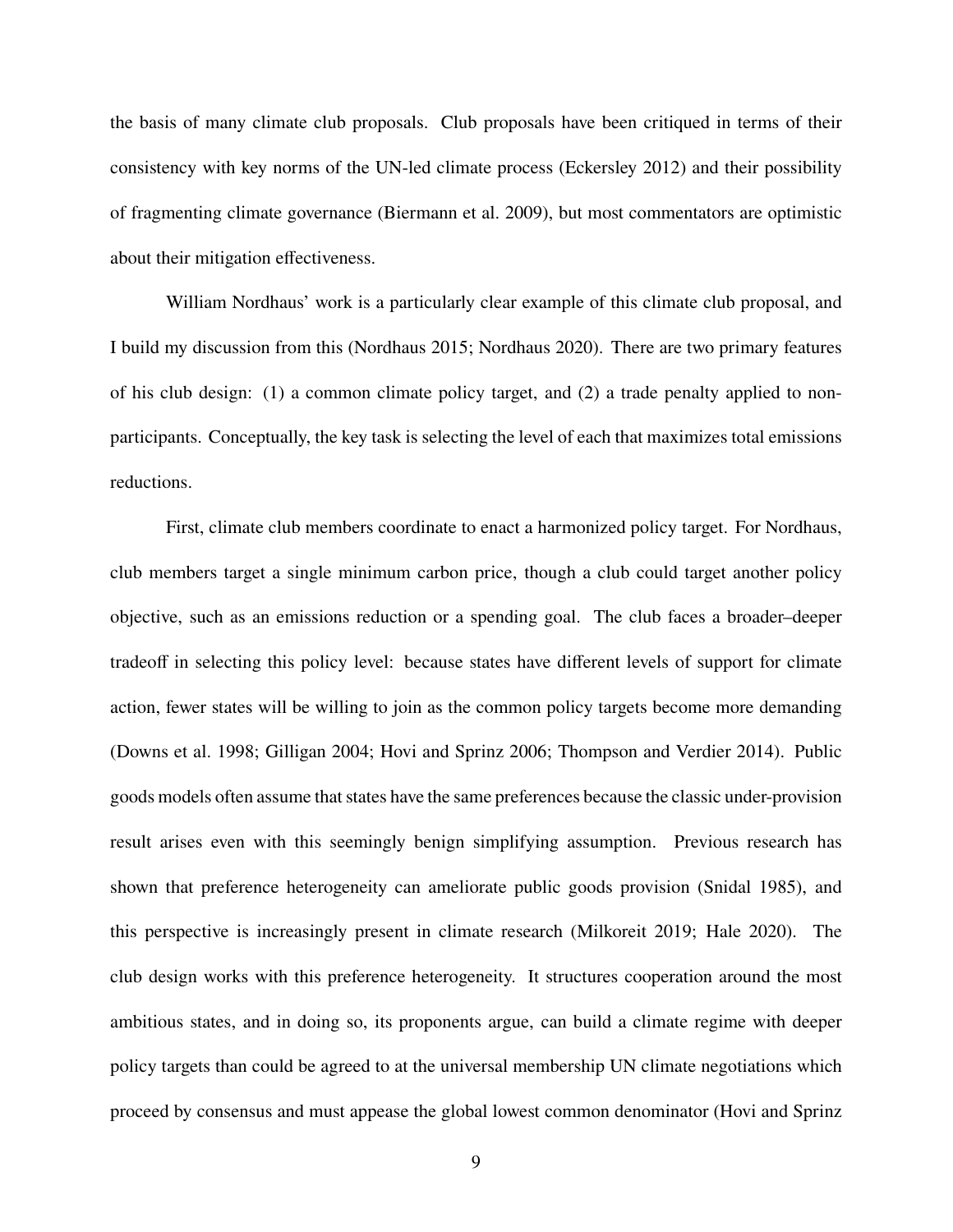the basis of many climate club proposals. Club proposals have been critiqued in terms of their consistency with key norms of the UN-led climate process (Eckersley 2012) and their possibility of fragmenting climate governance (Biermann et al. 2009), but most commentators are optimistic about their mitigation effectiveness.

William Nordhaus' work is a particularly clear example of this climate club proposal, and I build my discussion from this (Nordhaus 2015; Nordhaus 2020). There are two primary features of his club design: (1) a common climate policy target, and (2) a trade penalty applied to non-participants. Conceptually, the key task is selecting the level of each that maximizes total emissions reductions.

First, climate club members coordinate to enact a harmonized policy target. For Nordhaus, club members target a single minimum carbon price, though a club could target another policy objective, such as an emissions reduction or a spending goal. The club faces a broader–deeper tradeoff in selecting this policy level: because states have different levels of support for climate action, fewer states will be willing to join as the common policy targets become more demanding (Downs et al. 1998; Gilligan 2004; Hovi and Sprinz 2006; Thompson and Verdier 2014). Public goods models often assume that states have the same preferences because the classic under-provision result arises even with this seemingly benign simplifying assumption. Previous research has shown that preference heterogeneity can ameliorate public goods provision (Snidal 1985), and this perspective is increasingly present in climate research (Milkoreit 2019; Hale 2020). The club design works with this preference heterogeneity. It structures cooperation around the most ambitious states, and in doing so, its proponents argue, can build a climate regime with deeper policy targets than could be agreed to at the universal membership UN climate negotiations which proceed by consensus and must appease the global lowest common denominator (Hovi and Sprinz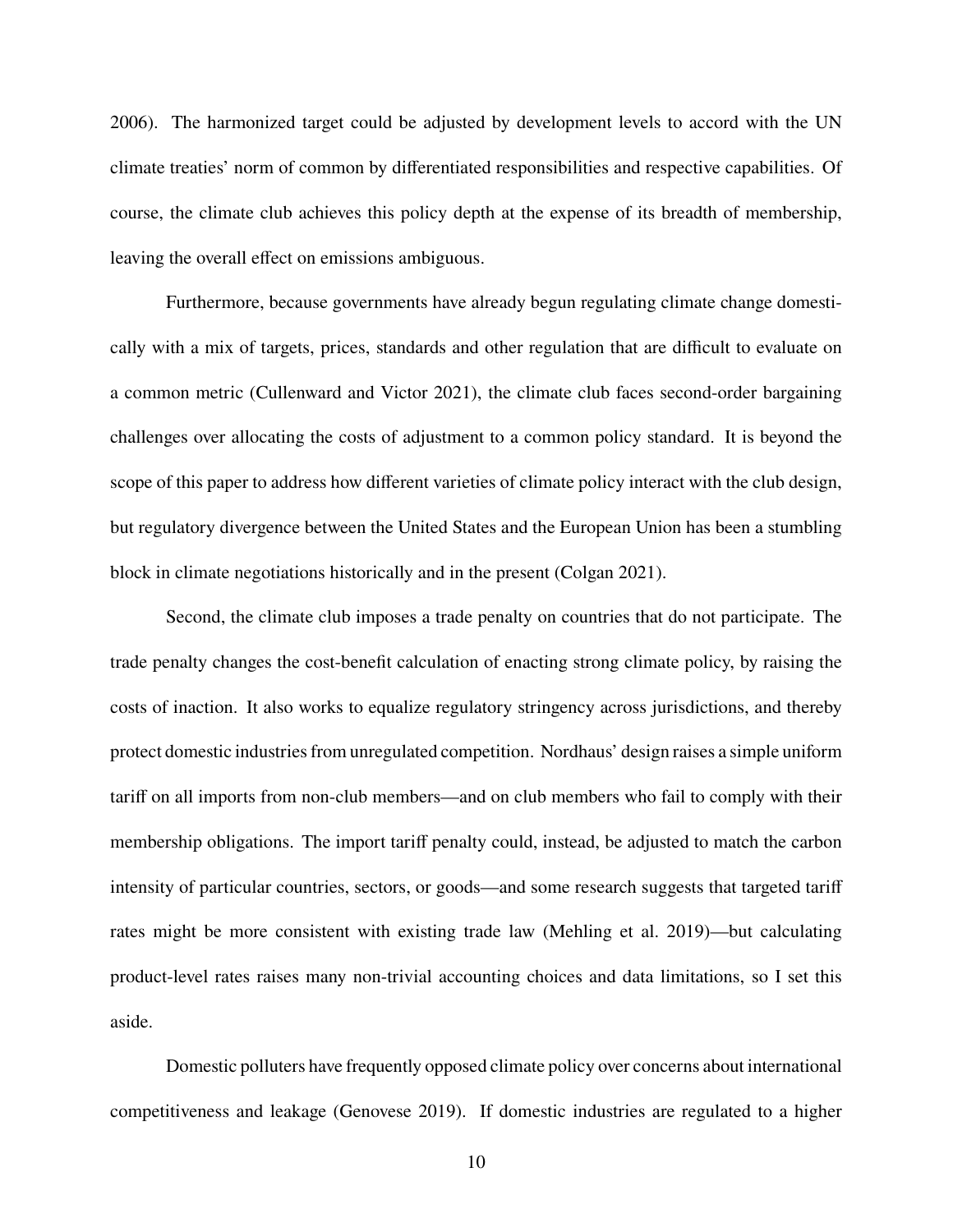2006). The harmonized target could be adjusted by development levels to accord with the UN climate treaties' norm of common by differentiated responsibilities and respective capabilities. Of course, the climate club achieves this policy depth at the expense of its breadth of membership, leaving the overall effect on emissions ambiguous.

Furthermore, because governments have already begun regulating climate change domestically with a mix of targets, prices, standards and other regulation that are difficult to evaluate on a common metric (Cullenward and Victor 2021), the climate club faces second-order bargaining challenges over allocating the costs of adjustment to a common policy standard. It is beyond the scope of this paper to address how different varieties of climate policy interact with the club design, but regulatory divergence between the United States and the European Union has been a stumbling block in climate negotiations historically and in the present (Colgan 2021).

Second, the climate club imposes a trade penalty on countries that do not participate. The trade penalty changes the cost-benefit calculation of enacting strong climate policy, by raising the costs of inaction. It also works to equalize regulatory stringency across jurisdictions, and thereby protect domestic industries from unregulated competition. Nordhaus' design raises a simple uniform tariff on all imports from non-club members—and on club members who fail to comply with their membership obligations. The import tariff penalty could, instead, be adjusted to match the carbon intensity of particular countries, sectors, or goods—and some research suggests that targeted tariff rates might be more consistent with existing trade law (Mehling et al. 2019)—but calculating product-level rates raises many non-trivial accounting choices and data limitations, so I set this aside.

Domestic polluters have frequently opposed climate policy over concerns about international competitiveness and leakage (Genovese 2019). If domestic industries are regulated to a higher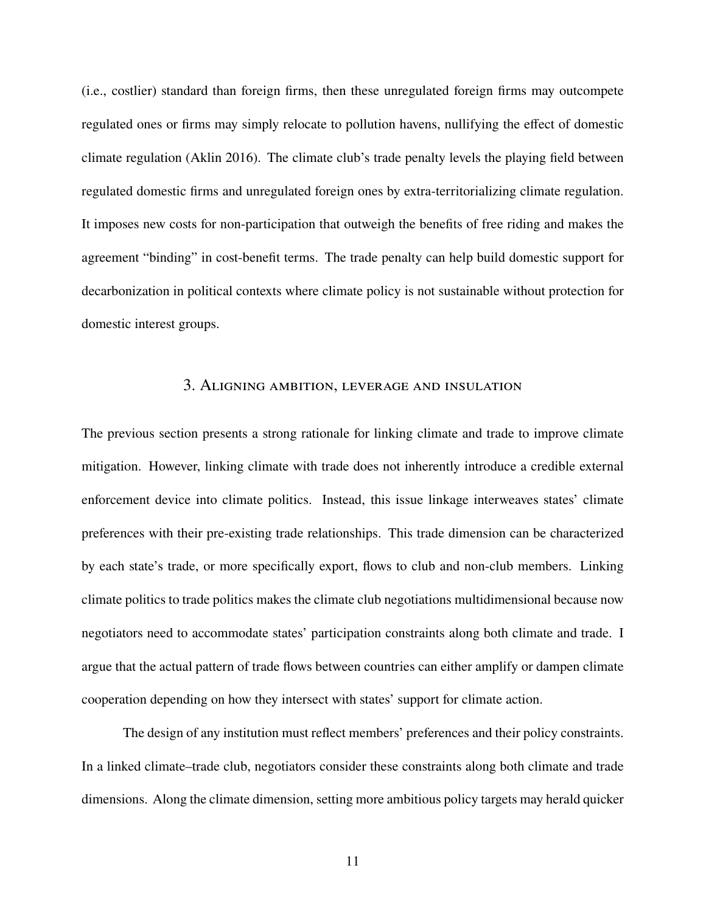(i.e., costlier) standard than foreign firms, then these unregulated foreign firms may outcompete regulated ones or firms may simply relocate to pollution havens, nullifying the effect of domestic climate regulation (Aklin 2016). The climate club's trade penalty levels the playing field between regulated domestic firms and unregulated foreign ones by extra-territorializing climate regulation. It imposes new costs for non-participation that outweigh the benefits of free riding and makes the agreement "binding" in cost-benefit terms. The trade penalty can help build domestic support for decarbonization in political contexts where climate policy is not sustainable without protection for domestic interest groups.

## 3. Aligning ambition, leverage and insulation

The previous section presents a strong rationale for linking climate and trade to improve climate mitigation. However, linking climate with trade does not inherently introduce a credible external enforcement device into climate politics. Instead, this issue linkage interweaves states' climate preferences with their pre-existing trade relationships. This trade dimension can be characterized by each state's trade, or more specifically export, flows to club and non-club members. Linking climate politics to trade politics makes the climate club negotiations multidimensional because now negotiators need to accommodate states' participation constraints along both climate and trade. I argue that the actual pattern of trade flows between countries can either amplify or dampen climate cooperation depending on how they intersect with states' support for climate action.

The design of any institution must reflect members' preferences and their policy constraints. In a linked climate–trade club, negotiators consider these constraints along both climate and trade dimensions. Along the climate dimension, setting more ambitious policy targets may herald quicker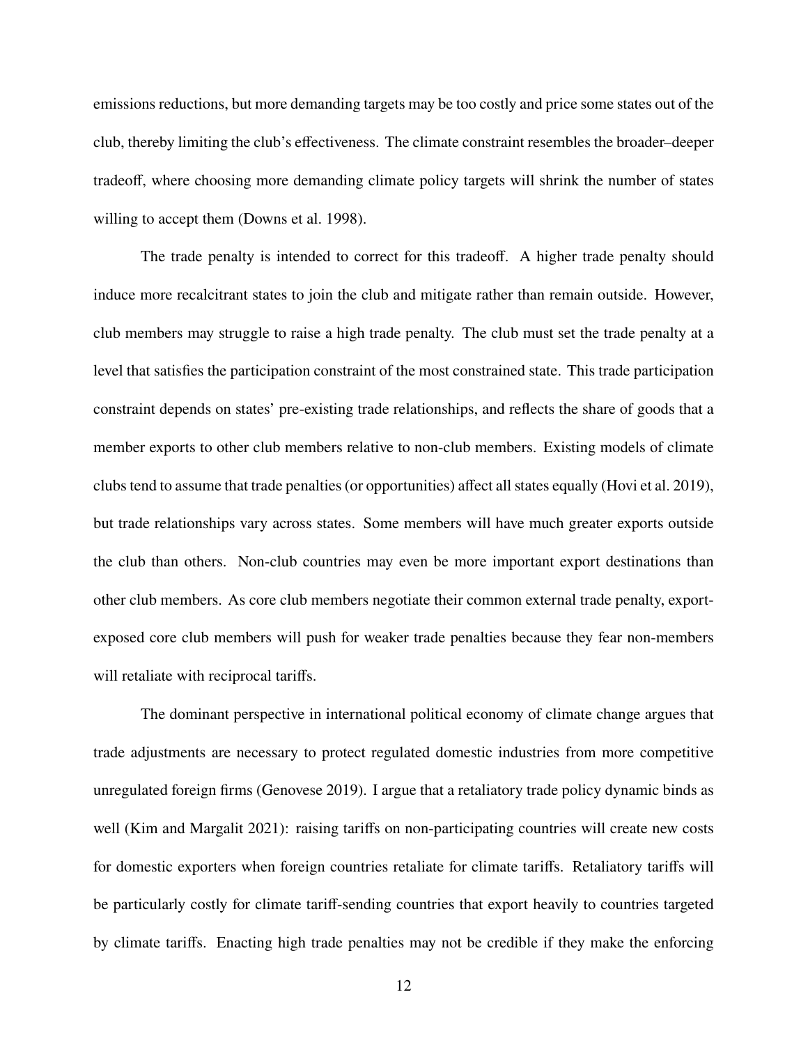emissions reductions, but more demanding targets may be too costly and price some states out of the club, thereby limiting the club's effectiveness. The climate constraint resembles the broader–deeper tradeoff, where choosing more demanding climate policy targets will shrink the number of states willing to accept them (Downs et al. 1998).

The trade penalty is intended to correct for this tradeoff. A higher trade penalty should induce more recalcitrant states to join the club and mitigate rather than remain outside. However, club members may struggle to raise a high trade penalty. The club must set the trade penalty at a level that satisfies the participation constraint of the most constrained state. This trade participation constraint depends on states' pre-existing trade relationships, and reflects the share of goods that a member exports to other club members relative to non-club members. Existing models of climate clubs tend to assume that trade penalties (or opportunities) affect all states equally (Hovi et al. 2019), but trade relationships vary across states. Some members will have much greater exports outside the club than others. Non-club countries may even be more important export destinations than other club members. As core club members negotiate their common external trade penalty, export-exposed core club members will push for weaker trade penalties because they fear non-members will retaliate with reciprocal tariffs.

The dominant perspective in international political economy of climate change argues that trade adjustments are necessary to protect regulated domestic industries from more competitive unregulated foreign firms (Genovese 2019). I argue that a retaliatory trade policy dynamic binds as well (Kim and Margalit 2021): raising tariffs on non-participating countries will create new costs for domestic exporters when foreign countries retaliate for climate tariffs. Retaliatory tariffs will be particularly costly for climate tariff-sending countries that export heavily to countries targeted by climate tariffs. Enacting high trade penalties may not be credible if they make the enforcing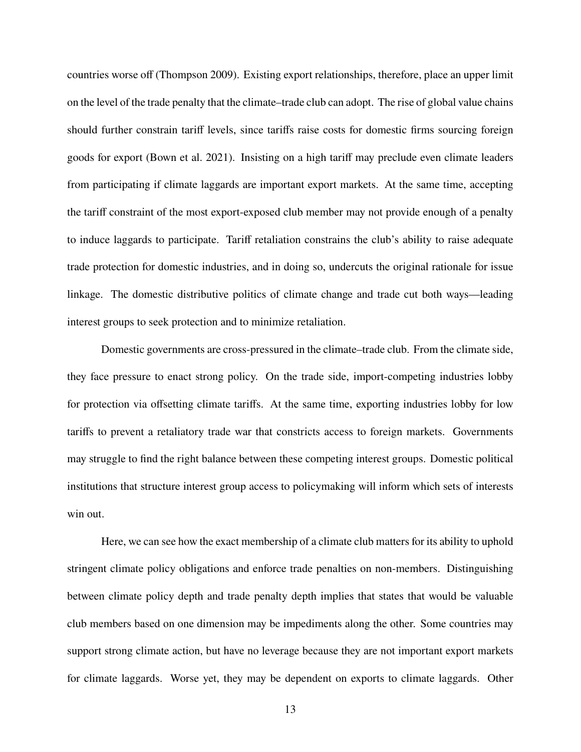countries worse off (Thompson 2009). Existing export relationships, therefore, place an upper limit on the level of the trade penalty that the climate–trade club can adopt. The rise of global value chains should further constrain tariff levels, since tariffs raise costs for domestic firms sourcing foreign goods for export (Bown et al. 2021). Insisting on a high tariff may preclude even climate leaders from participating if climate laggards are important export markets. At the same time, accepting the tariff constraint of the most export-exposed club member may not provide enough of a penalty to induce laggards to participate. Tariff retaliation constrains the club's ability to raise adequate trade protection for domestic industries, and in doing so, undercuts the original rationale for issue linkage. The domestic distributive politics of climate change and trade cut both ways—leading interest groups to seek protection and to minimize retaliation.

Domestic governments are cross-pressured in the climate–trade club. From the climate side, they face pressure to enact strong policy. On the trade side, import-competing industries lobby for protection via offsetting climate tariffs. At the same time, exporting industries lobby for low tariffs to prevent a retaliatory trade war that constricts access to foreign markets. Governments may struggle to find the right balance between these competing interest groups. Domestic political institutions that structure interest group access to policymaking will inform which sets of interests win out.

Here, we can see how the exact membership of a climate club matters for its ability to uphold stringent climate policy obligations and enforce trade penalties on non-members. Distinguishing between climate policy depth and trade penalty depth implies that states that would be valuable club members based on one dimension may be impediments along the other. Some countries may support strong climate action, but have no leverage because they are not important export markets for climate laggards. Worse yet, they may be dependent on exports to climate laggards. Other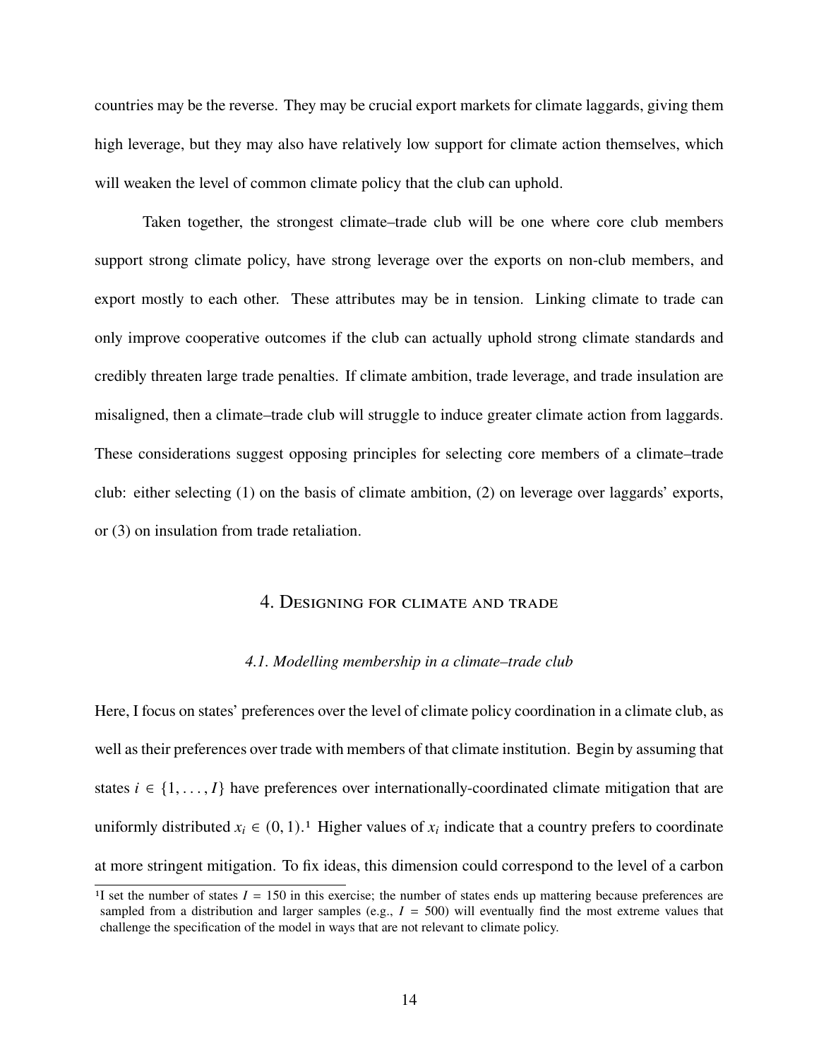countries may be the reverse. They may be crucial export markets for climate laggards, giving them high leverage, but they may also have relatively low support for climate action themselves, which will weaken the level of common climate policy that the club can uphold.

Taken together, the strongest climate–trade club will be one where core club members support strong climate policy, have strong leverage over the exports on non-club members, and export mostly to each other. These attributes may be in tension. Linking climate to trade can only improve cooperative outcomes if the club can actually uphold strong climate standards and credibly threaten large trade penalties. If climate ambition, trade leverage, and trade insulation are misaligned, then a climate–trade club will struggle to induce greater climate action from laggards. These considerations suggest opposing principles for selecting core members of a climate–trade club: either selecting (1) on the basis of climate ambition, (2) on leverage over laggards' exports, or (3) on insulation from trade retaliation.

## 4. Designing for climate and trade

### *4.1. Modelling membership in a climate–trade club*

Here, I focus on states' preferences over the level of climate policy coordination in a climate club, as well as their preferences over trade with members of that climate institution. Begin by assuming that states $i \in \{1, \ldots, I\}$ have preferences over internationally-coordinated climate mitigation that are uniformly distributed $x_i \in (0, 1)$.[1] Higher values of $x_i$ indicate that a country prefers to coordinate at more stringent mitigation. To fix ideas, this dimension could correspond to the level of a carbon

[1] I set the number of states $I = 150$ in this exercise; the number of states ends up mattering because preferences are sampled from a distribution and larger samples (e.g., $I = 500$) will eventually find the most extreme values that challenge the specification of the model in ways that are not relevant to climate policy.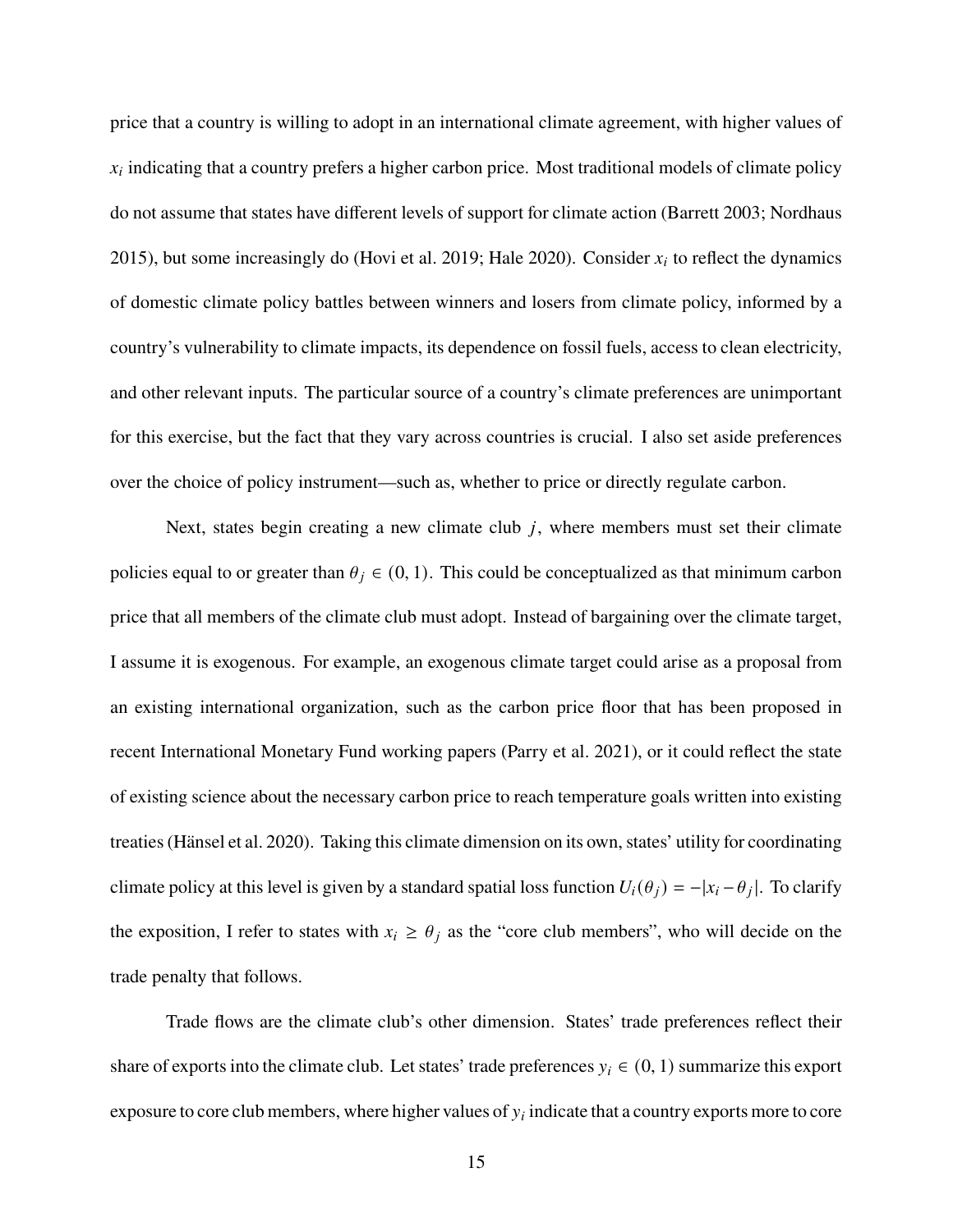price that a country is willing to adopt in an international climate agreement, with higher values of $x_i$ indicating that a country prefers a higher carbon price. Most traditional models of climate policy do not assume that states have different levels of support for climate action (Barrett 2003; Nordhaus 2015), but some increasingly do (Hovi et al. 2019; Hale 2020). Consider $x_i$ to reflect the dynamics of domestic climate policy battles between winners and losers from climate policy, informed by a country's vulnerability to climate impacts, its dependence on fossil fuels, access to clean electricity, and other relevant inputs. The particular source of a country's climate preferences are unimportant for this exercise, but the fact that they vary across countries is crucial. I also set aside preferences over the choice of policy instrument—such as, whether to price or directly regulate carbon.

Next, states begin creating a new climate club $j$, where members must set their climate policies equal to or greater than $\theta_j \in (0, 1)$. This could be conceptualized as that minimum carbon price that all members of the climate club must adopt. Instead of bargaining over the climate target, I assume it is exogenous. For example, an exogenous climate target could arise as a proposal from an existing international organization, such as the carbon price floor that has been proposed in recent International Monetary Fund working papers (Parry et al. 2021), or it could reflect the state of existing science about the necessary carbon price to reach temperature goals written into existing treaties (Hänsel et al. 2020). Taking this climate dimension on its own, states' utility for coordinating climate policy at this level is given by a standard spatial loss function $U_i(\theta_j) = -|x_i - \theta_j|$. To clarify the exposition, I refer to states with $x_i \geq \theta_j$ as the "core club members", who will decide on the trade penalty that follows.

Trade flows are the climate club's other dimension. States' trade preferences reflect their share of exports into the climate club. Let states' trade preferences $y_i \in (0, 1)$ summarize this export exposure to core club members, where higher values of $y_i$ indicate that a country exports more to core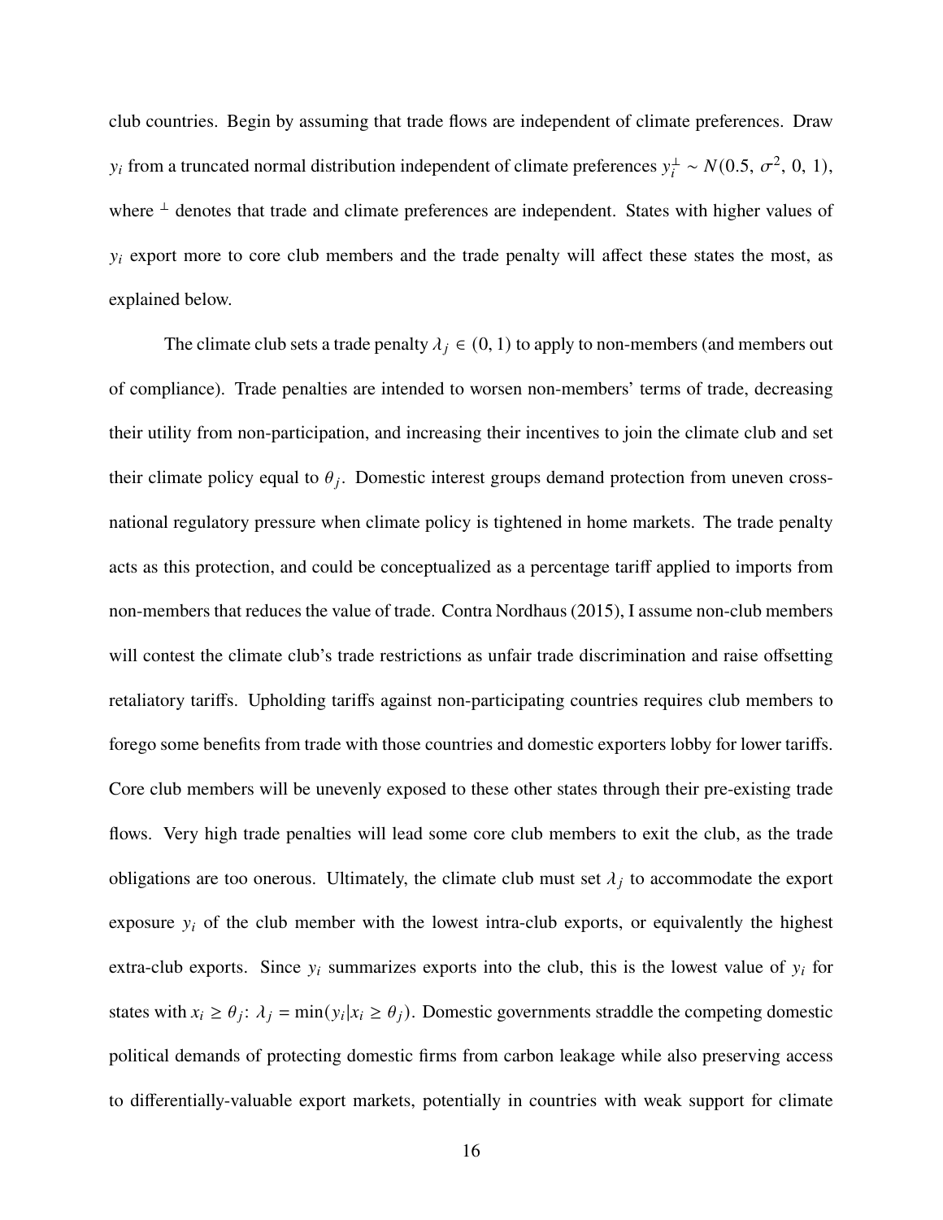club countries. Begin by assuming that trade flows are independent of climate preferences. Draw $y_i$ from a truncated normal distribution independent of climate preferences $y_i^{\perp} \sim N(0.5, \sigma^2, 0, 1)$, where $^{\perp}$ denotes that trade and climate preferences are independent. States with higher values of $y_i$ export more to core club members and the trade penalty will affect these states the most, as explained below.

The climate club sets a trade penalty $\lambda_j \in (0, 1)$ to apply to non-members (and members out of compliance). Trade penalties are intended to worsen non-members' terms of trade, decreasing their utility from non-participation, and increasing their incentives to join the climate club and set their climate policy equal to $\theta_j$. Domestic interest groups demand protection from uneven cross-national regulatory pressure when climate policy is tightened in home markets. The trade penalty acts as this protection, and could be conceptualized as a percentage tariff applied to imports from non-members that reduces the value of trade. Contra Nordhaus (2015), I assume non-club members will contest the climate club's trade restrictions as unfair trade discrimination and raise offsetting retaliatory tariffs. Upholding tariffs against non-participating countries requires club members to forego some benefits from trade with those countries and domestic exporters lobby for lower tariffs. Core club members will be unevenly exposed to these other states through their pre-existing trade flows. Very high trade penalties will lead some core club members to exit the club, as the trade obligations are too onerous. Ultimately, the climate club must set $\lambda_j$ to accommodate the export exposure $y_i$ of the club member with the lowest intra-club exports, or equivalently the highest extra-club exports. Since $y_i$ summarizes exports into the club, this is the lowest value of $y_i$ for states with $x_i \geq \theta_j$: $\lambda_j = \min(y_i | x_i \geq \theta_j)$. Domestic governments straddle the competing domestic political demands of protecting domestic firms from carbon leakage while also preserving access to differentially-valuable export markets, potentially in countries with weak support for climate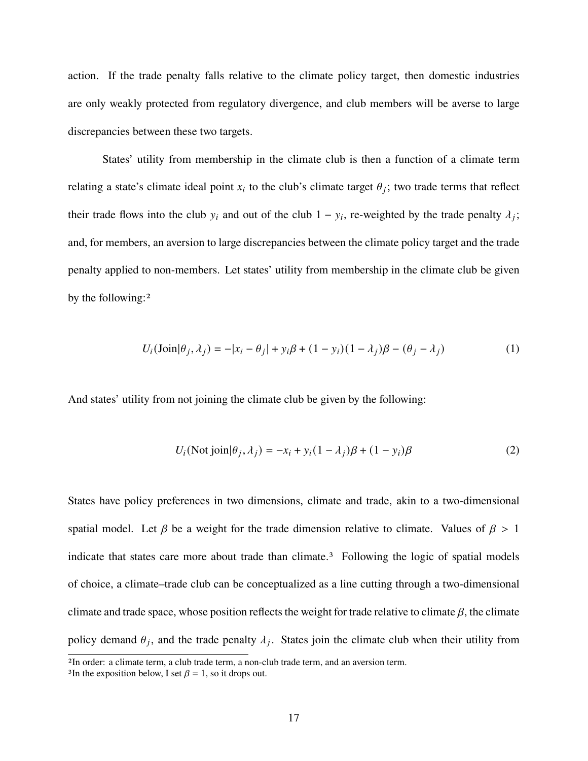action. If the trade penalty falls relative to the climate policy target, then domestic industries are only weakly protected from regulatory divergence, and club members will be averse to large discrepancies between these two targets.

States' utility from membership in the climate club is then a function of a climate term relating a state's climate ideal point $x_i$ to the club's climate target $\theta_j$; two trade terms that reflect their trade flows into the club $y_i$ and out of the club $1 - y_i$, re-weighted by the trade penalty $\lambda_j$; and, for members, an aversion to large discrepancies between the climate policy target and the trade penalty applied to non-members. Let states' utility from membership in the climate club be given by the following:[2]

$$U_i(\text{Join}|\theta_j, \lambda_j) = -|x_i - \theta_j| + y_i\beta + (1 - y_i)(1 - \lambda_j)\beta - (\theta_j - \lambda_j) \tag{1}$$

And states' utility from not joining the climate club be given by the following:

$$U_i(\text{Not join}|\theta_j, \lambda_j) = -x_i + y_i(1 - \lambda_j)\beta + (1 - y_i)\beta \tag{2}$$

States have policy preferences in two dimensions, climate and trade, akin to a two-dimensional spatial model. Let $\beta$ be a weight for the trade dimension relative to climate. Values of $\beta > 1$ indicate that states care more about trade than climate.[3] Following the logic of spatial models of choice, a climate–trade club can be conceptualized as a line cutting through a two-dimensional climate and trade space, whose position reflects the weight for trade relative to climate $\beta$, the climate policy demand $\theta_j$, and the trade penalty $\lambda_j$. States join the climate club when their utility from

[2] In order: a climate term, a club trade term, a non-club trade term, and an aversion term.

[3] In the exposition below, I set $\beta = 1$, so it drops out.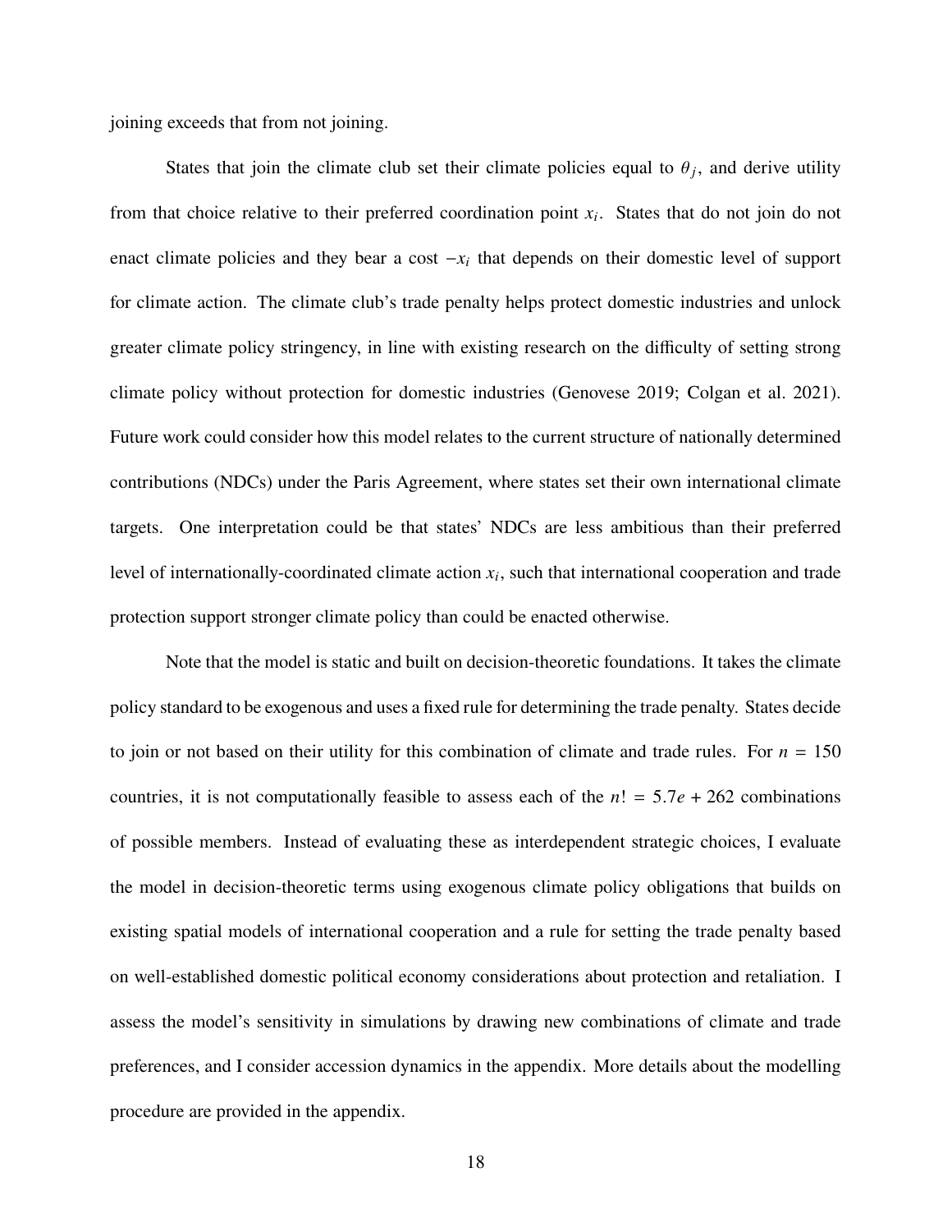joining exceeds that from not joining.

States that join the climate club set their climate policies equal to $\theta_j$, and derive utility from that choice relative to their preferred coordination point $x_i$. States that do not join do not enact climate policies and they bear a cost $-x_i$ that depends on their domestic level of support for climate action. The climate club's trade penalty helps protect domestic industries and unlock greater climate policy stringency, in line with existing research on the difficulty of setting strong climate policy without protection for domestic industries (Genovese 2019; Colgan et al. 2021). Future work could consider how this model relates to the current structure of nationally determined contributions (NDCs) under the Paris Agreement, where states set their own international climate targets. One interpretation could be that states' NDCs are less ambitious than their preferred level of internationally-coordinated climate action $x_i$, such that international cooperation and trade protection support stronger climate policy than could be enacted otherwise.

Note that the model is static and built on decision-theoretic foundations. It takes the climate policy standard to be exogenous and uses a fixed rule for determining the trade penalty. States decide to join or not based on their utility for this combination of climate and trade rules. For $n = 150$ countries, it is not computationally feasible to assess each of the $n! = 5.7e + 262$ combinations of possible members. Instead of evaluating these as interdependent strategic choices, I evaluate the model in decision-theoretic terms using exogenous climate policy obligations that builds on existing spatial models of international cooperation and a rule for setting the trade penalty based on well-established domestic political economy considerations about protection and retaliation. I assess the model's sensitivity in simulations by drawing new combinations of climate and trade preferences, and I consider accession dynamics in the appendix. More details about the modelling procedure are provided in the appendix.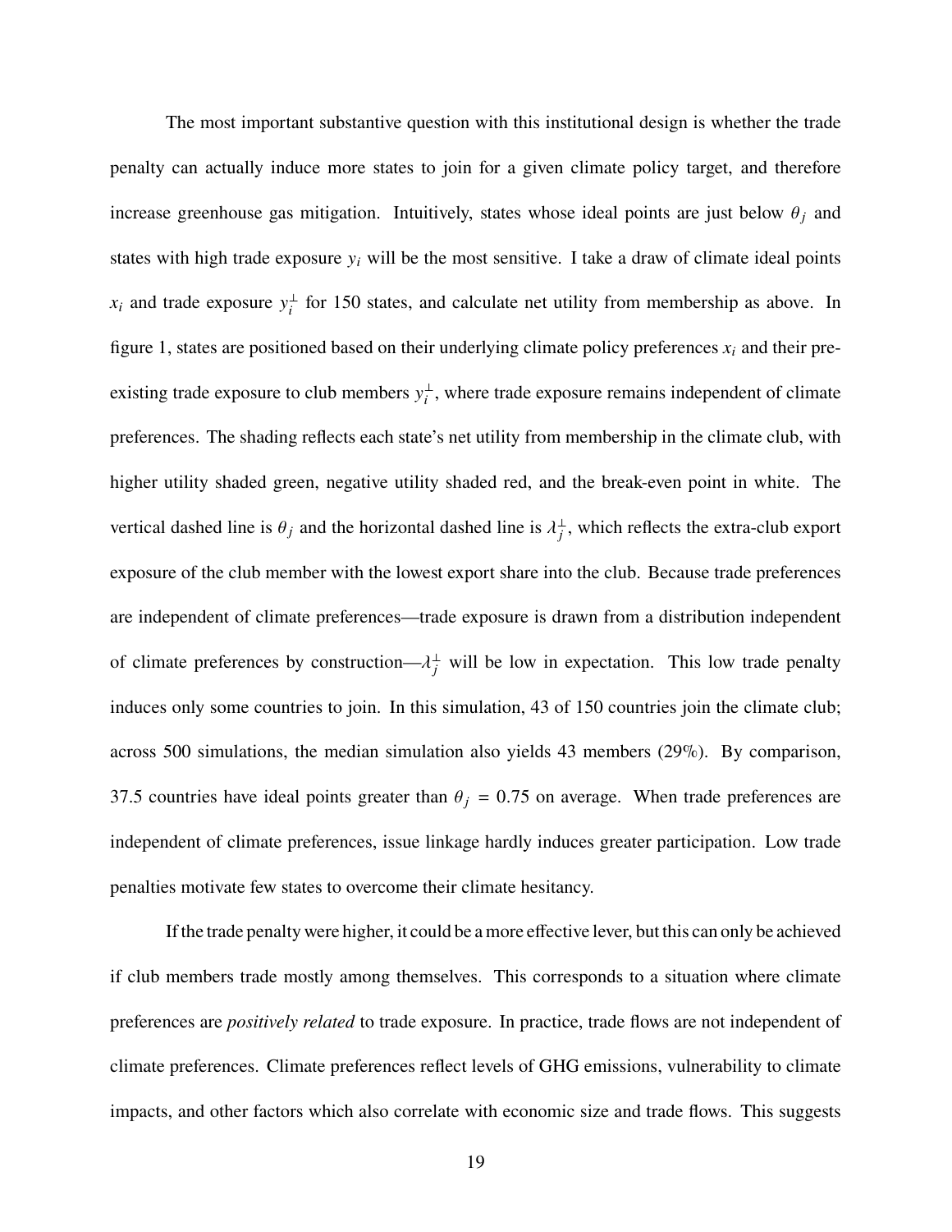The most important substantive question with this institutional design is whether the trade penalty can actually induce more states to join for a given climate policy target, and therefore increase greenhouse gas mitigation. Intuitively, states whose ideal points are just below $\theta_j$ and states with high trade exposure $y_i$ will be the most sensitive. I take a draw of climate ideal points $x_i$ and trade exposure $y_i^{\perp}$ for 150 states, and calculate net utility from membership as above. In figure 1, states are positioned based on their underlying climate policy preferences $x_i$ and their pre-existing trade exposure to club members $y_i^{\perp}$, where trade exposure remains independent of climate preferences. The shading reflects each state's net utility from membership in the climate club, with higher utility shaded green, negative utility shaded red, and the break-even point in white. The vertical dashed line is $\theta_j$ and the horizontal dashed line is $\lambda_j^{\perp}$, which reflects the extra-club export exposure of the club member with the lowest export share into the club. Because trade preferences are independent of climate preferences—trade exposure is drawn from a distribution independent of climate preferences by construction—$\lambda_j^{\perp}$ will be low in expectation. This low trade penalty induces only some countries to join. In this simulation, 43 of 150 countries join the climate club; across 500 simulations, the median simulation also yields 43 members (29%). By comparison, 37.5 countries have ideal points greater than $\theta_j = 0.75$ on average. When trade preferences are independent of climate preferences, issue linkage hardly induces greater participation. Low trade penalties motivate few states to overcome their climate hesitancy.

If the trade penalty were higher, it could be a more effective lever, but this can only be achieved if club members trade mostly among themselves. This corresponds to a situation where climate preferences are *positively related* to trade exposure. In practice, trade flows are not independent of climate preferences. Climate preferences reflect levels of GHG emissions, vulnerability to climate impacts, and other factors which also correlate with economic size and trade flows. This suggests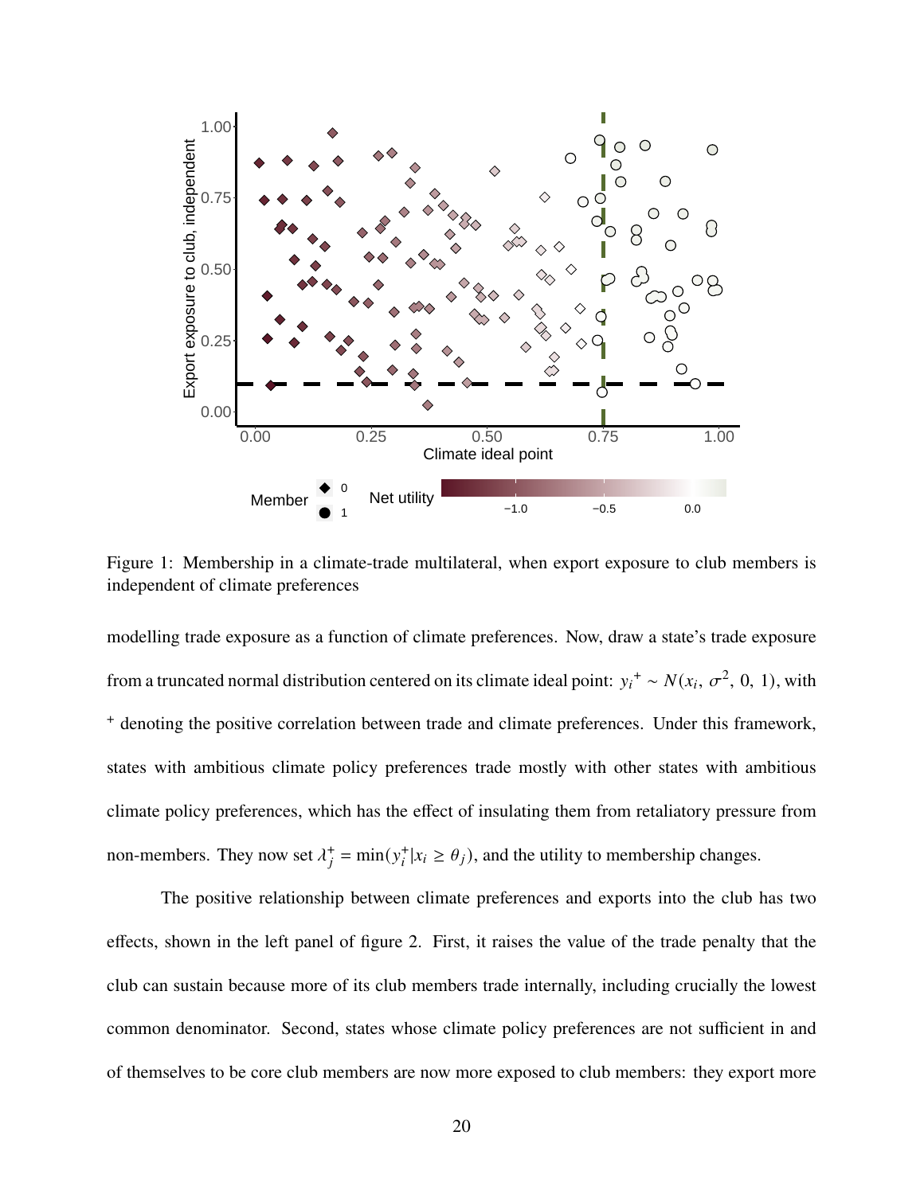Figure 1: Membership in a climate-trade multilateral, when export exposure to club members is independent of climate preferences

modelling trade exposure as a function of climate preferences. Now, draw a state's trade exposure from a truncated normal distribution centered on its climate ideal point: $y_i{}^+ \sim N(x_i,\, \sigma^2,\, 0,\, 1)$, with $^+$ denoting the positive correlation between trade and climate preferences. Under this framework, states with ambitious climate policy preferences trade mostly with other states with ambitious climate policy preferences, which has the effect of insulating them from retaliatory pressure from non-members. They now set $\lambda_j^+ = \min(y_i^+ | x_i \geq \theta_j)$, and the utility to membership changes.

The positive relationship between climate preferences and exports into the club has two effects, shown in the left panel of figure 2. First, it raises the value of the trade penalty that the club can sustain because more of its club members trade internally, including crucially the lowest common denominator. Second, states whose climate policy preferences are not sufficient in and of themselves to be core club members are now more exposed to club members: they export more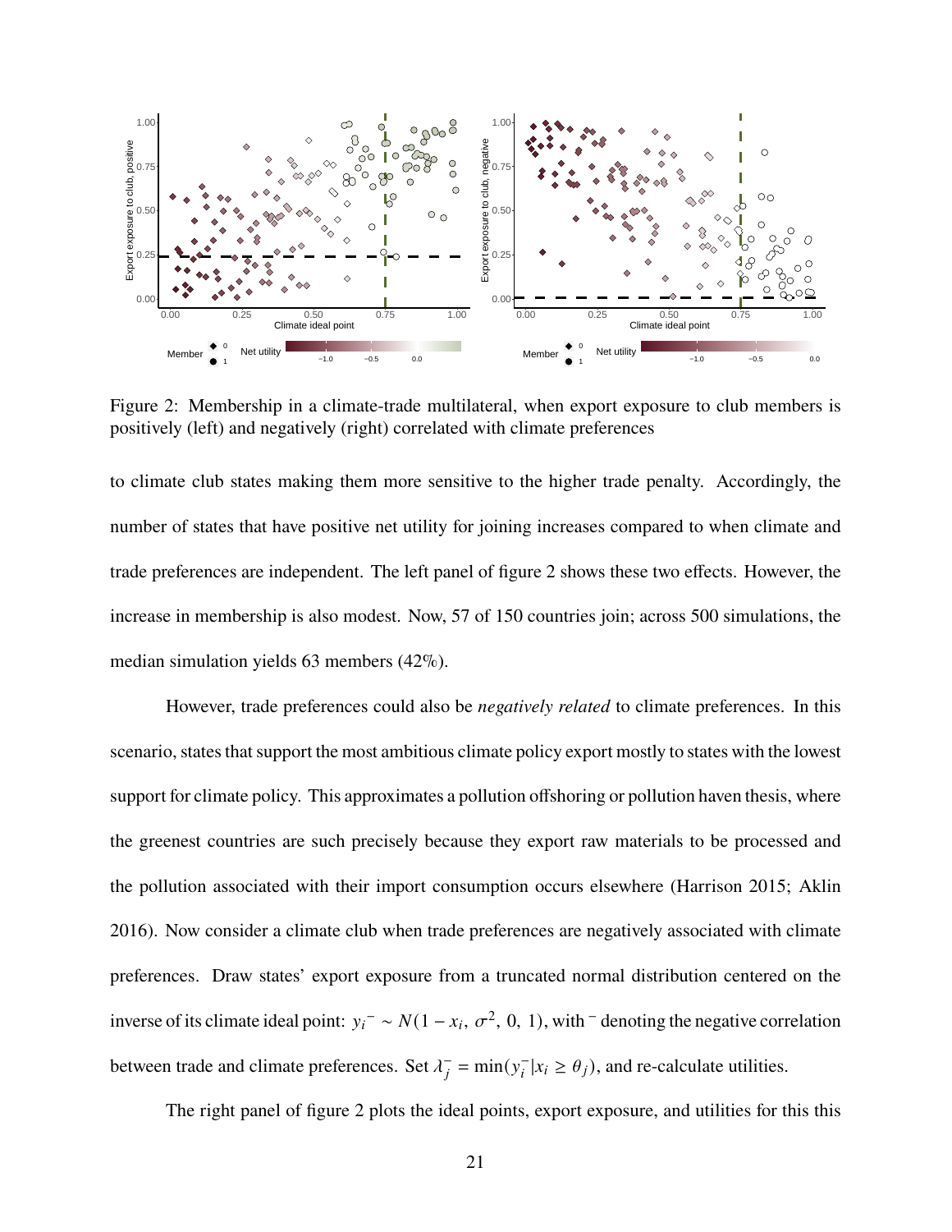Figure 2: Membership in a climate-trade multilateral, when export exposure to club members is positively (left) and negatively (right) correlated with climate preferences

to climate club states making them more sensitive to the higher trade penalty. Accordingly, the number of states that have positive net utility for joining increases compared to when climate and trade preferences are independent. The left panel of figure 2 shows these two effects. However, the increase in membership is also modest. Now, 57 of 150 countries join; across 500 simulations, the median simulation yields 63 members (42%).

However, trade preferences could also be *negatively related* to climate preferences. In this scenario, states that support the most ambitious climate policy export mostly to states with the lowest support for climate policy. This approximates a pollution offshoring or pollution haven thesis, where the greenest countries are such precisely because they export raw materials to be processed and the pollution associated with their import consumption occurs elsewhere (Harrison 2015; Aklin 2016). Now consider a climate club when trade preferences are negatively associated with climate preferences. Draw states' export exposure from a truncated normal distribution centered on the inverse of its climate ideal point: $y_i^- \sim N(1 - x_i, \sigma^2, 0, 1)$, with $^-$ denoting the negative correlation between trade and climate preferences. Set $\lambda_j^- = \min(y_i^- | x_i \geq \theta_j)$, and re-calculate utilities.

The right panel of figure 2 plots the ideal points, export exposure, and utilities for this this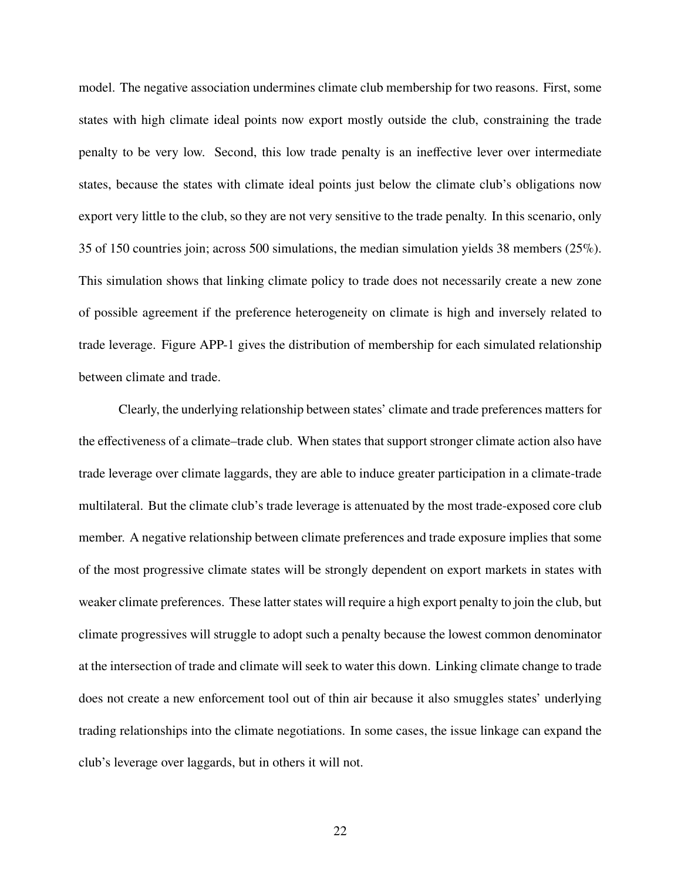model. The negative association undermines climate club membership for two reasons. First, some states with high climate ideal points now export mostly outside the club, constraining the trade penalty to be very low. Second, this low trade penalty is an ineffective lever over intermediate states, because the states with climate ideal points just below the climate club's obligations now export very little to the club, so they are not very sensitive to the trade penalty. In this scenario, only 35 of 150 countries join; across 500 simulations, the median simulation yields 38 members (25%). This simulation shows that linking climate policy to trade does not necessarily create a new zone of possible agreement if the preference heterogeneity on climate is high and inversely related to trade leverage. Figure APP-1 gives the distribution of membership for each simulated relationship between climate and trade.

Clearly, the underlying relationship between states' climate and trade preferences matters for the effectiveness of a climate–trade club. When states that support stronger climate action also have trade leverage over climate laggards, they are able to induce greater participation in a climate-trade multilateral. But the climate club's trade leverage is attenuated by the most trade-exposed core club member. A negative relationship between climate preferences and trade exposure implies that some of the most progressive climate states will be strongly dependent on export markets in states with weaker climate preferences. These latter states will require a high export penalty to join the club, but climate progressives will struggle to adopt such a penalty because the lowest common denominator at the intersection of trade and climate will seek to water this down. Linking climate change to trade does not create a new enforcement tool out of thin air because it also smuggles states' underlying trading relationships into the climate negotiations. In some cases, the issue linkage can expand the club's leverage over laggards, but in others it will not.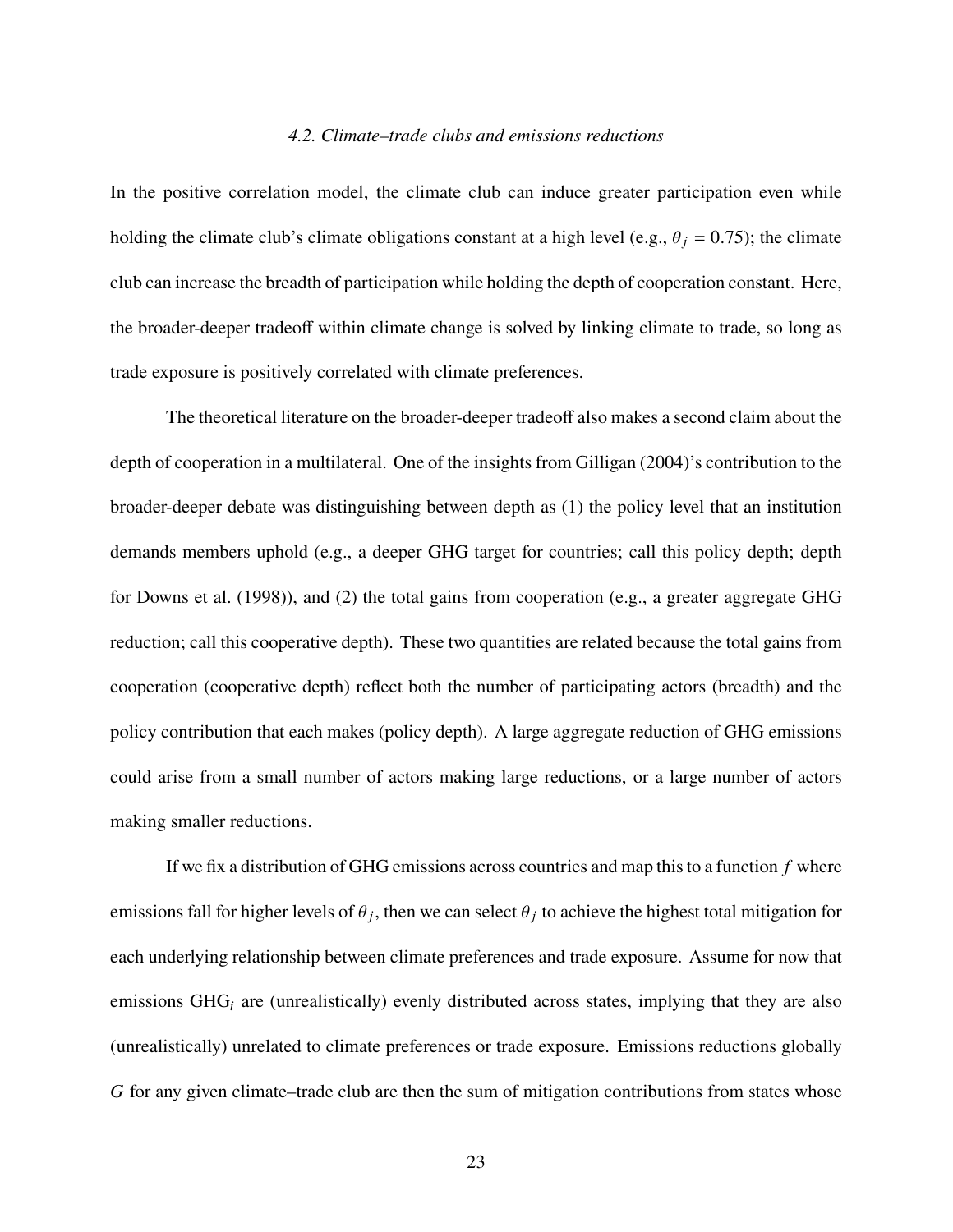### 4.2. Climate–trade clubs and emissions reductions

In the positive correlation model, the climate club can induce greater participation even while holding the climate club's climate obligations constant at a high level (e.g., $\theta_j = 0.75$); the climate club can increase the breadth of participation while holding the depth of cooperation constant. Here, the broader-deeper tradeoff within climate change is solved by linking climate to trade, so long as trade exposure is positively correlated with climate preferences.

The theoretical literature on the broader-deeper tradeoff also makes a second claim about the depth of cooperation in a multilateral. One of the insights from Gilligan (2004)'s contribution to the broader-deeper debate was distinguishing between depth as (1) the policy level that an institution demands members uphold (e.g., a deeper GHG target for countries; call this policy depth; depth for Downs et al. (1998)), and (2) the total gains from cooperation (e.g., a greater aggregate GHG reduction; call this cooperative depth). These two quantities are related because the total gains from cooperation (cooperative depth) reflect both the number of participating actors (breadth) and the policy contribution that each makes (policy depth). A large aggregate reduction of GHG emissions could arise from a small number of actors making large reductions, or a large number of actors making smaller reductions.

If we fix a distribution of GHG emissions across countries and map this to a function $f$ where emissions fall for higher levels of $\theta_j$, then we can select $\theta_j$ to achieve the highest total mitigation for each underlying relationship between climate preferences and trade exposure. Assume for now that emissions $\text{GHG}_i$ are (unrealistically) evenly distributed across states, implying that they are also (unrealistically) unrelated to climate preferences or trade exposure. Emissions reductions globally $G$ for any given climate–trade club are then the sum of mitigation contributions from states whose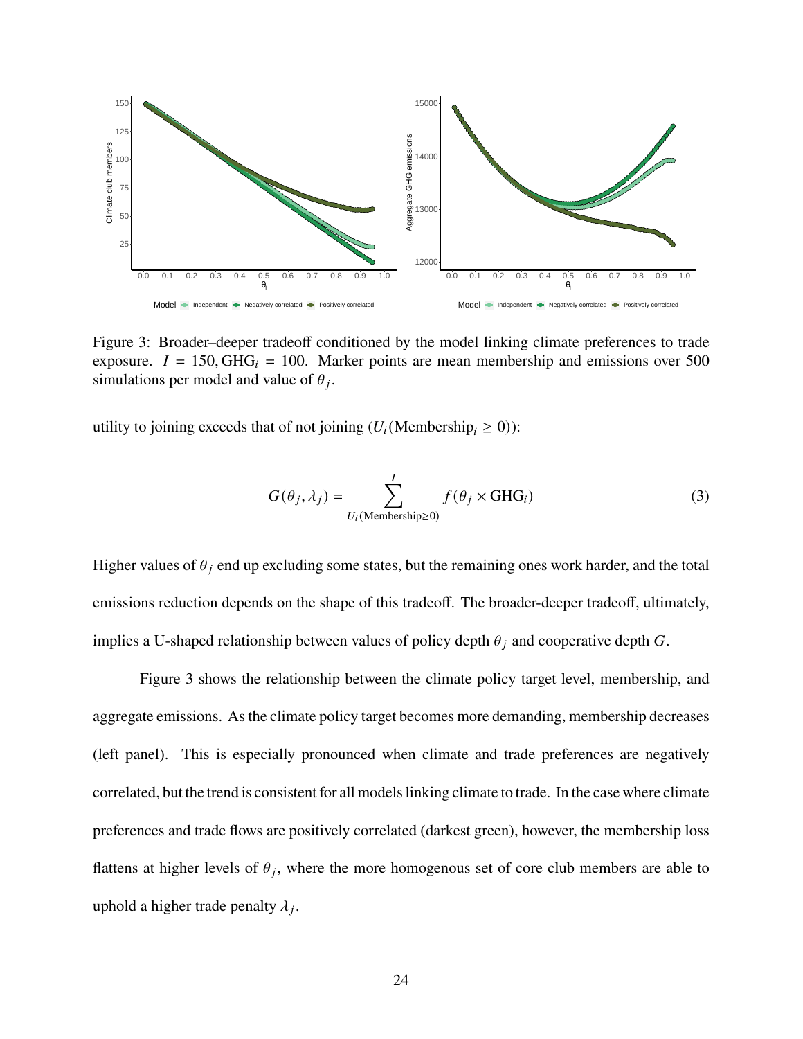Figure 3: Broader–deeper tradeoff conditioned by the model linking climate preferences to trade exposure. $I = 150, \text{GHG}_i = 100$. Marker points are mean membership and emissions over 500 simulations per model and value of $\theta_j$.

utility to joining exceeds that of not joining ($U_i(\text{Membership}_i \geq 0)$):

$$G(\theta_j, \lambda_j) = \sum_{U_i(\text{Membership} \geq 0)}^{I} f(\theta_j \times \text{GHG}_i) \tag{3}$$

Higher values of $\theta_j$ end up excluding some states, but the remaining ones work harder, and the total emissions reduction depends on the shape of this tradeoff. The broader-deeper tradeoff, ultimately, implies a U-shaped relationship between values of policy depth $\theta_j$ and cooperative depth $G$.

Figure 3 shows the relationship between the climate policy target level, membership, and aggregate emissions. As the climate policy target becomes more demanding, membership decreases (left panel). This is especially pronounced when climate and trade preferences are negatively correlated, but the trend is consistent for all models linking climate to trade. In the case where climate preferences and trade flows are positively correlated (darkest green), however, the membership loss flattens at higher levels of $\theta_j$, where the more homogenous set of core club members are able to uphold a higher trade penalty $\lambda_j$.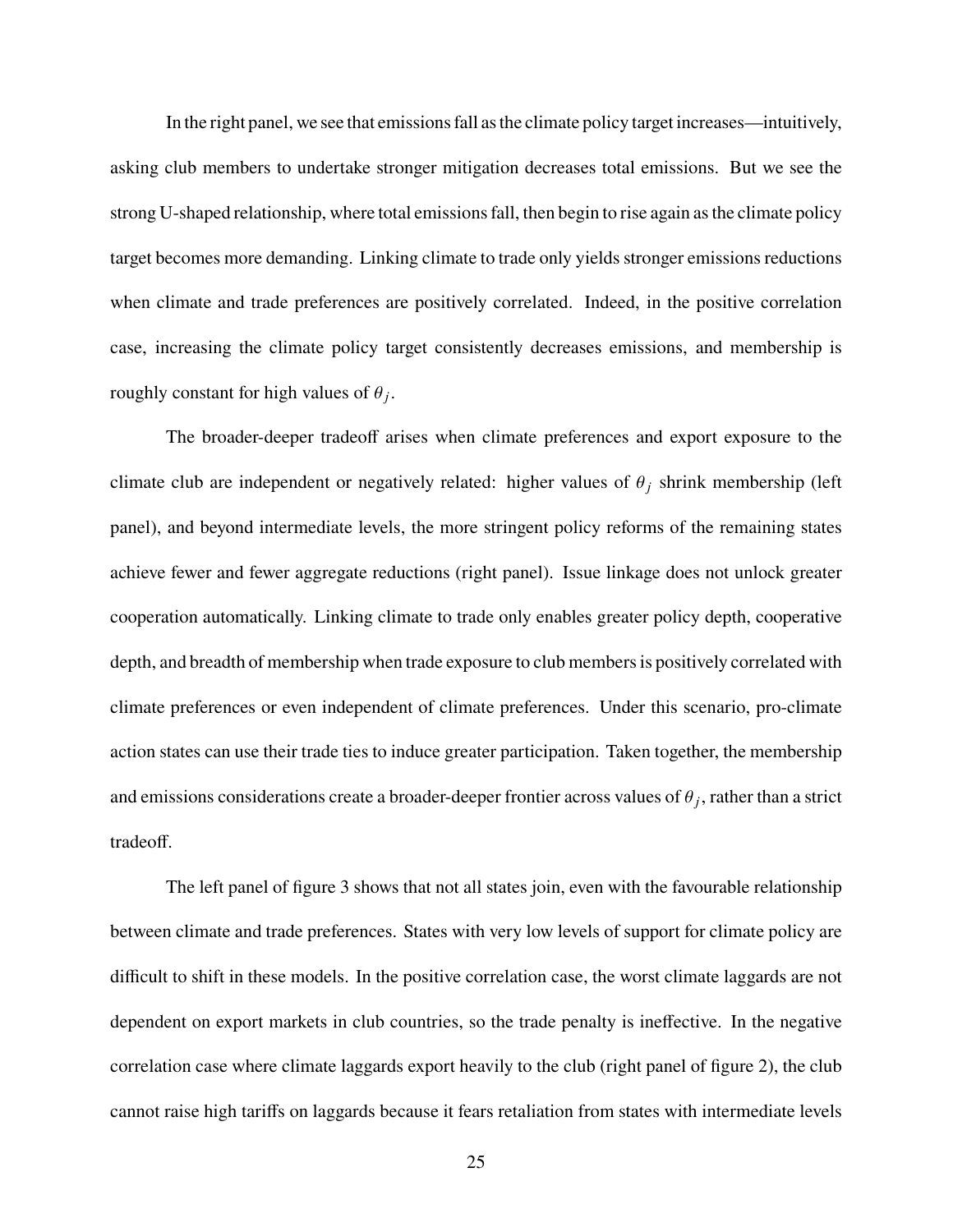In the right panel, we see that emissions fall as the climate policy target increases—intuitively, asking club members to undertake stronger mitigation decreases total emissions. But we see the strong U-shaped relationship, where total emissions fall, then begin to rise again as the climate policy target becomes more demanding. Linking climate to trade only yields stronger emissions reductions when climate and trade preferences are positively correlated. Indeed, in the positive correlation case, increasing the climate policy target consistently decreases emissions, and membership is roughly constant for high values of $\theta_j$.

The broader-deeper tradeoff arises when climate preferences and export exposure to the climate club are independent or negatively related: higher values of $\theta_j$ shrink membership (left panel), and beyond intermediate levels, the more stringent policy reforms of the remaining states achieve fewer and fewer aggregate reductions (right panel). Issue linkage does not unlock greater cooperation automatically. Linking climate to trade only enables greater policy depth, cooperative depth, and breadth of membership when trade exposure to club members is positively correlated with climate preferences or even independent of climate preferences. Under this scenario, pro-climate action states can use their trade ties to induce greater participation. Taken together, the membership and emissions considerations create a broader-deeper frontier across values of $\theta_j$, rather than a strict tradeoff.

The left panel of figure 3 shows that not all states join, even with the favourable relationship between climate and trade preferences. States with very low levels of support for climate policy are difficult to shift in these models. In the positive correlation case, the worst climate laggards are not dependent on export markets in club countries, so the trade penalty is ineffective. In the negative correlation case where climate laggards export heavily to the club (right panel of figure 2), the club cannot raise high tariffs on laggards because it fears retaliation from states with intermediate levels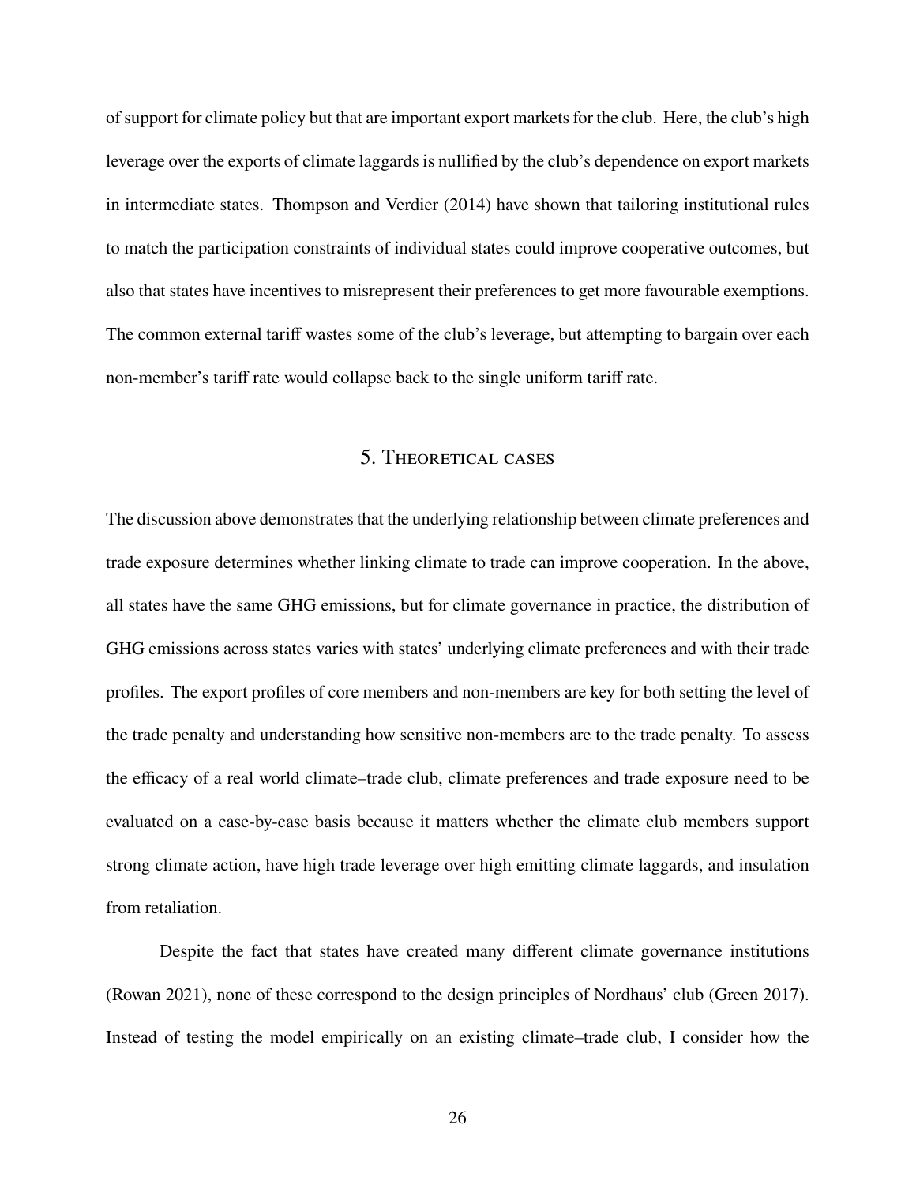of support for climate policy but that are important export markets for the club. Here, the club's high leverage over the exports of climate laggards is nullified by the club's dependence on export markets in intermediate states. Thompson and Verdier (2014) have shown that tailoring institutional rules to match the participation constraints of individual states could improve cooperative outcomes, but also that states have incentives to misrepresent their preferences to get more favourable exemptions. The common external tariff wastes some of the club's leverage, but attempting to bargain over each non-member's tariff rate would collapse back to the single uniform tariff rate.

## 5. Theoretical cases

The discussion above demonstrates that the underlying relationship between climate preferences and trade exposure determines whether linking climate to trade can improve cooperation. In the above, all states have the same GHG emissions, but for climate governance in practice, the distribution of GHG emissions across states varies with states' underlying climate preferences and with their trade profiles. The export profiles of core members and non-members are key for both setting the level of the trade penalty and understanding how sensitive non-members are to the trade penalty. To assess the efficacy of a real world climate–trade club, climate preferences and trade exposure need to be evaluated on a case-by-case basis because it matters whether the climate club members support strong climate action, have high trade leverage over high emitting climate laggards, and insulation from retaliation.

Despite the fact that states have created many different climate governance institutions (Rowan 2021), none of these correspond to the design principles of Nordhaus' club (Green 2017). Instead of testing the model empirically on an existing climate–trade club, I consider how the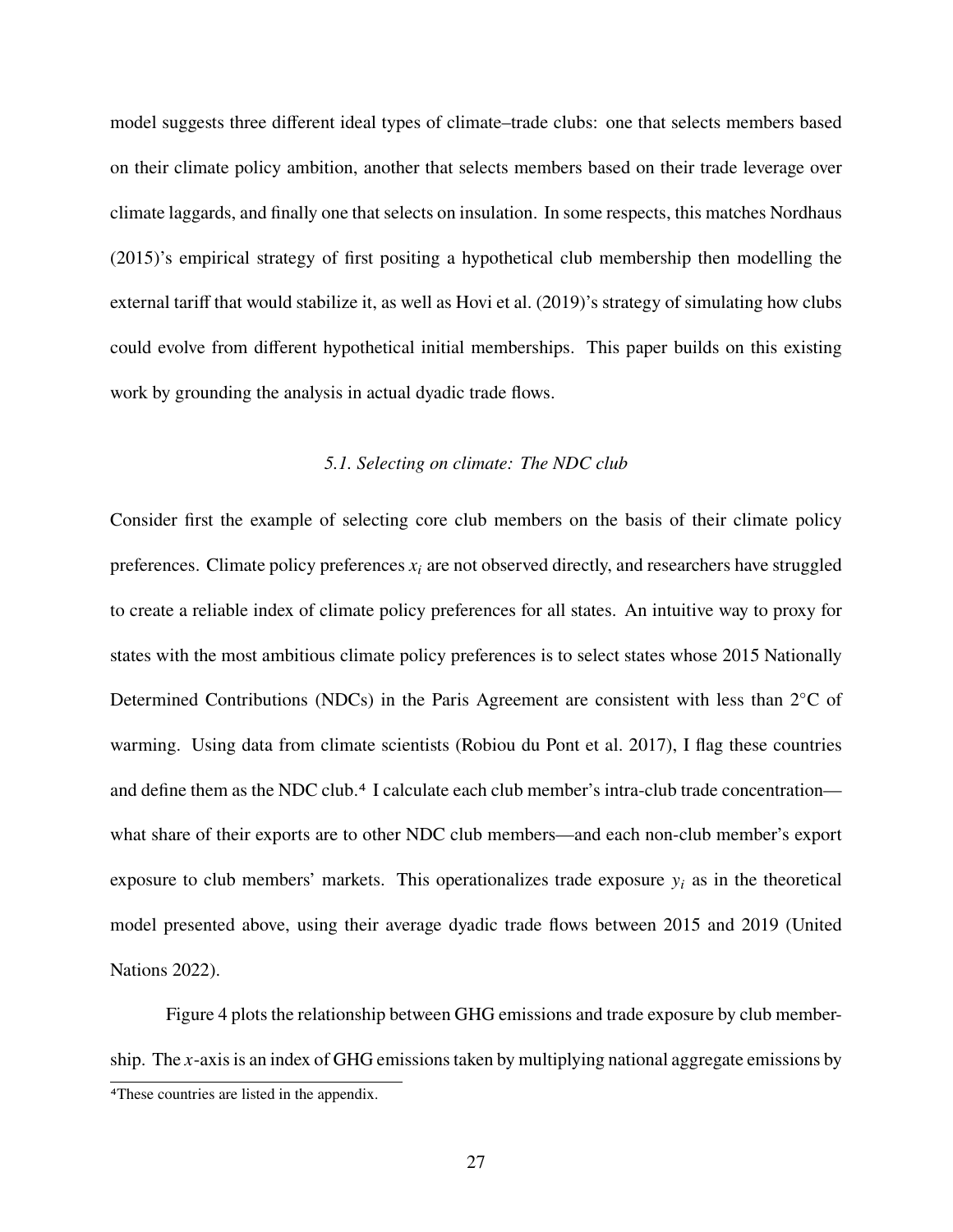model suggests three different ideal types of climate–trade clubs: one that selects members based on their climate policy ambition, another that selects members based on their trade leverage over climate laggards, and finally one that selects on insulation. In some respects, this matches Nordhaus (2015)'s empirical strategy of first positing a hypothetical club membership then modelling the external tariff that would stabilize it, as well as Hovi et al. (2019)'s strategy of simulating how clubs could evolve from different hypothetical initial memberships. This paper builds on this existing work by grounding the analysis in actual dyadic trade flows.

### *5.1. Selecting on climate: The NDC club*

Consider first the example of selecting core club members on the basis of their climate policy preferences. Climate policy preferences $x_i$ are not observed directly, and researchers have struggled to create a reliable index of climate policy preferences for all states. An intuitive way to proxy for states with the most ambitious climate policy preferences is to select states whose 2015 Nationally Determined Contributions (NDCs) in the Paris Agreement are consistent with less than 2°C of warming. Using data from climate scientists (Robiou du Pont et al. 2017), I flag these countries and define them as the NDC club.[4] I calculate each club member's intra-club trade concentration—what share of their exports are to other NDC club members—and each non-club member's export exposure to club members' markets. This operationalizes trade exposure $y_i$ as in the theoretical model presented above, using their average dyadic trade flows between 2015 and 2019 (United Nations 2022).

Figure 4 plots the relationship between GHG emissions and trade exposure by club membership. The $x$-axis is an index of GHG emissions taken by multiplying national aggregate emissions by

[4]These countries are listed in the appendix.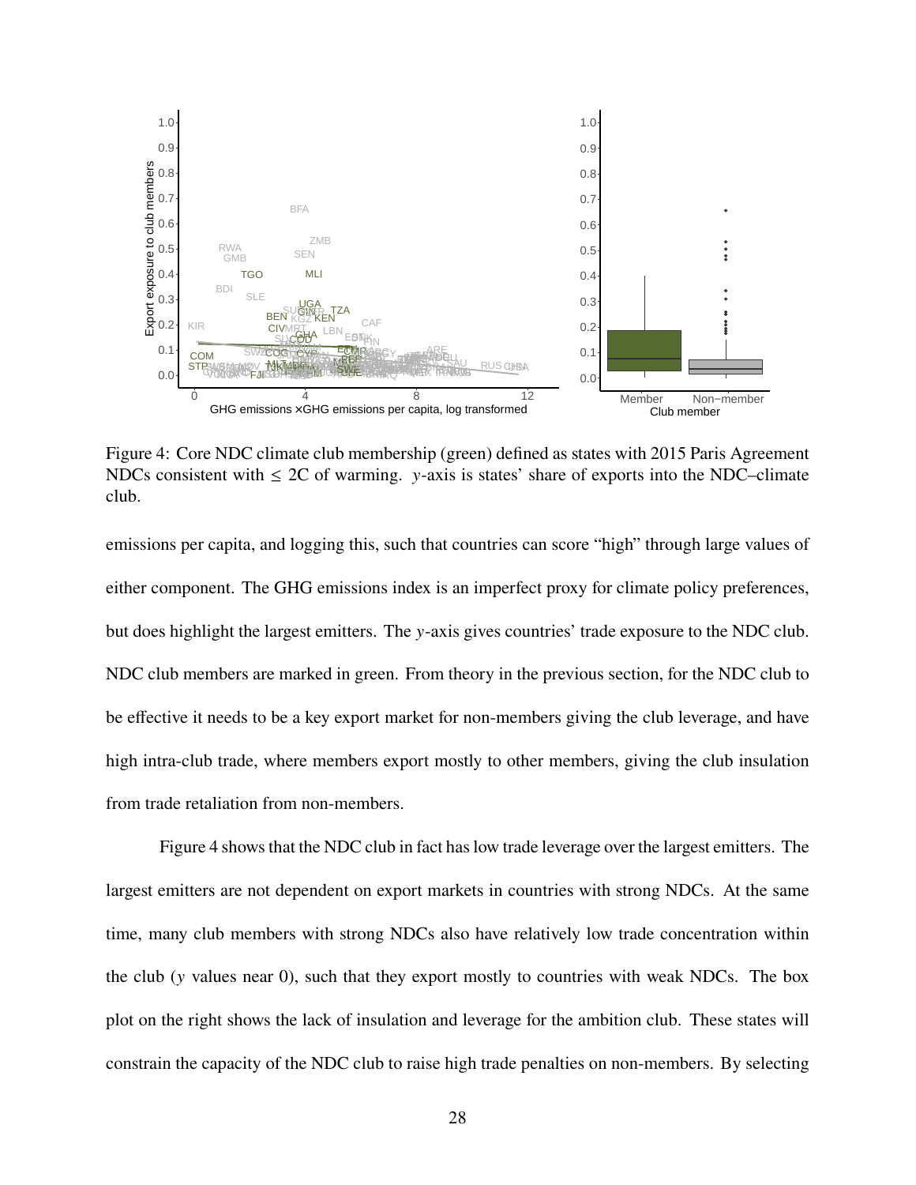Figure 4: Core NDC climate club membership (green) defined as states with 2015 Paris Agreement NDCs consistent with $\leq$ 2C of warming. $y$-axis is states' share of exports into the NDC–climate club.

emissions per capita, and logging this, such that countries can score "high" through large values of either component. The GHG emissions index is an imperfect proxy for climate policy preferences, but does highlight the largest emitters. The $y$-axis gives countries' trade exposure to the NDC club. NDC club members are marked in green. From theory in the previous section, for the NDC club to be effective it needs to be a key export market for non-members giving the club leverage, and have high intra-club trade, where members export mostly to other members, giving the club insulation from trade retaliation from non-members.

Figure 4 shows that the NDC club in fact has low trade leverage over the largest emitters. The largest emitters are not dependent on export markets in countries with strong NDCs. At the same time, many club members with strong NDCs also have relatively low trade concentration within the club ($y$ values near 0), such that they export mostly to countries with weak NDCs. The box plot on the right shows the lack of insulation and leverage for the ambition club. These states will constrain the capacity of the NDC club to raise high trade penalties on non-members. By selecting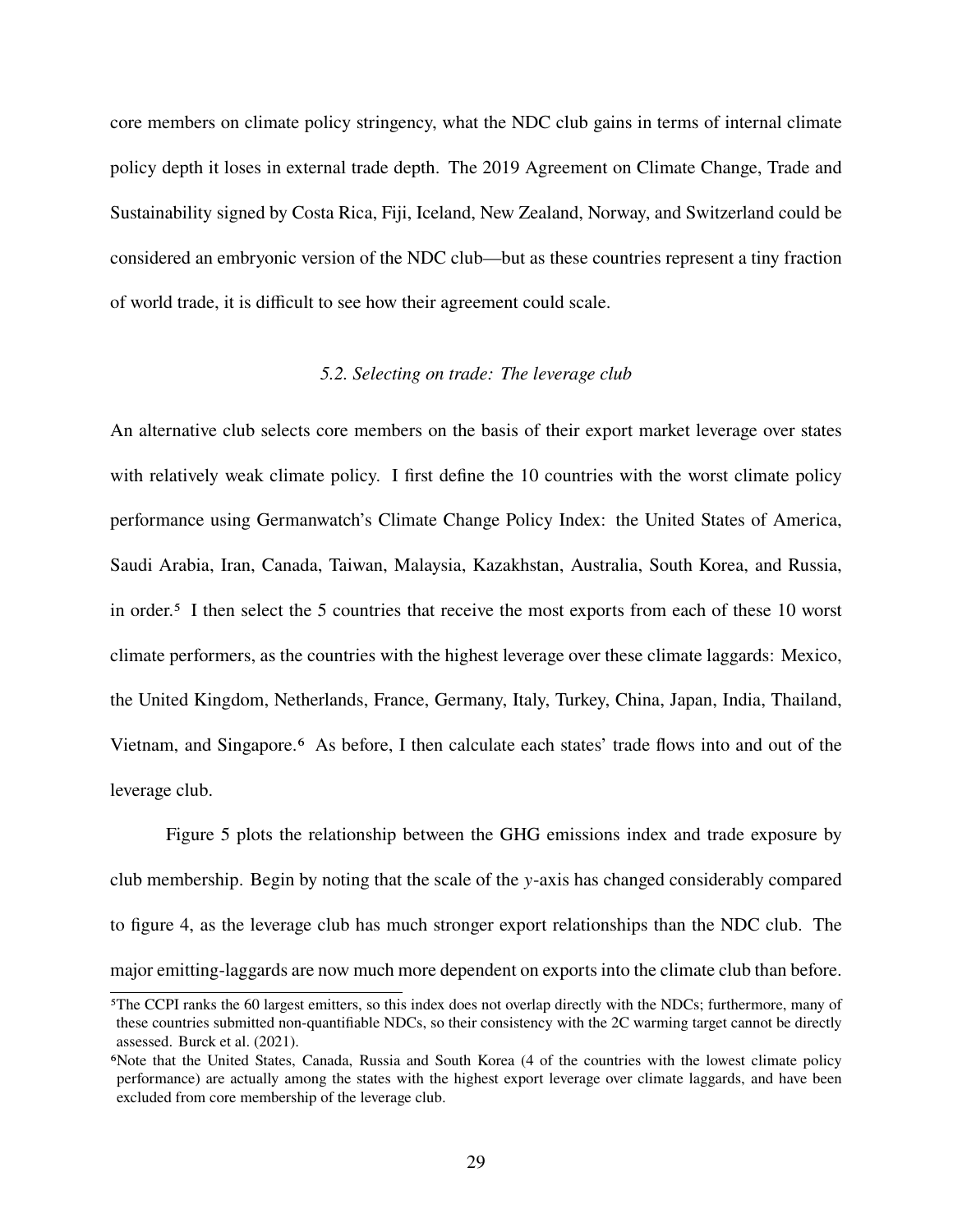core members on climate policy stringency, what the NDC club gains in terms of internal climate policy depth it loses in external trade depth. The 2019 Agreement on Climate Change, Trade and Sustainability signed by Costa Rica, Fiji, Iceland, New Zealand, Norway, and Switzerland could be considered an embryonic version of the NDC club—but as these countries represent a tiny fraction of world trade, it is difficult to see how their agreement could scale.

### *5.2. Selecting on trade: The leverage club*

An alternative club selects core members on the basis of their export market leverage over states with relatively weak climate policy. I first define the 10 countries with the worst climate policy performance using Germanwatch's Climate Change Policy Index: the United States of America, Saudi Arabia, Iran, Canada, Taiwan, Malaysia, Kazakhstan, Australia, South Korea, and Russia, in order.[5] I then select the 5 countries that receive the most exports from each of these 10 worst climate performers, as the countries with the highest leverage over these climate laggards: Mexico, the United Kingdom, Netherlands, France, Germany, Italy, Turkey, China, Japan, India, Thailand, Vietnam, and Singapore.[6] As before, I then calculate each states' trade flows into and out of the leverage club.

Figure 5 plots the relationship between the GHG emissions index and trade exposure by club membership. Begin by noting that the scale of the $y$-axis has changed considerably compared to figure 4, as the leverage club has much stronger export relationships than the NDC club. The major emitting-laggards are now much more dependent on exports into the climate club than before.

[5] The CCPI ranks the 60 largest emitters, so this index does not overlap directly with the NDCs; furthermore, many of these countries submitted non-quantifiable NDCs, so their consistency with the 2C warming target cannot be directly assessed. Burck et al. (2021).

[6] Note that the United States, Canada, Russia and South Korea (4 of the countries with the lowest climate policy performance) are actually among the states with the highest export leverage over climate laggards, and have been excluded from core membership of the leverage club.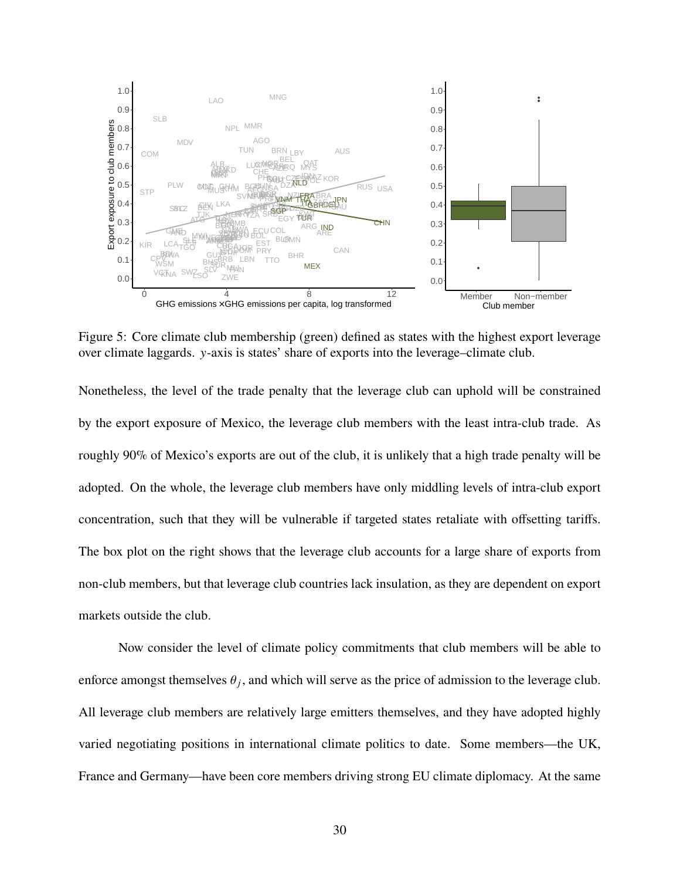Figure 5: Core climate club membership (green) defined as states with the highest export leverage over climate laggards. $y$-axis is states' share of exports into the leverage–climate club.

Nonetheless, the level of the trade penalty that the leverage club can uphold will be constrained by the export exposure of Mexico, the leverage club members with the least intra-club trade. As roughly 90% of Mexico's exports are out of the club, it is unlikely that a high trade penalty will be adopted. On the whole, the leverage club members have only middling levels of intra-club export concentration, such that they will be vulnerable if targeted states retaliate with offsetting tariffs. The box plot on the right shows that the leverage club accounts for a large share of exports from non-club members, but that leverage club countries lack insulation, as they are dependent on export markets outside the club.

Now consider the level of climate policy commitments that club members will be able to enforce amongst themselves $\theta_j$, and which will serve as the price of admission to the leverage club. All leverage club members are relatively large emitters themselves, and they have adopted highly varied negotiating positions in international climate politics to date. Some members—the UK, France and Germany—have been core members driving strong EU climate diplomacy. At the same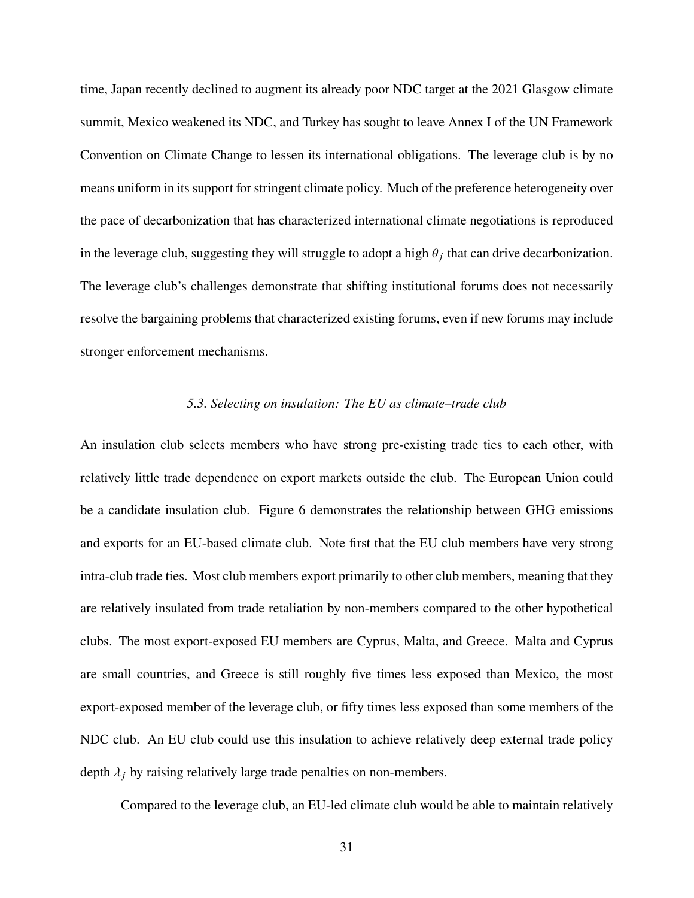time, Japan recently declined to augment its already poor NDC target at the 2021 Glasgow climate summit, Mexico weakened its NDC, and Turkey has sought to leave Annex I of the UN Framework Convention on Climate Change to lessen its international obligations. The leverage club is by no means uniform in its support for stringent climate policy. Much of the preference heterogeneity over the pace of decarbonization that has characterized international climate negotiations is reproduced in the leverage club, suggesting they will struggle to adopt a high $\theta_j$ that can drive decarbonization. The leverage club's challenges demonstrate that shifting institutional forums does not necessarily resolve the bargaining problems that characterized existing forums, even if new forums may include stronger enforcement mechanisms.

### *5.3. Selecting on insulation: The EU as climate–trade club*

An insulation club selects members who have strong pre-existing trade ties to each other, with relatively little trade dependence on export markets outside the club. The European Union could be a candidate insulation club. Figure 6 demonstrates the relationship between GHG emissions and exports for an EU-based climate club. Note first that the EU club members have very strong intra-club trade ties. Most club members export primarily to other club members, meaning that they are relatively insulated from trade retaliation by non-members compared to the other hypothetical clubs. The most export-exposed EU members are Cyprus, Malta, and Greece. Malta and Cyprus are small countries, and Greece is still roughly five times less exposed than Mexico, the most export-exposed member of the leverage club, or fifty times less exposed than some members of the NDC club. An EU club could use this insulation to achieve relatively deep external trade policy depth $\lambda_j$ by raising relatively large trade penalties on non-members.

Compared to the leverage club, an EU-led climate club would be able to maintain relatively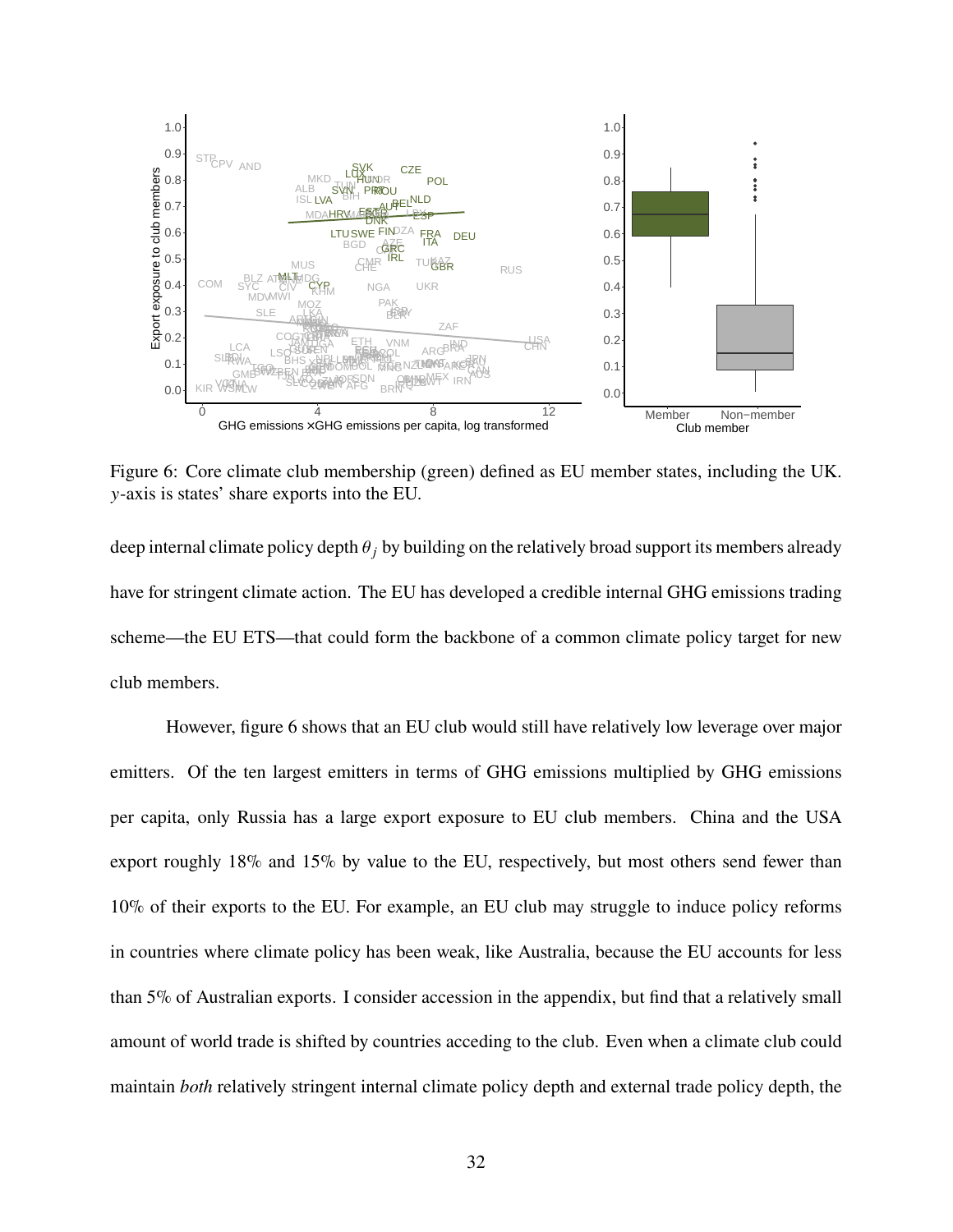Figure 6: Core climate club membership (green) defined as EU member states, including the UK. $y$-axis is states' share exports into the EU.

deep internal climate policy depth $\theta_j$ by building on the relatively broad support its members already have for stringent climate action. The EU has developed a credible internal GHG emissions trading scheme—the EU ETS—that could form the backbone of a common climate policy target for new club members.

However, figure 6 shows that an EU club would still have relatively low leverage over major emitters. Of the ten largest emitters in terms of GHG emissions multiplied by GHG emissions per capita, only Russia has a large export exposure to EU club members. China and the USA export roughly 18% and 15% by value to the EU, respectively, but most others send fewer than 10% of their exports to the EU. For example, an EU club may struggle to induce policy reforms in countries where climate policy has been weak, like Australia, because the EU accounts for less than 5% of Australian exports. I consider accession in the appendix, but find that a relatively small amount of world trade is shifted by countries acceding to the club. Even when a climate club could maintain *both* relatively stringent internal climate policy depth and external trade policy depth, the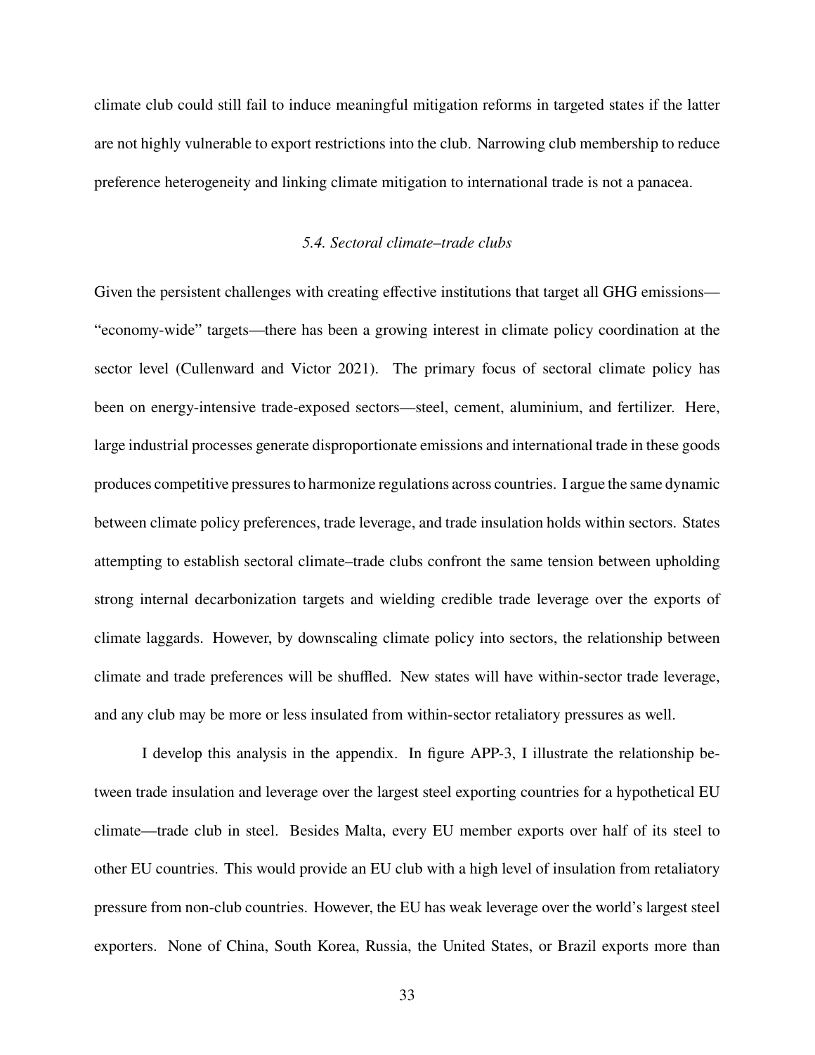climate club could still fail to induce meaningful mitigation reforms in targeted states if the latter are not highly vulnerable to export restrictions into the club. Narrowing club membership to reduce preference heterogeneity and linking climate mitigation to international trade is not a panacea.

### *5.4. Sectoral climate–trade clubs*

Given the persistent challenges with creating effective institutions that target all GHG emissions—"economy-wide" targets—there has been a growing interest in climate policy coordination at the sector level (Cullenward and Victor 2021). The primary focus of sectoral climate policy has been on energy-intensive trade-exposed sectors—steel, cement, aluminium, and fertilizer. Here, large industrial processes generate disproportionate emissions and international trade in these goods produces competitive pressures to harmonize regulations across countries. I argue the same dynamic between climate policy preferences, trade leverage, and trade insulation holds within sectors. States attempting to establish sectoral climate–trade clubs confront the same tension between upholding strong internal decarbonization targets and wielding credible trade leverage over the exports of climate laggards. However, by downscaling climate policy into sectors, the relationship between climate and trade preferences will be shuffled. New states will have within-sector trade leverage, and any club may be more or less insulated from within-sector retaliatory pressures as well.

I develop this analysis in the appendix. In figure APP-3, I illustrate the relationship between trade insulation and leverage over the largest steel exporting countries for a hypothetical EU climate—trade club in steel. Besides Malta, every EU member exports over half of its steel to other EU countries. This would provide an EU club with a high level of insulation from retaliatory pressure from non-club countries. However, the EU has weak leverage over the world's largest steel exporters. None of China, South Korea, Russia, the United States, or Brazil exports more than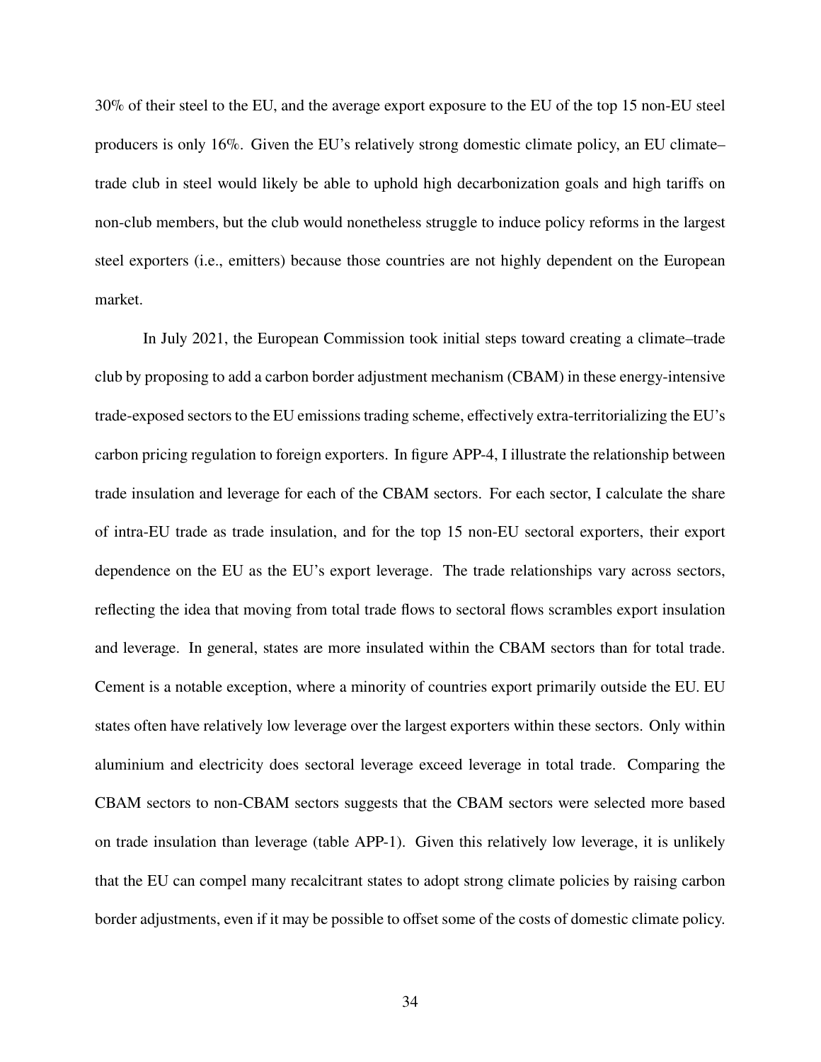30% of their steel to the EU, and the average export exposure to the EU of the top 15 non-EU steel producers is only 16%. Given the EU's relatively strong domestic climate policy, an EU climate–trade club in steel would likely be able to uphold high decarbonization goals and high tariffs on non-club members, but the club would nonetheless struggle to induce policy reforms in the largest steel exporters (i.e., emitters) because those countries are not highly dependent on the European market.

In July 2021, the European Commission took initial steps toward creating a climate–trade club by proposing to add a carbon border adjustment mechanism (CBAM) in these energy-intensive trade-exposed sectors to the EU emissions trading scheme, effectively extra-territorializing the EU's carbon pricing regulation to foreign exporters. In figure APP-4, I illustrate the relationship between trade insulation and leverage for each of the CBAM sectors. For each sector, I calculate the share of intra-EU trade as trade insulation, and for the top 15 non-EU sectoral exporters, their export dependence on the EU as the EU's export leverage. The trade relationships vary across sectors, reflecting the idea that moving from total trade flows to sectoral flows scrambles export insulation and leverage. In general, states are more insulated within the CBAM sectors than for total trade. Cement is a notable exception, where a minority of countries export primarily outside the EU. EU states often have relatively low leverage over the largest exporters within these sectors. Only within aluminium and electricity does sectoral leverage exceed leverage in total trade. Comparing the CBAM sectors to non-CBAM sectors suggests that the CBAM sectors were selected more based on trade insulation than leverage (table APP-1). Given this relatively low leverage, it is unlikely that the EU can compel many recalcitrant states to adopt strong climate policies by raising carbon border adjustments, even if it may be possible to offset some of the costs of domestic climate policy.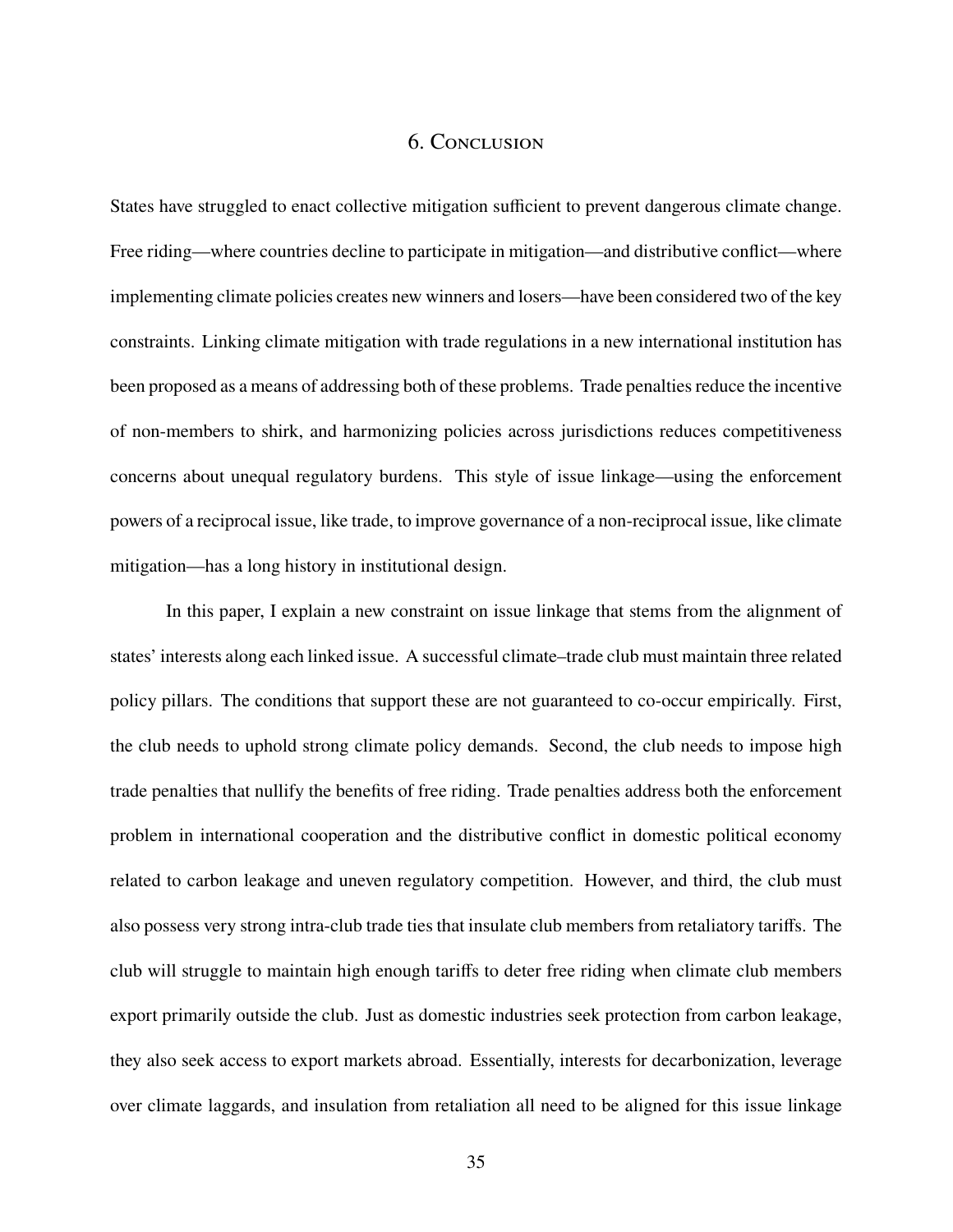# 6. Conclusion

States have struggled to enact collective mitigation sufficient to prevent dangerous climate change. Free riding—where countries decline to participate in mitigation—and distributive conflict—where implementing climate policies creates new winners and losers—have been considered two of the key constraints. Linking climate mitigation with trade regulations in a new international institution has been proposed as a means of addressing both of these problems. Trade penalties reduce the incentive of non-members to shirk, and harmonizing policies across jurisdictions reduces competitiveness concerns about unequal regulatory burdens. This style of issue linkage—using the enforcement powers of a reciprocal issue, like trade, to improve governance of a non-reciprocal issue, like climate mitigation—has a long history in institutional design.

In this paper, I explain a new constraint on issue linkage that stems from the alignment of states' interests along each linked issue. A successful climate–trade club must maintain three related policy pillars. The conditions that support these are not guaranteed to co-occur empirically. First, the club needs to uphold strong climate policy demands. Second, the club needs to impose high trade penalties that nullify the benefits of free riding. Trade penalties address both the enforcement problem in international cooperation and the distributive conflict in domestic political economy related to carbon leakage and uneven regulatory competition. However, and third, the club must also possess very strong intra-club trade ties that insulate club members from retaliatory tariffs. The club will struggle to maintain high enough tariffs to deter free riding when climate club members export primarily outside the club. Just as domestic industries seek protection from carbon leakage, they also seek access to export markets abroad. Essentially, interests for decarbonization, leverage over climate laggards, and insulation from retaliation all need to be aligned for this issue linkage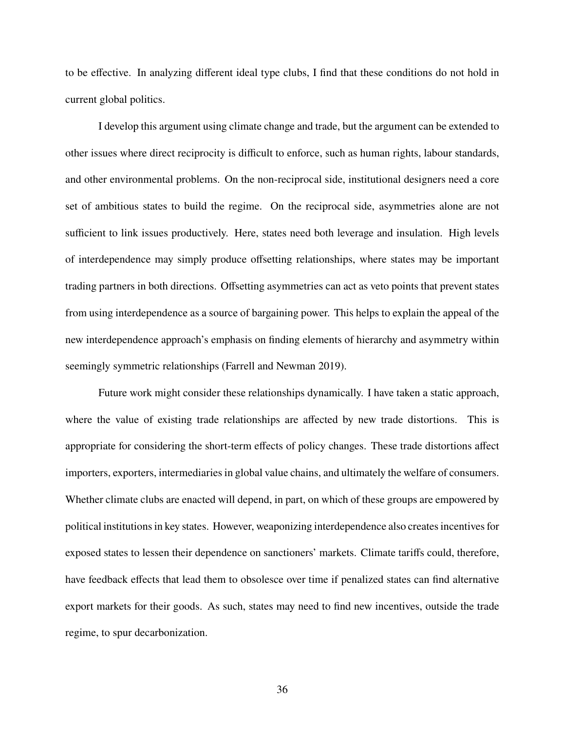to be effective. In analyzing different ideal type clubs, I find that these conditions do not hold in current global politics.

I develop this argument using climate change and trade, but the argument can be extended to other issues where direct reciprocity is difficult to enforce, such as human rights, labour standards, and other environmental problems. On the non-reciprocal side, institutional designers need a core set of ambitious states to build the regime. On the reciprocal side, asymmetries alone are not sufficient to link issues productively. Here, states need both leverage and insulation. High levels of interdependence may simply produce offsetting relationships, where states may be important trading partners in both directions. Offsetting asymmetries can act as veto points that prevent states from using interdependence as a source of bargaining power. This helps to explain the appeal of the new interdependence approach's emphasis on finding elements of hierarchy and asymmetry within seemingly symmetric relationships (Farrell and Newman 2019).

Future work might consider these relationships dynamically. I have taken a static approach, where the value of existing trade relationships are affected by new trade distortions. This is appropriate for considering the short-term effects of policy changes. These trade distortions affect importers, exporters, intermediaries in global value chains, and ultimately the welfare of consumers. Whether climate clubs are enacted will depend, in part, on which of these groups are empowered by political institutions in key states. However, weaponizing interdependence also creates incentives for exposed states to lessen their dependence on sanctioners' markets. Climate tariffs could, therefore, have feedback effects that lead them to obsolesce over time if penalized states can find alternative export markets for their goods. As such, states may need to find new incentives, outside the trade regime, to spur decarbonization.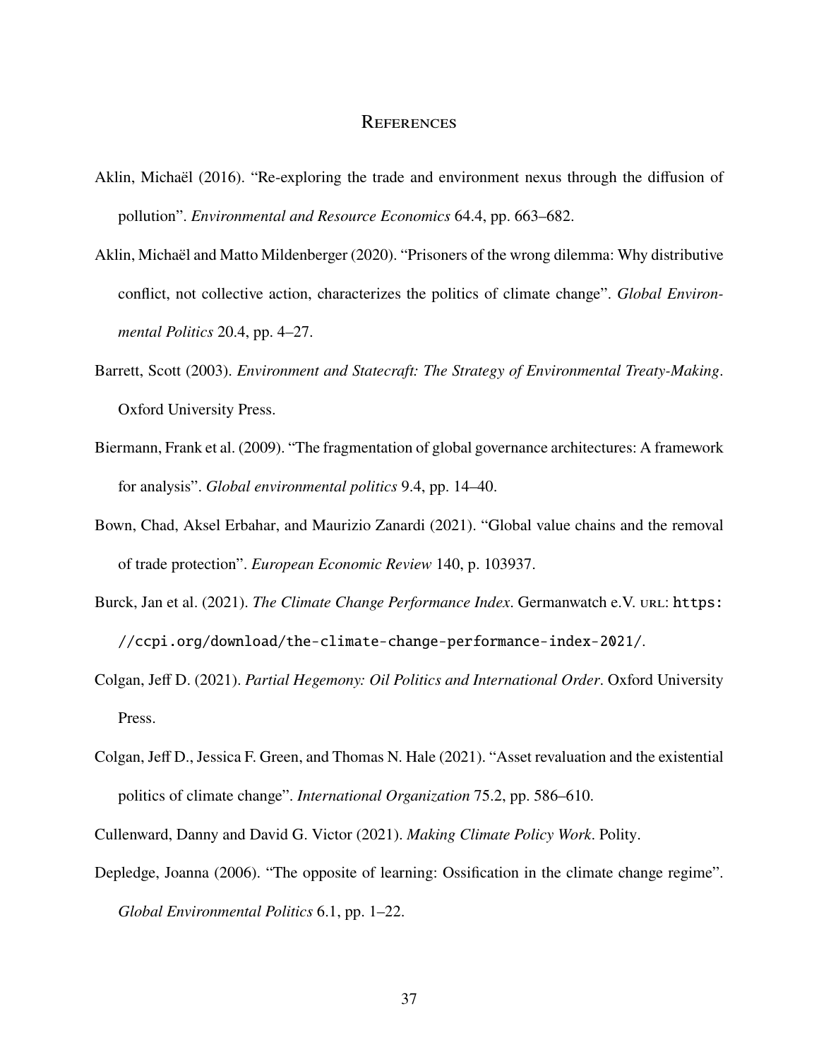# References

Aklin, Michaël (2016). "Re-exploring the trade and environment nexus through the diffusion of pollution". *Environmental and Resource Economics* 64.4, pp. 663–682.

Aklin, Michaël and Matto Mildenberger (2020). "Prisoners of the wrong dilemma: Why distributive conflict, not collective action, characterizes the politics of climate change". *Global Environmental Politics* 20.4, pp. 4–27.

Barrett, Scott (2003). *Environment and Statecraft: The Strategy of Environmental Treaty-Making*. Oxford University Press.

Biermann, Frank et al. (2009). "The fragmentation of global governance architectures: A framework for analysis". *Global environmental politics* 9.4, pp. 14–40.

Bown, Chad, Aksel Erbahar, and Maurizio Zanardi (2021). "Global value chains and the removal of trade protection". *European Economic Review* 140, p. 103937.

Burck, Jan et al. (2021). *The Climate Change Performance Index*. Germanwatch e.V. URL: https://ccpi.org/download/the-climate-change-performance-index-2021/.

Colgan, Jeff D. (2021). *Partial Hegemony: Oil Politics and International Order*. Oxford University Press.

Colgan, Jeff D., Jessica F. Green, and Thomas N. Hale (2021). "Asset revaluation and the existential politics of climate change". *International Organization* 75.2, pp. 586–610.

Cullenward, Danny and David G. Victor (2021). *Making Climate Policy Work*. Polity.

Depledge, Joanna (2006). "The opposite of learning: Ossification in the climate change regime". *Global Environmental Politics* 6.1, pp. 1–22.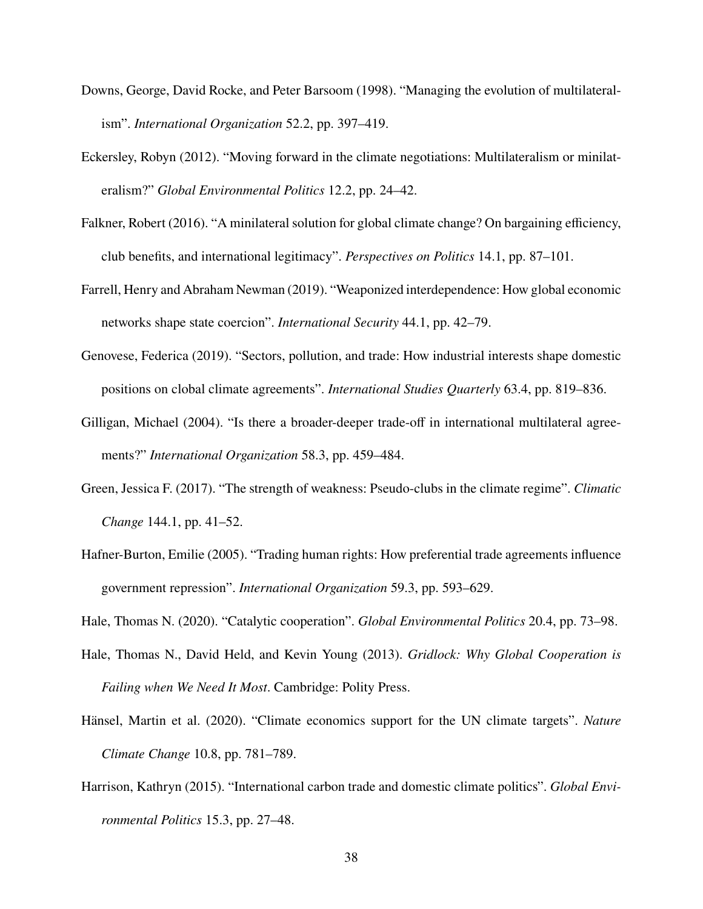Downs, George, David Rocke, and Peter Barsoom (1998). "Managing the evolution of multilateralism". *International Organization* 52.2, pp. 397–419.

Eckersley, Robyn (2012). "Moving forward in the climate negotiations: Multilateralism or minilateralism?" *Global Environmental Politics* 12.2, pp. 24–42.

Falkner, Robert (2016). "A minilateral solution for global climate change? On bargaining efficiency, club benefits, and international legitimacy". *Perspectives on Politics* 14.1, pp. 87–101.

Farrell, Henry and Abraham Newman (2019). "Weaponized interdependence: How global economic networks shape state coercion". *International Security* 44.1, pp. 42–79.

Genovese, Federica (2019). "Sectors, pollution, and trade: How industrial interests shape domestic positions on clobal climate agreements". *International Studies Quarterly* 63.4, pp. 819–836.

Gilligan, Michael (2004). "Is there a broader-deeper trade-off in international multilateral agreements?" *International Organization* 58.3, pp. 459–484.

Green, Jessica F. (2017). "The strength of weakness: Pseudo-clubs in the climate regime". *Climatic Change* 144.1, pp. 41–52.

Hafner-Burton, Emilie (2005). "Trading human rights: How preferential trade agreements influence government repression". *International Organization* 59.3, pp. 593–629.

Hale, Thomas N. (2020). "Catalytic cooperation". *Global Environmental Politics* 20.4, pp. 73–98.

Hale, Thomas N., David Held, and Kevin Young (2013). *Gridlock: Why Global Cooperation is Failing when We Need It Most*. Cambridge: Polity Press.

Hänsel, Martin et al. (2020). "Climate economics support for the UN climate targets". *Nature Climate Change* 10.8, pp. 781–789.

Harrison, Kathryn (2015). "International carbon trade and domestic climate politics". *Global Environmental Politics* 15.3, pp. 27–48.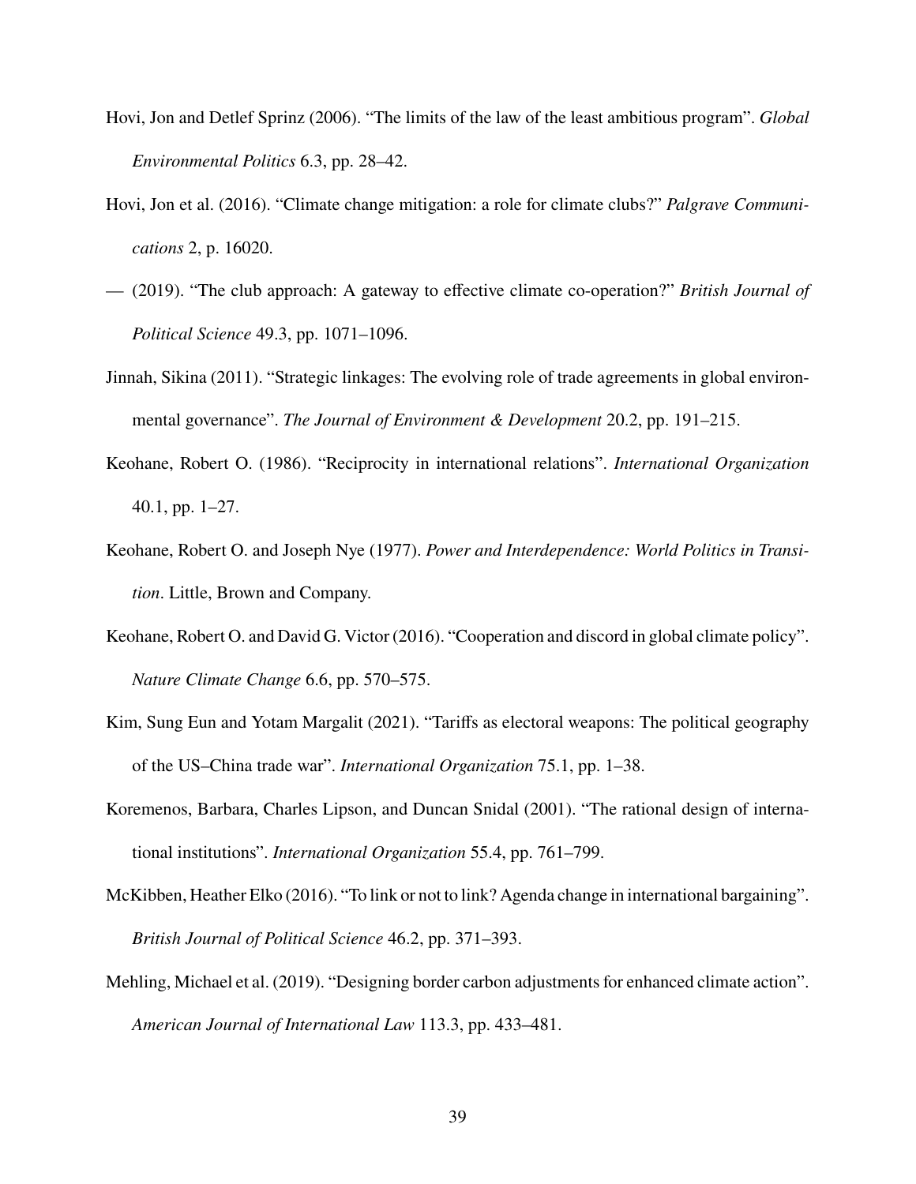Hovi, Jon and Detlef Sprinz (2006). "The limits of the law of the least ambitious program". *Global Environmental Politics* 6.3, pp. 28–42.

Hovi, Jon et al. (2016). "Climate change mitigation: a role for climate clubs?" *Palgrave Communications* 2, p. 16020.

— (2019). "The club approach: A gateway to effective climate co-operation?" *British Journal of Political Science* 49.3, pp. 1071–1096.

Jinnah, Sikina (2011). "Strategic linkages: The evolving role of trade agreements in global environmental governance". *The Journal of Environment & Development* 20.2, pp. 191–215.

Keohane, Robert O. (1986). "Reciprocity in international relations". *International Organization* 40.1, pp. 1–27.

Keohane, Robert O. and Joseph Nye (1977). *Power and Interdependence: World Politics in Transition*. Little, Brown and Company.

Keohane, Robert O. and David G. Victor (2016). "Cooperation and discord in global climate policy". *Nature Climate Change* 6.6, pp. 570–575.

Kim, Sung Eun and Yotam Margalit (2021). "Tariffs as electoral weapons: The political geography of the US–China trade war". *International Organization* 75.1, pp. 1–38.

Koremenos, Barbara, Charles Lipson, and Duncan Snidal (2001). "The rational design of international institutions". *International Organization* 55.4, pp. 761–799.

McKibben, Heather Elko (2016). "To link or not to link? Agenda change in international bargaining". *British Journal of Political Science* 46.2, pp. 371–393.

Mehling, Michael et al. (2019). "Designing border carbon adjustments for enhanced climate action". *American Journal of International Law* 113.3, pp. 433–481.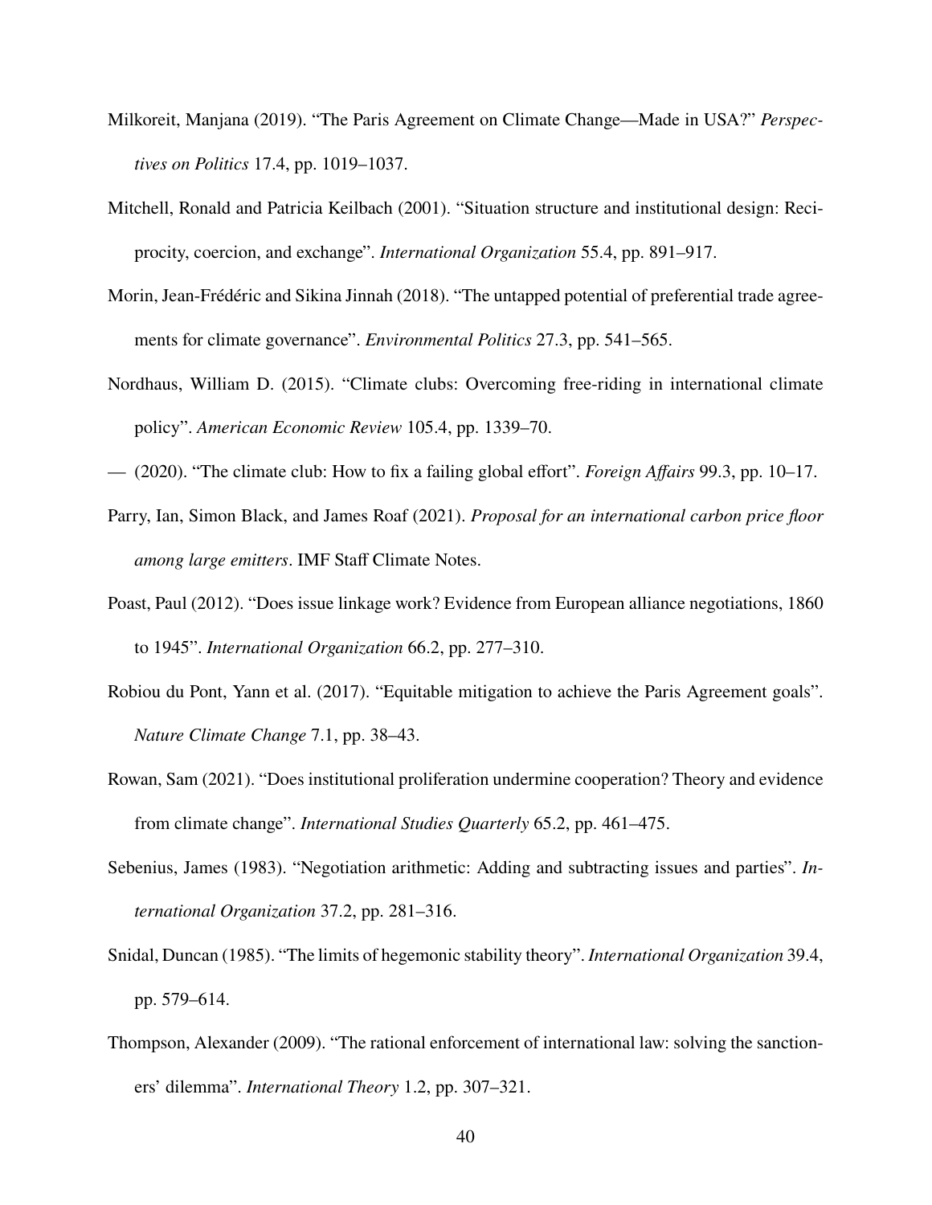Milkoreit, Manjana (2019). "The Paris Agreement on Climate Change—Made in USA?" *Perspectives on Politics* 17.4, pp. 1019–1037.

Mitchell, Ronald and Patricia Keilbach (2001). "Situation structure and institutional design: Reciprocity, coercion, and exchange". *International Organization* 55.4, pp. 891–917.

Morin, Jean-Frédéric and Sikina Jinnah (2018). "The untapped potential of preferential trade agreements for climate governance". *Environmental Politics* 27.3, pp. 541–565.

Nordhaus, William D. (2015). "Climate clubs: Overcoming free-riding in international climate policy". *American Economic Review* 105.4, pp. 1339–70.

— (2020). "The climate club: How to fix a failing global effort". *Foreign Affairs* 99.3, pp. 10–17.

Parry, Ian, Simon Black, and James Roaf (2021). *Proposal for an international carbon price floor among large emitters*. IMF Staff Climate Notes.

Poast, Paul (2012). "Does issue linkage work? Evidence from European alliance negotiations, 1860 to 1945". *International Organization* 66.2, pp. 277–310.

Robiou du Pont, Yann et al. (2017). "Equitable mitigation to achieve the Paris Agreement goals". *Nature Climate Change* 7.1, pp. 38–43.

Rowan, Sam (2021). "Does institutional proliferation undermine cooperation? Theory and evidence from climate change". *International Studies Quarterly* 65.2, pp. 461–475.

Sebenius, James (1983). "Negotiation arithmetic: Adding and subtracting issues and parties". *International Organization* 37.2, pp. 281–316.

Snidal, Duncan (1985). "The limits of hegemonic stability theory". *International Organization* 39.4, pp. 579–614.

Thompson, Alexander (2009). "The rational enforcement of international law: solving the sanctioners' dilemma". *International Theory* 1.2, pp. 307–321.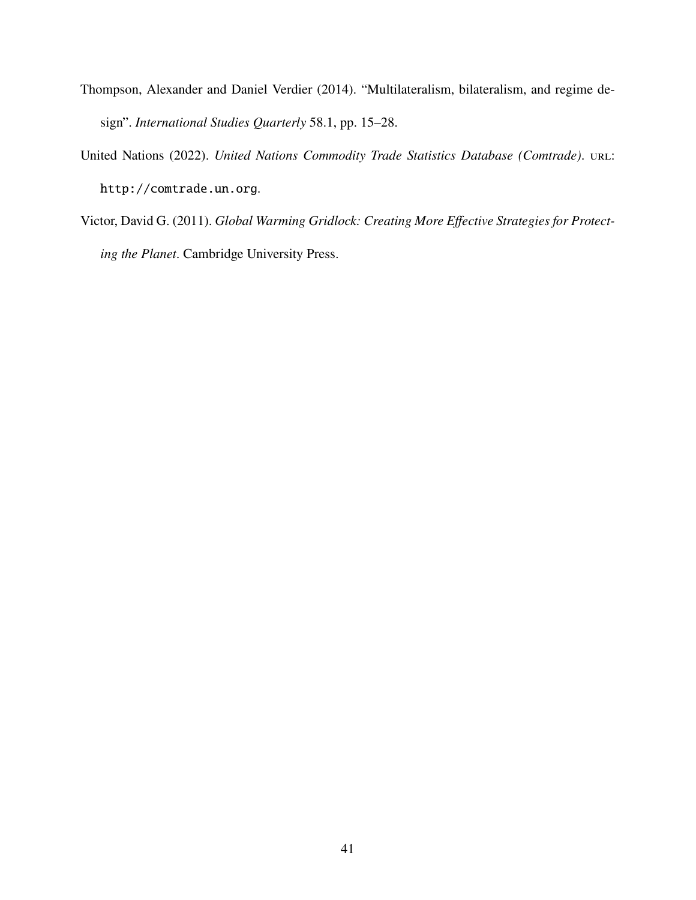Thompson, Alexander and Daniel Verdier (2014). "Multilateralism, bilateralism, and regime design". *International Studies Quarterly* 58.1, pp. 15–28.

United Nations (2022). *United Nations Commodity Trade Statistics Database (Comtrade)*. URL: http://comtrade.un.org.

Victor, David G. (2011). *Global Warming Gridlock: Creating More Effective Strategies for Protecting the Planet*. Cambridge University Press.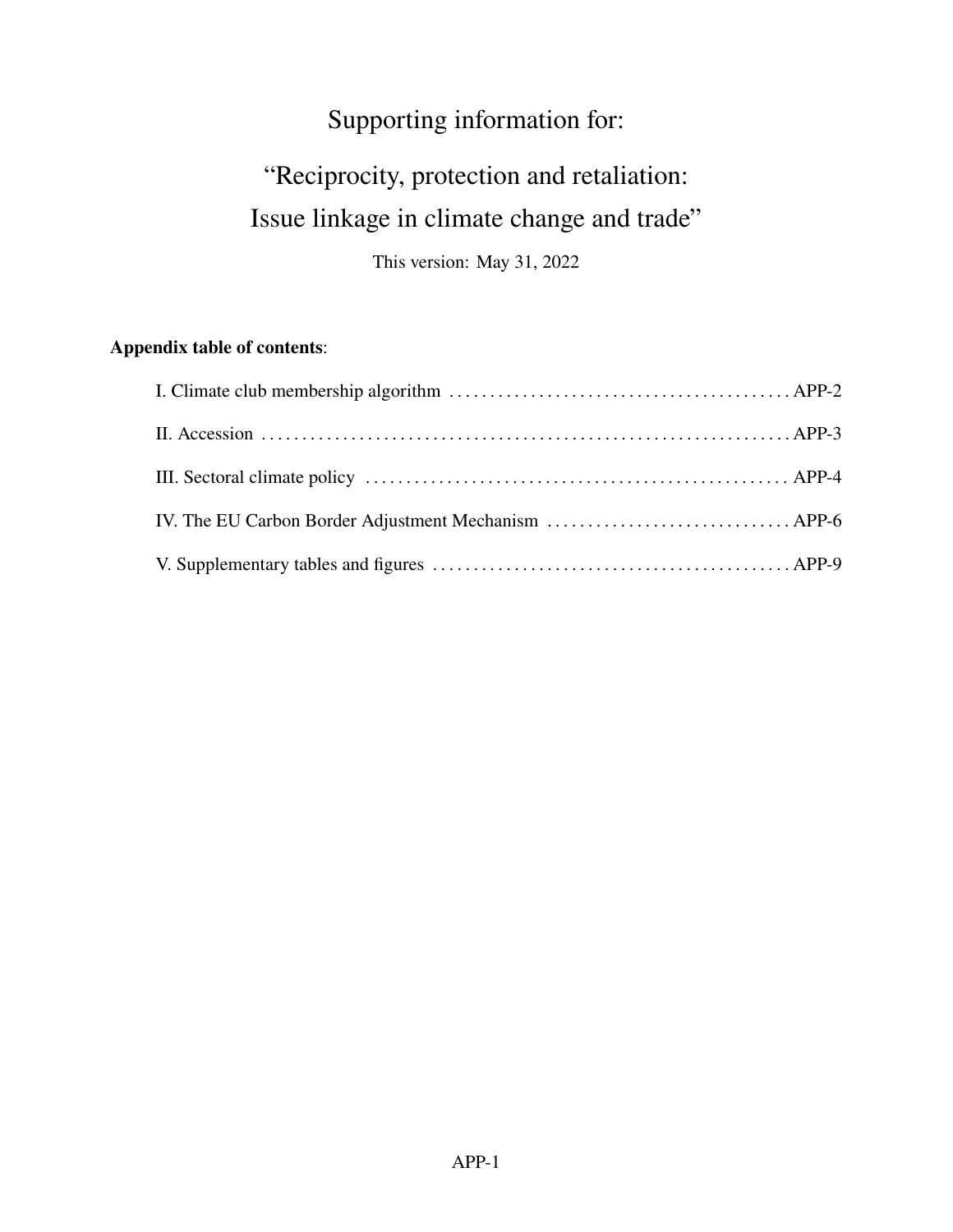# Supporting information for:

# "Reciprocity, protection and retaliation: Issue linkage in climate change and trade"

This version: May 31, 2022

**Appendix table of contents**:

- I. Climate club membership algorithm . . . . . . . . . . . . . . . . . . . . . . . . . . . . . . . . . . . . . . . . APP-2
- II. Accession . . . . . . . . . . . . . . . . . . . . . . . . . . . . . . . . . . . . . . . . . . . . . . . . . . . . . . . . . . . . APP-3
- III. Sectoral climate policy . . . . . . . . . . . . . . . . . . . . . . . . . . . . . . . . . . . . . . . . . . . . . . . . . APP-4
- IV. The EU Carbon Border Adjustment Mechanism . . . . . . . . . . . . . . . . . . . . . . . . . . . . . . APP-6
- V. Supplementary tables and figures . . . . . . . . . . . . . . . . . . . . . . . . . . . . . . . . . . . . . . . . . APP-9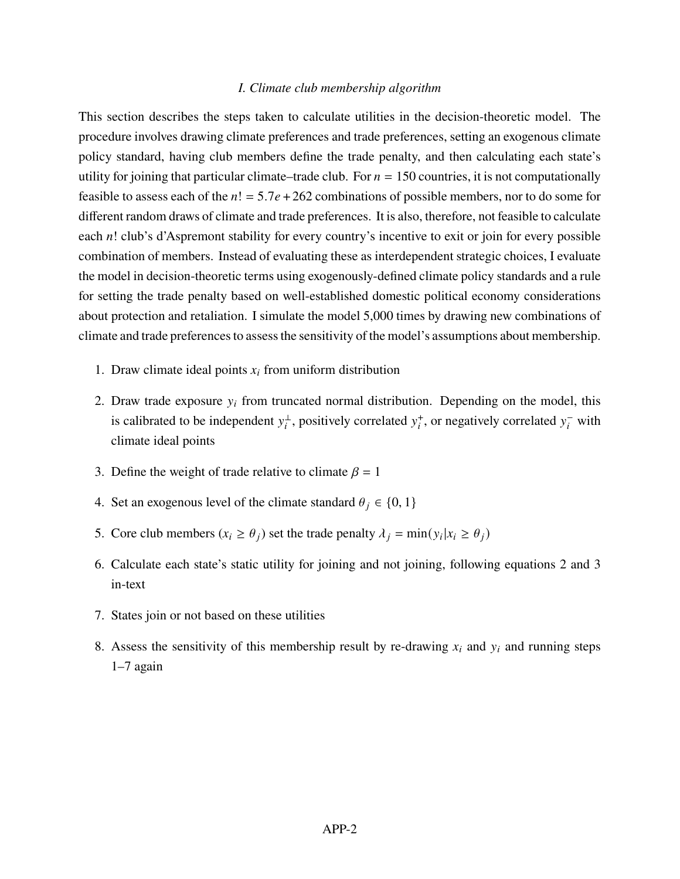### *I. Climate club membership algorithm*

This section describes the steps taken to calculate utilities in the decision-theoretic model. The procedure involves drawing climate preferences and trade preferences, setting an exogenous climate policy standard, having club members define the trade penalty, and then calculating each state's utility for joining that particular climate–trade club. For $n = 150$ countries, it is not computationally feasible to assess each of the $n! = 5.7e + 262$ combinations of possible members, nor to do some for different random draws of climate and trade preferences. It is also, therefore, not feasible to calculate each $n!$ club's d'Aspremont stability for every country's incentive to exit or join for every possible combination of members. Instead of evaluating these as interdependent strategic choices, I evaluate the model in decision-theoretic terms using exogenously-defined climate policy standards and a rule for setting the trade penalty based on well-established domestic political economy considerations about protection and retaliation. I simulate the model 5,000 times by drawing new combinations of climate and trade preferences to assess the sensitivity of the model's assumptions about membership.

1. Draw climate ideal points $x_i$ from uniform distribution
2. Draw trade exposure $y_i$ from truncated normal distribution. Depending on the model, this is calibrated to be independent $y_i^{\perp}$, positively correlated $y_i^{+}$, or negatively correlated $y_i^{-}$ with climate ideal points
3. Define the weight of trade relative to climate $\beta = 1$
4. Set an exogenous level of the climate standard $\theta_j \in \{0, 1\}$
5. Core club members ($x_i \geq \theta_j$) set the trade penalty $\lambda_j = \min(y_i | x_i \geq \theta_j)$
6. Calculate each state's static utility for joining and not joining, following equations 2 and 3 in-text
7. States join or not based on these utilities
8. Assess the sensitivity of this membership result by re-drawing $x_i$ and $y_i$ and running steps 1–7 again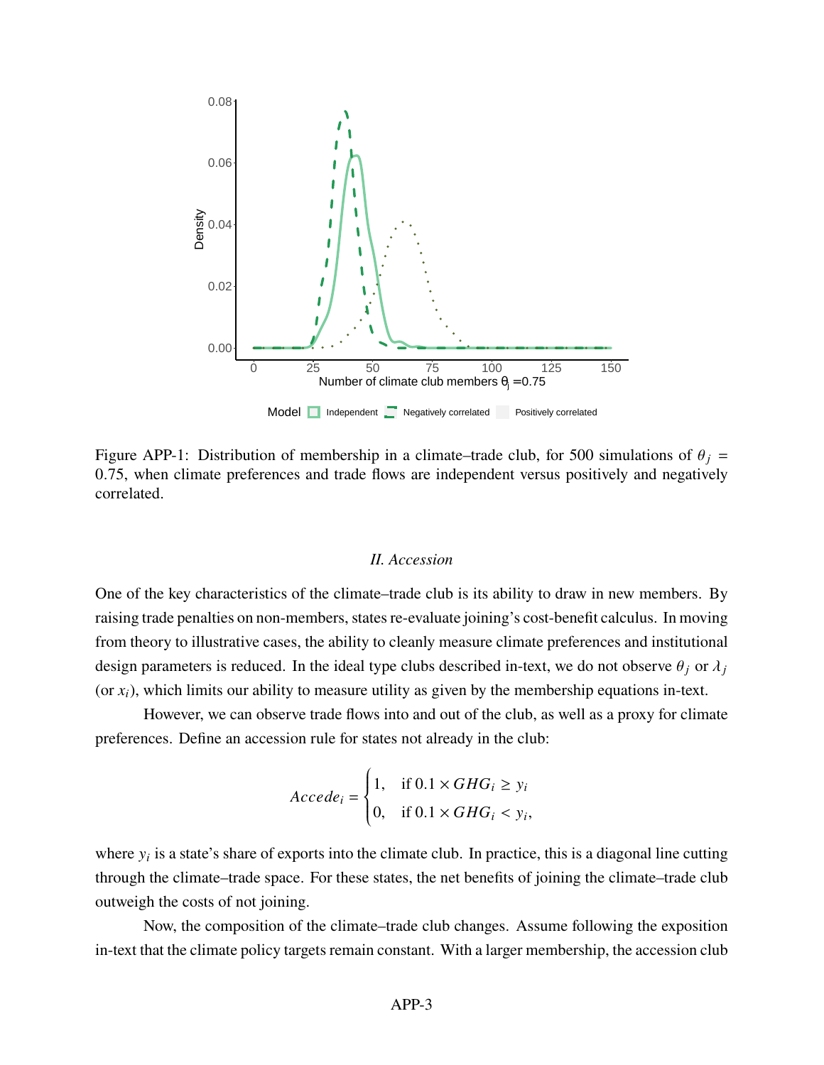Figure APP-1: Distribution of membership in a climate–trade club, for 500 simulations of $\theta_j = 0.75$, when climate preferences and trade flows are independent versus positively and negatively correlated.

### *II. Accession*

One of the key characteristics of the climate–trade club is its ability to draw in new members. By raising trade penalties on non-members, states re-evaluate joining's cost-benefit calculus. In moving from theory to illustrative cases, the ability to cleanly measure climate preferences and institutional design parameters is reduced. In the ideal type clubs described in-text, we do not observe $\theta_j$ or $\lambda_j$ (or $x_i$), which limits our ability to measure utility as given by the membership equations in-text.

However, we can observe trade flows into and out of the club, as well as a proxy for climate preferences. Define an accession rule for states not already in the club:

$$Accede_i = \begin{cases} 1, & \text{if } 0.1 \times GHG_i \geq y_i \\ 0, & \text{if } 0.1 \times GHG_i < y_i, \end{cases}$$

where $y_i$ is a state's share of exports into the climate club. In practice, this is a diagonal line cutting through the climate–trade space. For these states, the net benefits of joining the climate–trade club outweigh the costs of not joining.

Now, the composition of the climate–trade club changes. Assume following the exposition in-text that the climate policy targets remain constant. With a larger membership, the accession club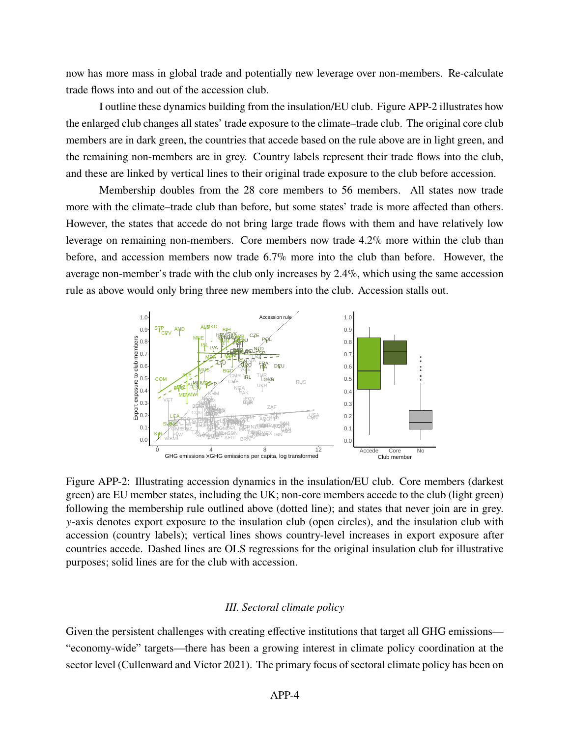now has more mass in global trade and potentially new leverage over non-members. Re-calculate trade flows into and out of the accession club.

I outline these dynamics building from the insulation/EU club. Figure APP-2 illustrates how the enlarged club changes all states' trade exposure to the climate–trade club. The original core club members are in dark green, the countries that accede based on the rule above are in light green, and the remaining non-members are in grey. Country labels represent their trade flows into the club, and these are linked by vertical lines to their original trade exposure to the club before accession.

Membership doubles from the 28 core members to 56 members. All states now trade more with the climate–trade club than before, but some states' trade is more affected than others. However, the states that accede do not bring large trade flows with them and have relatively low leverage on remaining non-members. Core members now trade 4.2% more within the club than before, and accession members now trade 6.7% more into the club than before. However, the average non-member's trade with the club only increases by 2.4%, which using the same accession rule as above would only bring three new members into the club. Accession stalls out.

Figure APP-2: Illustrating accession dynamics in the insulation/EU club. Core members (darkest green) are EU member states, including the UK; non-core members accede to the club (light green) following the membership rule outlined above (dotted line); and states that never join are in grey. $y$-axis denotes export exposure to the insulation club (open circles), and the insulation club with accession (country labels); vertical lines shows country-level increases in export exposure after countries accede. Dashed lines are OLS regressions for the original insulation club for illustrative purposes; solid lines are for the club with accession.

### *III. Sectoral climate policy*

Given the persistent challenges with creating effective institutions that target all GHG emissions—"economy-wide" targets—there has been a growing interest in climate policy coordination at the sector level (Cullenward and Victor 2021). The primary focus of sectoral climate policy has been on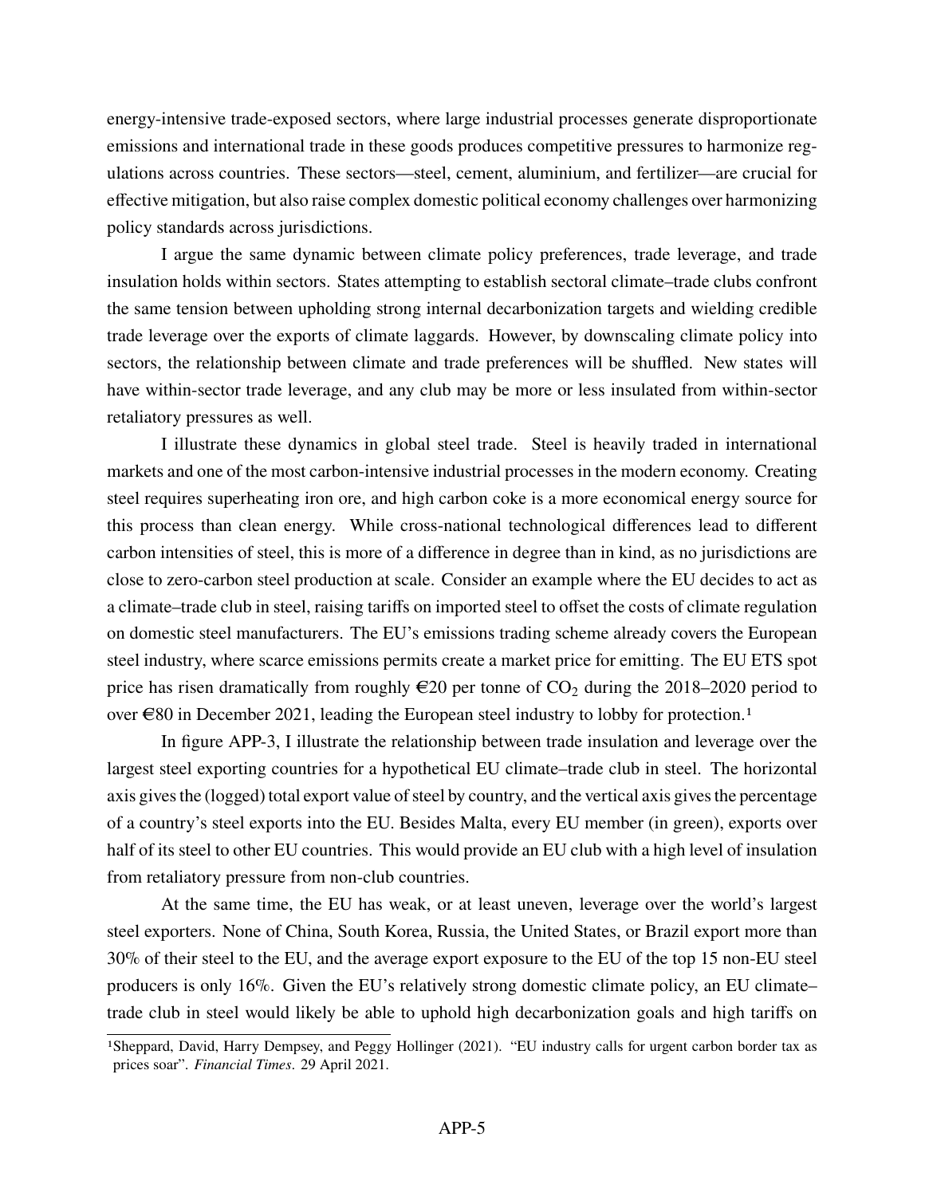energy-intensive trade-exposed sectors, where large industrial processes generate disproportionate emissions and international trade in these goods produces competitive pressures to harmonize regulations across countries. These sectors—steel, cement, aluminium, and fertilizer—are crucial for effective mitigation, but also raise complex domestic political economy challenges over harmonizing policy standards across jurisdictions.

I argue the same dynamic between climate policy preferences, trade leverage, and trade insulation holds within sectors. States attempting to establish sectoral climate–trade clubs confront the same tension between upholding strong internal decarbonization targets and wielding credible trade leverage over the exports of climate laggards. However, by downscaling climate policy into sectors, the relationship between climate and trade preferences will be shuffled. New states will have within-sector trade leverage, and any club may be more or less insulated from within-sector retaliatory pressures as well.

I illustrate these dynamics in global steel trade. Steel is heavily traded in international markets and one of the most carbon-intensive industrial processes in the modern economy. Creating steel requires superheating iron ore, and high carbon coke is a more economical energy source for this process than clean energy. While cross-national technological differences lead to different carbon intensities of steel, this is more of a difference in degree than in kind, as no jurisdictions are close to zero-carbon steel production at scale. Consider an example where the EU decides to act as a climate–trade club in steel, raising tariffs on imported steel to offset the costs of climate regulation on domestic steel manufacturers. The EU's emissions trading scheme already covers the European steel industry, where scarce emissions permits create a market price for emitting. The EU ETS spot price has risen dramatically from roughly €20 per tonne of $CO_2$ during the 2018–2020 period to over €80 in December 2021, leading the European steel industry to lobby for protection.[1]

In figure APP-3, I illustrate the relationship between trade insulation and leverage over the largest steel exporting countries for a hypothetical EU climate–trade club in steel. The horizontal axis gives the (logged) total export value of steel by country, and the vertical axis gives the percentage of a country's steel exports into the EU. Besides Malta, every EU member (in green), exports over half of its steel to other EU countries. This would provide an EU club with a high level of insulation from retaliatory pressure from non-club countries.

At the same time, the EU has weak, or at least uneven, leverage over the world's largest steel exporters. None of China, South Korea, Russia, the United States, or Brazil export more than 30% of their steel to the EU, and the average export exposure to the EU of the top 15 non-EU steel producers is only 16%. Given the EU's relatively strong domestic climate policy, an EU climate–trade club in steel would likely be able to uphold high decarbonization goals and high tariffs on

[1] Sheppard, David, Harry Dempsey, and Peggy Hollinger (2021). "EU industry calls for urgent carbon border tax as prices soar". *Financial Times*. 29 April 2021.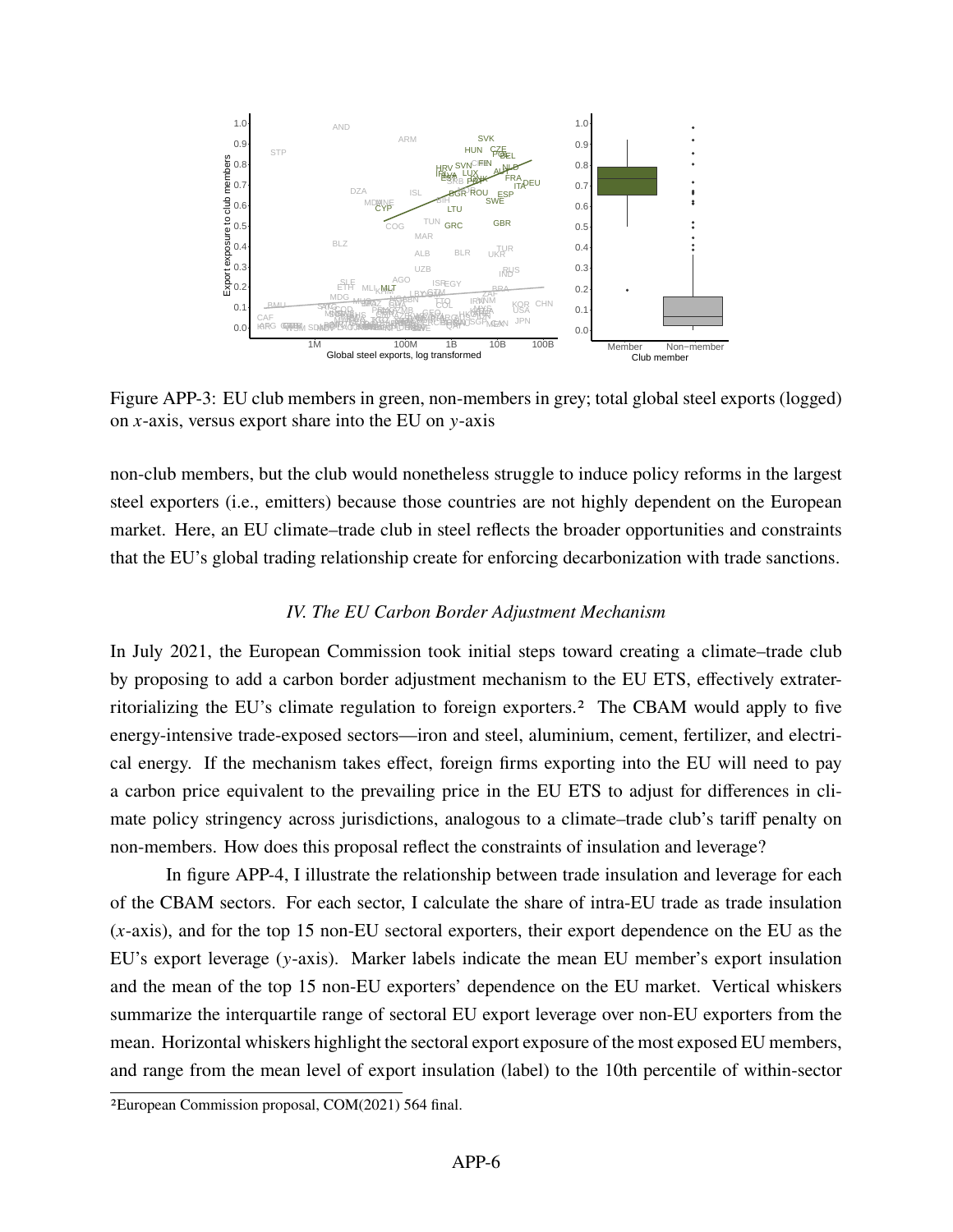Figure APP-3: EU club members in green, non-members in grey; total global steel exports (logged) on $x$-axis, versus export share into the EU on $y$-axis

non-club members, but the club would nonetheless struggle to induce policy reforms in the largest steel exporters (i.e., emitters) because those countries are not highly dependent on the European market. Here, an EU climate–trade club in steel reflects the broader opportunities and constraints that the EU's global trading relationship create for enforcing decarbonization with trade sanctions.

### *IV. The EU Carbon Border Adjustment Mechanism*

In July 2021, the European Commission took initial steps toward creating a climate–trade club by proposing to add a carbon border adjustment mechanism to the EU ETS, effectively extraterritorializing the EU's climate regulation to foreign exporters.[2] The CBAM would apply to five energy-intensive trade-exposed sectors—iron and steel, aluminium, cement, fertilizer, and electrical energy. If the mechanism takes effect, foreign firms exporting into the EU will need to pay a carbon price equivalent to the prevailing price in the EU ETS to adjust for differences in climate policy stringency across jurisdictions, analogous to a climate–trade club's tariff penalty on non-members. How does this proposal reflect the constraints of insulation and leverage?

In figure APP-4, I illustrate the relationship between trade insulation and leverage for each of the CBAM sectors. For each sector, I calculate the share of intra-EU trade as trade insulation ($x$-axis), and for the top 15 non-EU sectoral exporters, their export dependence on the EU as the EU's export leverage ($y$-axis). Marker labels indicate the mean EU member's export insulation and the mean of the top 15 non-EU exporters' dependence on the EU market. Vertical whiskers summarize the interquartile range of sectoral EU export leverage over non-EU exporters from the mean. Horizontal whiskers highlight the sectoral export exposure of the most exposed EU members, and range from the mean level of export insulation (label) to the 10th percentile of within-sector

[2] European Commission proposal, COM(2021) 564 final.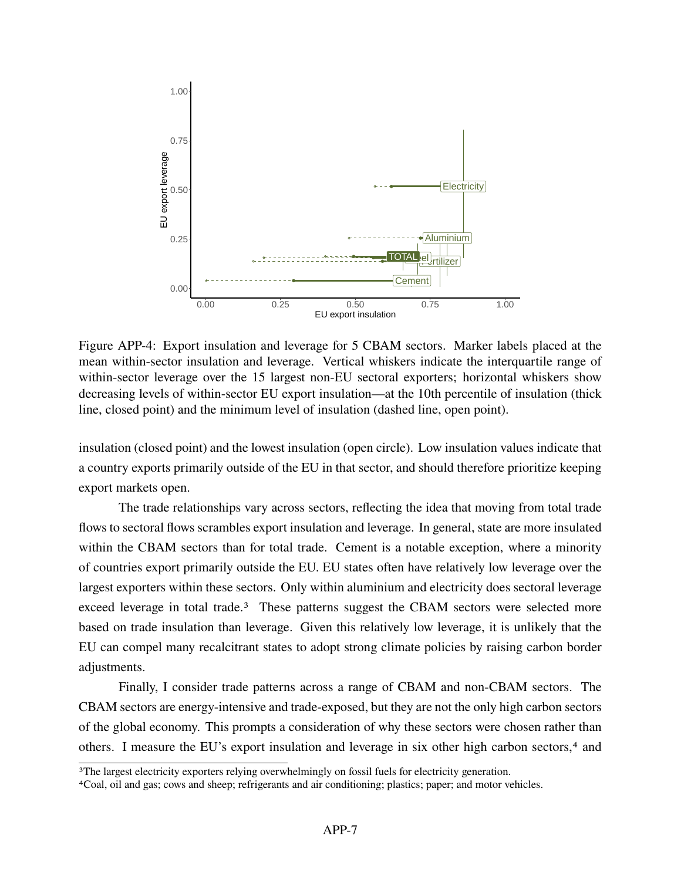Figure APP-4: Export insulation and leverage for 5 CBAM sectors. Marker labels placed at the mean within-sector insulation and leverage. Vertical whiskers indicate the interquartile range of within-sector leverage over the 15 largest non-EU sectoral exporters; horizontal whiskers show decreasing levels of within-sector EU export insulation—at the 10th percentile of insulation (thick line, closed point) and the minimum level of insulation (dashed line, open point).

insulation (closed point) and the lowest insulation (open circle). Low insulation values indicate that a country exports primarily outside of the EU in that sector, and should therefore prioritize keeping export markets open.

The trade relationships vary across sectors, reflecting the idea that moving from total trade flows to sectoral flows scrambles export insulation and leverage. In general, state are more insulated within the CBAM sectors than for total trade. Cement is a notable exception, where a minority of countries export primarily outside the EU. EU states often have relatively low leverage over the largest exporters within these sectors. Only within aluminium and electricity does sectoral leverage exceed leverage in total trade.[3] These patterns suggest the CBAM sectors were selected more based on trade insulation than leverage. Given this relatively low leverage, it is unlikely that the EU can compel many recalcitrant states to adopt strong climate policies by raising carbon border adjustments.

Finally, I consider trade patterns across a range of CBAM and non-CBAM sectors. The CBAM sectors are energy-intensive and trade-exposed, but they are not the only high carbon sectors of the global economy. This prompts a consideration of why these sectors were chosen rather than others. I measure the EU's export insulation and leverage in six other high carbon sectors,[4] and

[3]The largest electricity exporters relying overwhelmingly on fossil fuels for electricity generation.

[4]Coal, oil and gas; cows and sheep; refrigerants and air conditioning; plastics; paper; and motor vehicles.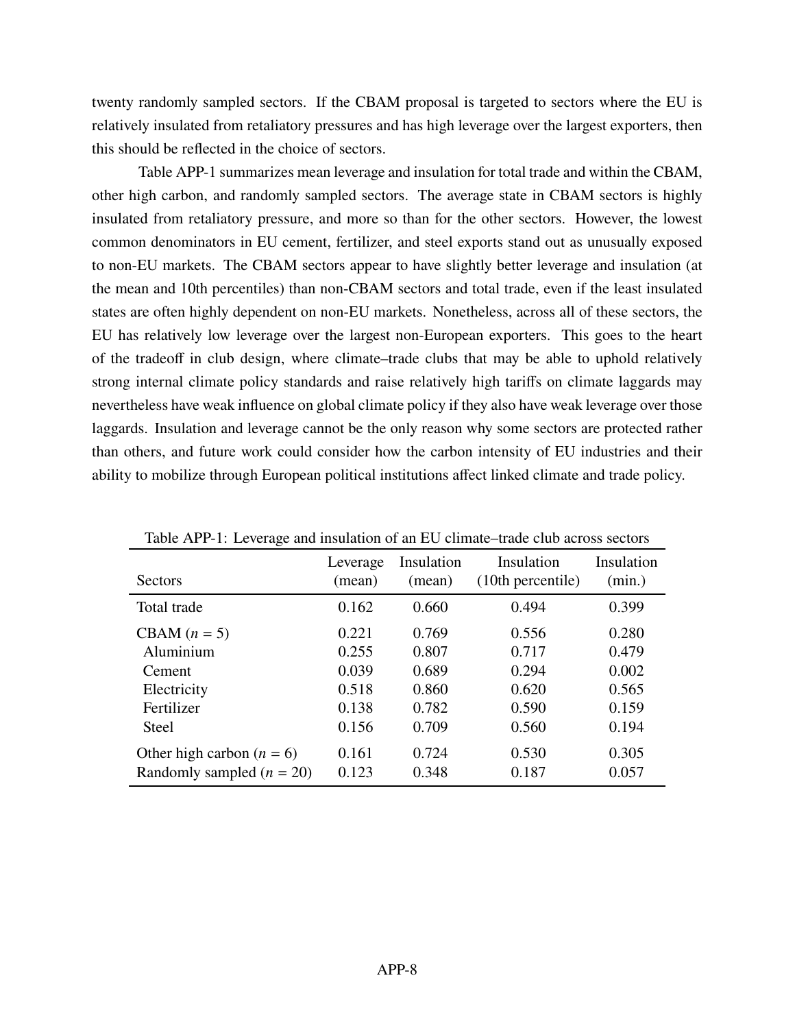twenty randomly sampled sectors. If the CBAM proposal is targeted to sectors where the EU is relatively insulated from retaliatory pressures and has high leverage over the largest exporters, then this should be reflected in the choice of sectors.

Table APP-1 summarizes mean leverage and insulation for total trade and within the CBAM, other high carbon, and randomly sampled sectors. The average state in CBAM sectors is highly insulated from retaliatory pressure, and more so than for the other sectors. However, the lowest common denominators in EU cement, fertilizer, and steel exports stand out as unusually exposed to non-EU markets. The CBAM sectors appear to have slightly better leverage and insulation (at the mean and 10th percentiles) than non-CBAM sectors and total trade, even if the least insulated states are often highly dependent on non-EU markets. Nonetheless, across all of these sectors, the EU has relatively low leverage over the largest non-European exporters. This goes to the heart of the tradeoff in club design, where climate–trade clubs that may be able to uphold relatively strong internal climate policy standards and raise relatively high tariffs on climate laggards may nevertheless have weak influence on global climate policy if they also have weak leverage over those laggards. Insulation and leverage cannot be the only reason why some sectors are protected rather than others, and future work could consider how the carbon intensity of EU industries and their ability to mobilize through European political institutions affect linked climate and trade policy.

Table APP-1: Leverage and insulation of an EU climate–trade club across sectors

| Sectors | Leverage (mean) | Insulation (mean) | Insulation (10th percentile) | Insulation (min.) |
|---|---|---|---|---|
| Total trade | 0.162 | 0.660 | 0.494 | 0.399 |
| CBAM ($n$ = 5) | 0.221 | 0.769 | 0.556 | 0.280 |
| Aluminium | 0.255 | 0.807 | 0.717 | 0.479 |
| Cement | 0.039 | 0.689 | 0.294 | 0.002 |
| Electricity | 0.518 | 0.860 | 0.620 | 0.565 |
| Fertilizer | 0.138 | 0.782 | 0.590 | 0.159 |
| Steel | 0.156 | 0.709 | 0.560 | 0.194 |
| Other high carbon ($n$ = 6) | 0.161 | 0.724 | 0.530 | 0.305 |
| Randomly sampled ($n$ = 20) | 0.123 | 0.348 | 0.187 | 0.057 |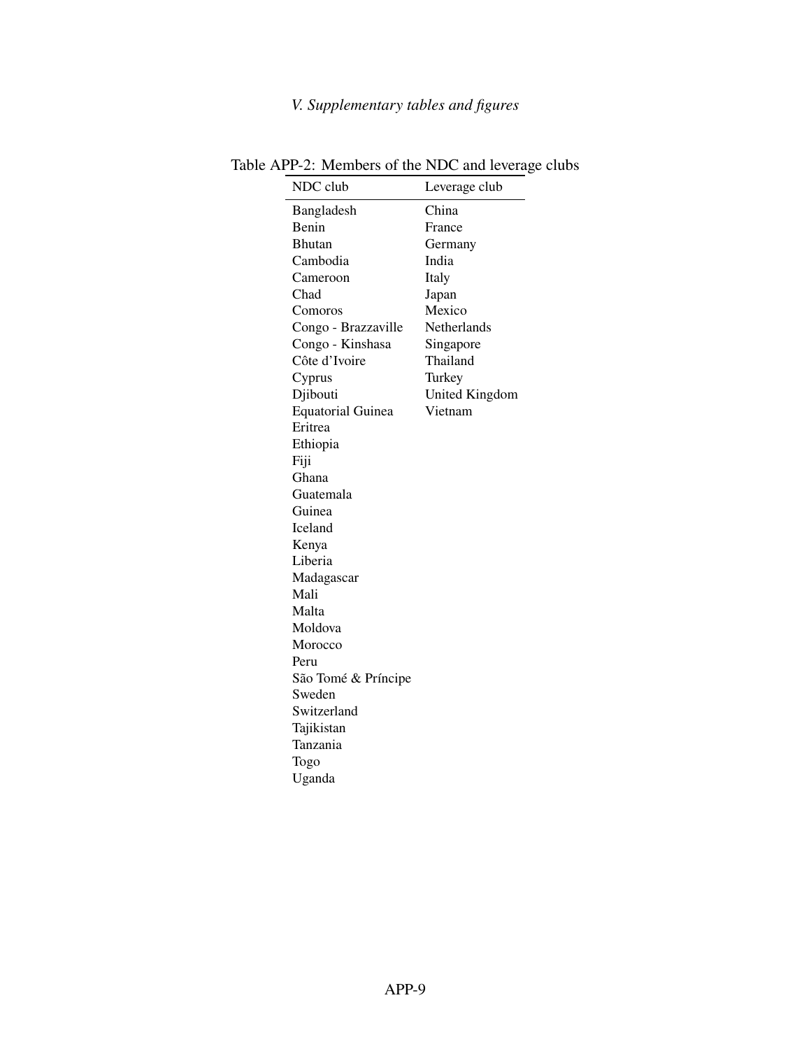*V. Supplementary tables and figures*

Table APP-2: Members of the NDC and leverage clubs

| NDC club | Leverage club |
|---|---|
| Bangladesh | China |
| Benin | France |
| Bhutan | Germany |
| Cambodia | India |
| Cameroon | Italy |
| Chad | Japan |
| Comoros | Mexico |
| Congo - Brazzaville | Netherlands |
| Congo - Kinshasa | Singapore |
| Côte d'Ivoire | Thailand |
| Cyprus | Turkey |
| Djibouti | United Kingdom |
| Equatorial Guinea | Vietnam |
| Eritrea | |
| Ethiopia | |
| Fiji | |
| Ghana | |
| Guatemala | |
| Guinea | |
| Iceland | |
| Kenya | |
| Liberia | |
| Madagascar | |
| Mali | |
| Malta | |
| Moldova | |
| Morocco | |
| Peru | |
| São Tomé & Príncipe | |
| Sweden | |
| Switzerland | |
| Tajikistan | |
| Tanzania | |
| Togo | |
| Uganda | |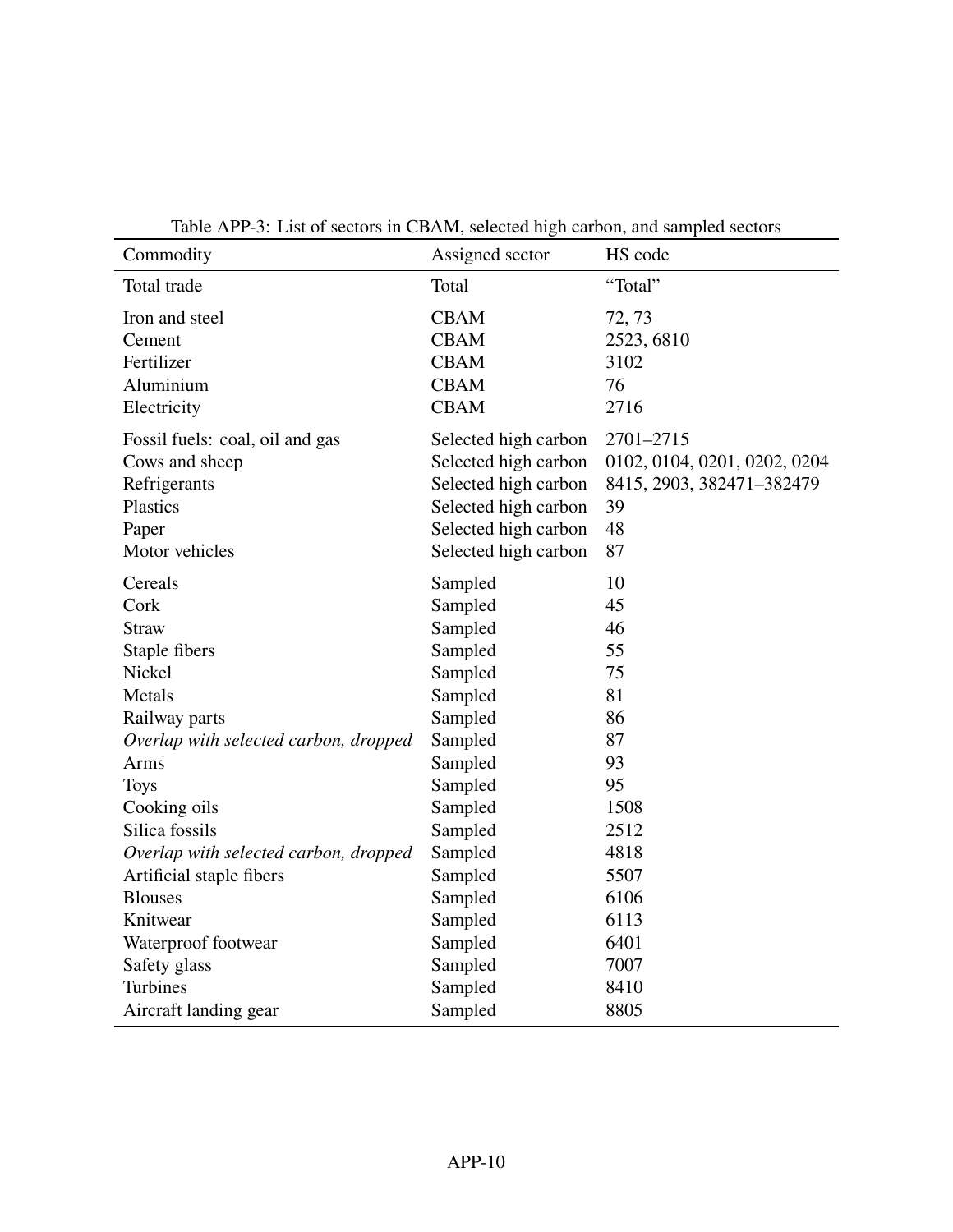Table APP-3: List of sectors in CBAM, selected high carbon, and sampled sectors

| Commodity | Assigned sector | HS code |
|---|---|---|
| Total trade | Total | “Total” |
| Iron and steel | CBAM | 72, 73 |
| Cement | CBAM | 2523, 6810 |
| Fertilizer | CBAM | 3102 |
| Aluminium | CBAM | 76 |
| Electricity | CBAM | 2716 |
| Fossil fuels: coal, oil and gas | Selected high carbon | 2701–2715 |
| Cows and sheep | Selected high carbon | 0102, 0104, 0201, 0202, 0204 |
| Refrigerants | Selected high carbon | 8415, 2903, 382471–382479 |
| Plastics | Selected high carbon | 39 |
| Paper | Selected high carbon | 48 |
| Motor vehicles | Selected high carbon | 87 |
| Cereals | Sampled | 10 |
| Cork | Sampled | 45 |
| Straw | Sampled | 46 |
| Staple fibers | Sampled | 55 |
| Nickel | Sampled | 75 |
| Metals | Sampled | 81 |
| Railway parts | Sampled | 86 |
| *Overlap with selected carbon, dropped* | Sampled | 87 |
| Arms | Sampled | 93 |
| Toys | Sampled | 95 |
| Cooking oils | Sampled | 1508 |
| Silica fossils | Sampled | 2512 |
| *Overlap with selected carbon, dropped* | Sampled | 4818 |
| Artificial staple fibers | Sampled | 5507 |
| Blouses | Sampled | 6106 |
| Knitwear | Sampled | 6113 |
| Waterproof footwear | Sampled | 6401 |
| Safety glass | Sampled | 7007 |
| Turbines | Sampled | 8410 |
| Aircraft landing gear | Sampled | 8805 |